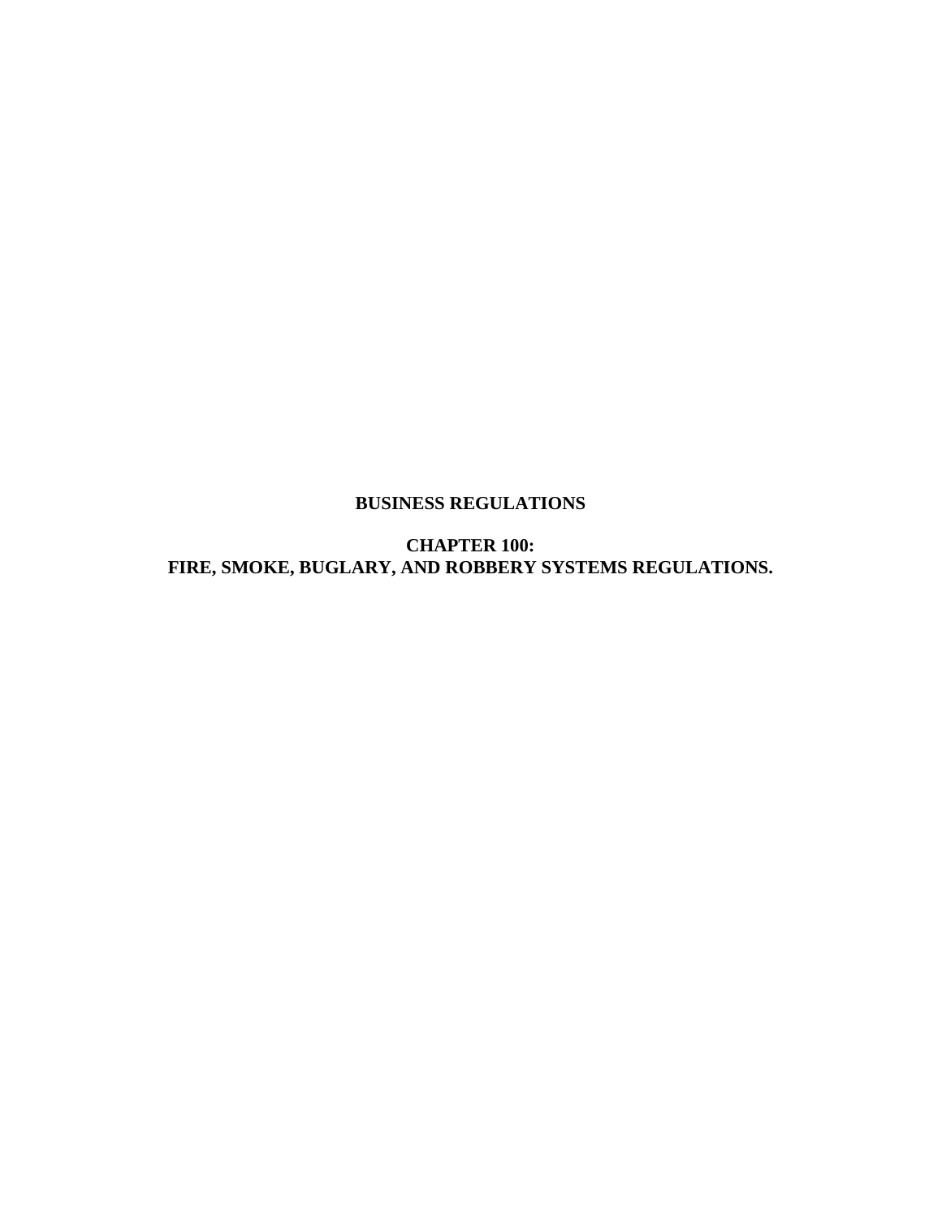# BUSINESS REGULATIONS

## CHAPTER 100:
## FIRE, SMOKE, BUGLARY, AND ROBBERY SYSTEMS REGULATIONS.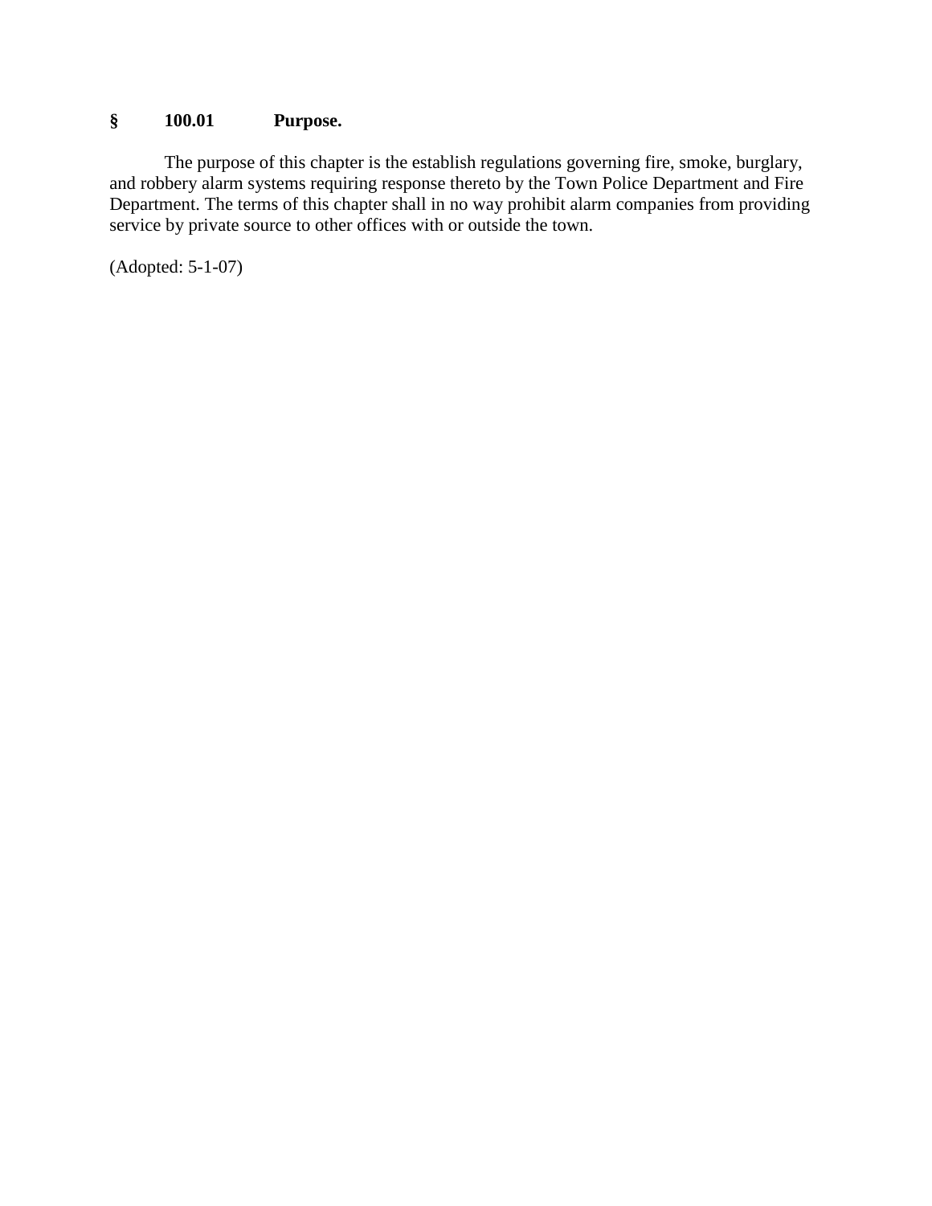## § 100.01 Purpose.

The purpose of this chapter is the establish regulations governing fire, smoke, burglary, and robbery alarm systems requiring response thereto by the Town Police Department and Fire Department. The terms of this chapter shall in no way prohibit alarm companies from providing service by private source to other offices with or outside the town.

(Adopted: 5-1-07)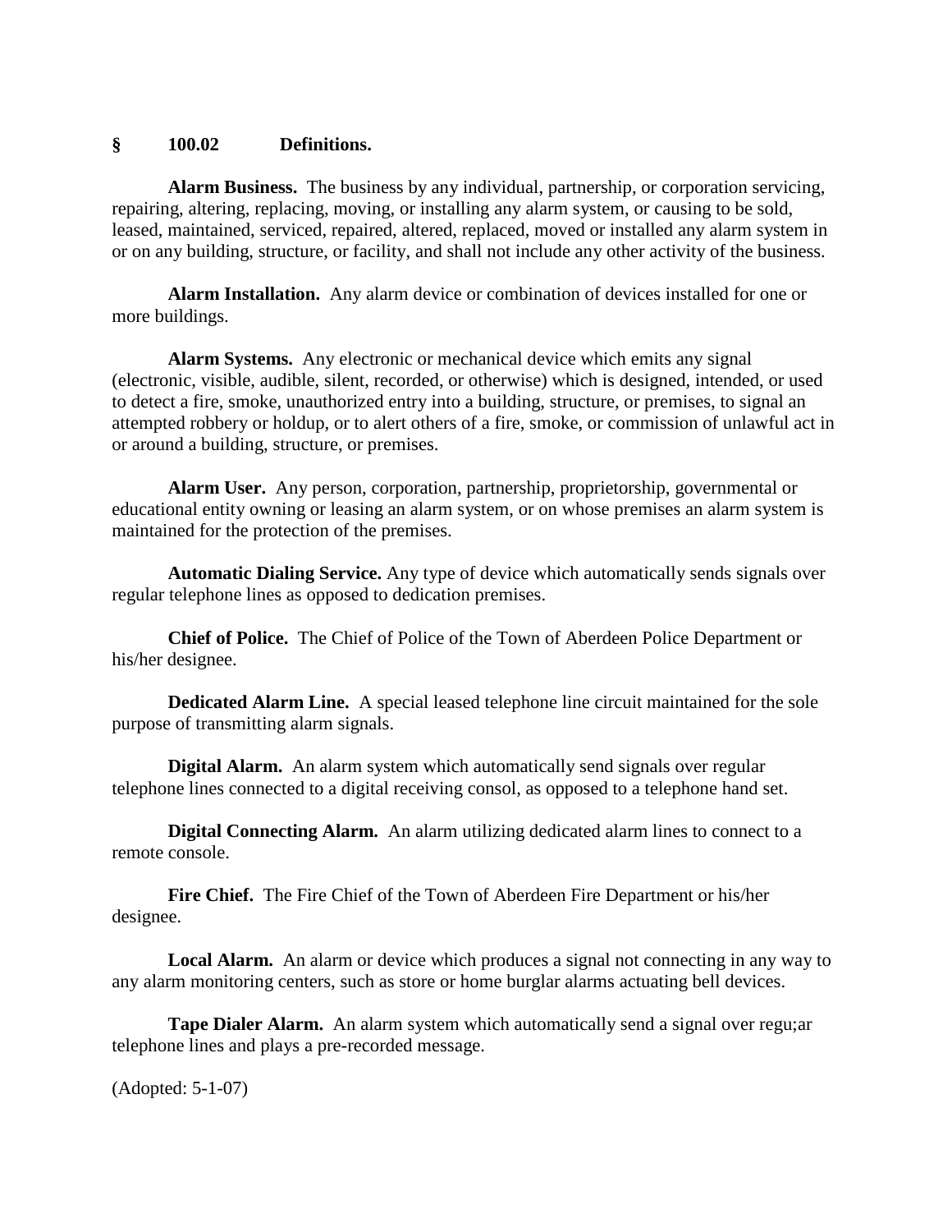## § 100.02 Definitions.

**Alarm Business.** The business by any individual, partnership, or corporation servicing, repairing, altering, replacing, moving, or installing any alarm system, or causing to be sold, leased, maintained, serviced, repaired, altered, replaced, moved or installed any alarm system in or on any building, structure, or facility, and shall not include any other activity of the business.

**Alarm Installation.** Any alarm device or combination of devices installed for one or more buildings.

**Alarm Systems.** Any electronic or mechanical device which emits any signal (electronic, visible, audible, silent, recorded, or otherwise) which is designed, intended, or used to detect a fire, smoke, unauthorized entry into a building, structure, or premises, to signal an attempted robbery or holdup, or to alert others of a fire, smoke, or commission of unlawful act in or around a building, structure, or premises.

**Alarm User.** Any person, corporation, partnership, proprietorship, governmental or educational entity owning or leasing an alarm system, or on whose premises an alarm system is maintained for the protection of the premises.

**Automatic Dialing Service.** Any type of device which automatically sends signals over regular telephone lines as opposed to dedication premises.

**Chief of Police.** The Chief of Police of the Town of Aberdeen Police Department or his/her designee.

**Dedicated Alarm Line.** A special leased telephone line circuit maintained for the sole purpose of transmitting alarm signals.

**Digital Alarm.** An alarm system which automatically send signals over regular telephone lines connected to a digital receiving consol, as opposed to a telephone hand set.

**Digital Connecting Alarm.** An alarm utilizing dedicated alarm lines to connect to a remote console.

**Fire Chief.** The Fire Chief of the Town of Aberdeen Fire Department or his/her designee.

**Local Alarm.** An alarm or device which produces a signal not connecting in any way to any alarm monitoring centers, such as store or home burglar alarms actuating bell devices.

**Tape Dialer Alarm.** An alarm system which automatically send a signal over regu;ar telephone lines and plays a pre-recorded message.

(Adopted: 5-1-07)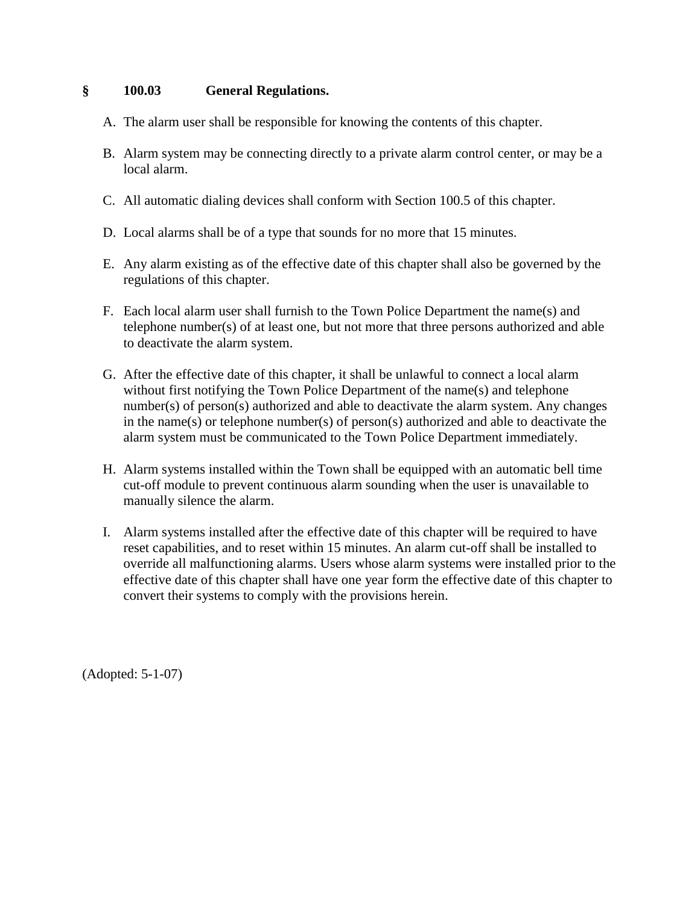## § 100.03 General Regulations.

A. The alarm user shall be responsible for knowing the contents of this chapter.

B. Alarm system may be connecting directly to a private alarm control center, or may be a local alarm.

C. All automatic dialing devices shall conform with Section 100.5 of this chapter.

D. Local alarms shall be of a type that sounds for no more that 15 minutes.

E. Any alarm existing as of the effective date of this chapter shall also be governed by the regulations of this chapter.

F. Each local alarm user shall furnish to the Town Police Department the name(s) and telephone number(s) of at least one, but not more that three persons authorized and able to deactivate the alarm system.

G. After the effective date of this chapter, it shall be unlawful to connect a local alarm without first notifying the Town Police Department of the name(s) and telephone number(s) of person(s) authorized and able to deactivate the alarm system. Any changes in the name(s) or telephone number(s) of person(s) authorized and able to deactivate the alarm system must be communicated to the Town Police Department immediately.

H. Alarm systems installed within the Town shall be equipped with an automatic bell time cut-off module to prevent continuous alarm sounding when the user is unavailable to manually silence the alarm.

I. Alarm systems installed after the effective date of this chapter will be required to have reset capabilities, and to reset within 15 minutes. An alarm cut-off shall be installed to override all malfunctioning alarms. Users whose alarm systems were installed prior to the effective date of this chapter shall have one year form the effective date of this chapter to convert their systems to comply with the provisions herein.

(Adopted: 5-1-07)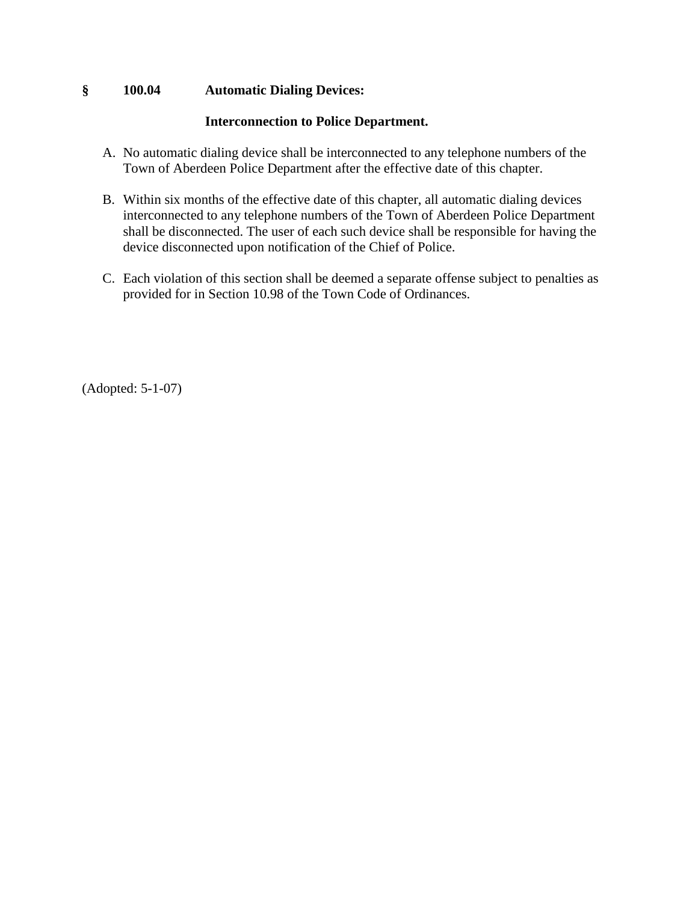## § 100.04 Automatic Dialing Devices:

### Interconnection to Police Department.

A. No automatic dialing device shall be interconnected to any telephone numbers of the Town of Aberdeen Police Department after the effective date of this chapter.

B. Within six months of the effective date of this chapter, all automatic dialing devices interconnected to any telephone numbers of the Town of Aberdeen Police Department shall be disconnected. The user of each such device shall be responsible for having the device disconnected upon notification of the Chief of Police.

C. Each violation of this section shall be deemed a separate offense subject to penalties as provided for in Section 10.98 of the Town Code of Ordinances.

(Adopted: 5-1-07)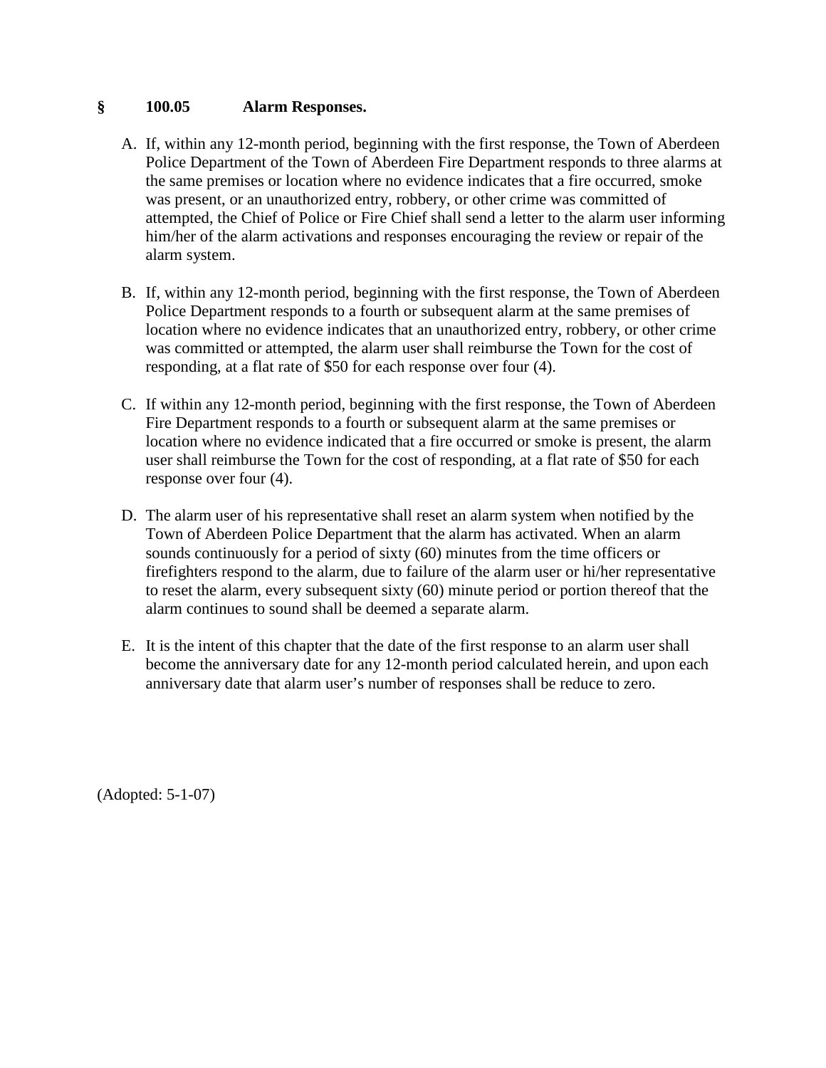## § 100.05 Alarm Responses.

A. If, within any 12-month period, beginning with the first response, the Town of Aberdeen Police Department of the Town of Aberdeen Fire Department responds to three alarms at the same premises or location where no evidence indicates that a fire occurred, smoke was present, or an unauthorized entry, robbery, or other crime was committed of attempted, the Chief of Police or Fire Chief shall send a letter to the alarm user informing him/her of the alarm activations and responses encouraging the review or repair of the alarm system.

B. If, within any 12-month period, beginning with the first response, the Town of Aberdeen Police Department responds to a fourth or subsequent alarm at the same premises of location where no evidence indicates that an unauthorized entry, robbery, or other crime was committed or attempted, the alarm user shall reimburse the Town for the cost of responding, at a flat rate of $50 for each response over four (4).

C. If within any 12-month period, beginning with the first response, the Town of Aberdeen Fire Department responds to a fourth or subsequent alarm at the same premises or location where no evidence indicated that a fire occurred or smoke is present, the alarm user shall reimburse the Town for the cost of responding, at a flat rate of $50 for each response over four (4).

D. The alarm user of his representative shall reset an alarm system when notified by the Town of Aberdeen Police Department that the alarm has activated. When an alarm sounds continuously for a period of sixty (60) minutes from the time officers or firefighters respond to the alarm, due to failure of the alarm user or hi/her representative to reset the alarm, every subsequent sixty (60) minute period or portion thereof that the alarm continues to sound shall be deemed a separate alarm.

E. It is the intent of this chapter that the date of the first response to an alarm user shall become the anniversary date for any 12-month period calculated herein, and upon each anniversary date that alarm user's number of responses shall be reduce to zero.

(Adopted: 5-1-07)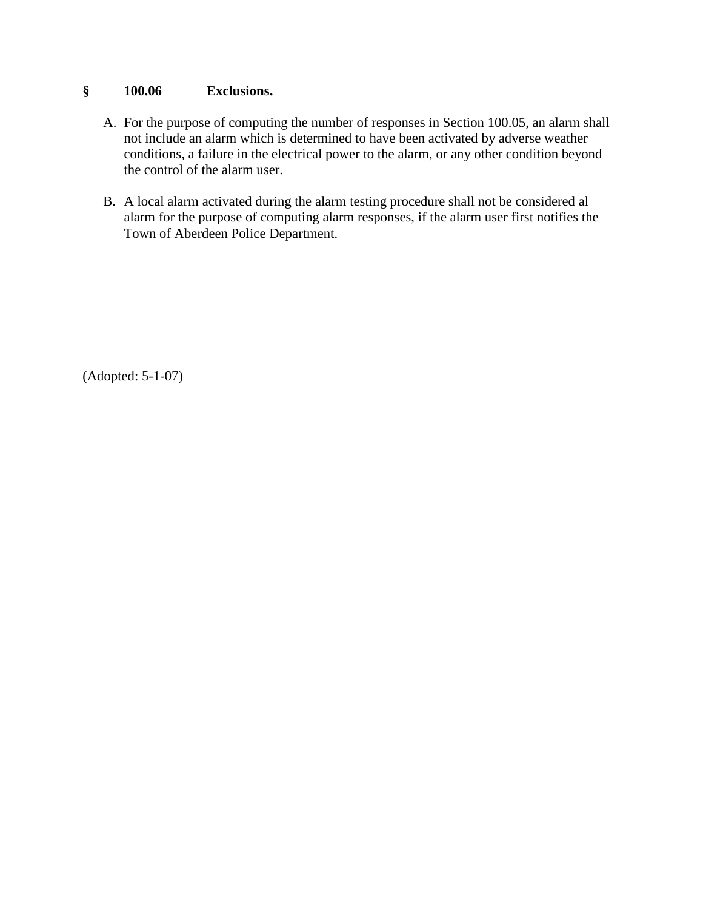## § 100.06 Exclusions.

A. For the purpose of computing the number of responses in Section 100.05, an alarm shall not include an alarm which is determined to have been activated by adverse weather conditions, a failure in the electrical power to the alarm, or any other condition beyond the control of the alarm user.

B. A local alarm activated during the alarm testing procedure shall not be considered al alarm for the purpose of computing alarm responses, if the alarm user first notifies the Town of Aberdeen Police Department.

(Adopted: 5-1-07)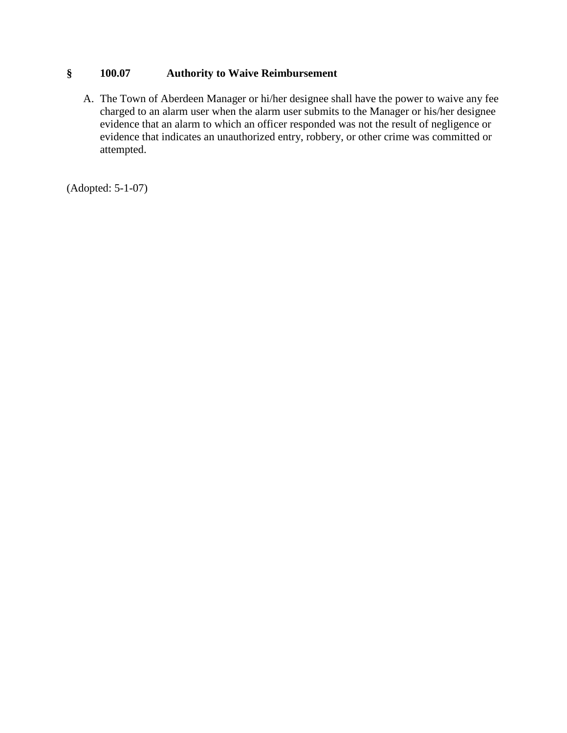## § 100.07 Authority to Waive Reimbursement

A. The Town of Aberdeen Manager or hi/her designee shall have the power to waive any fee charged to an alarm user when the alarm user submits to the Manager or his/her designee evidence that an alarm to which an officer responded was not the result of negligence or evidence that indicates an unauthorized entry, robbery, or other crime was committed or attempted.

(Adopted: 5-1-07)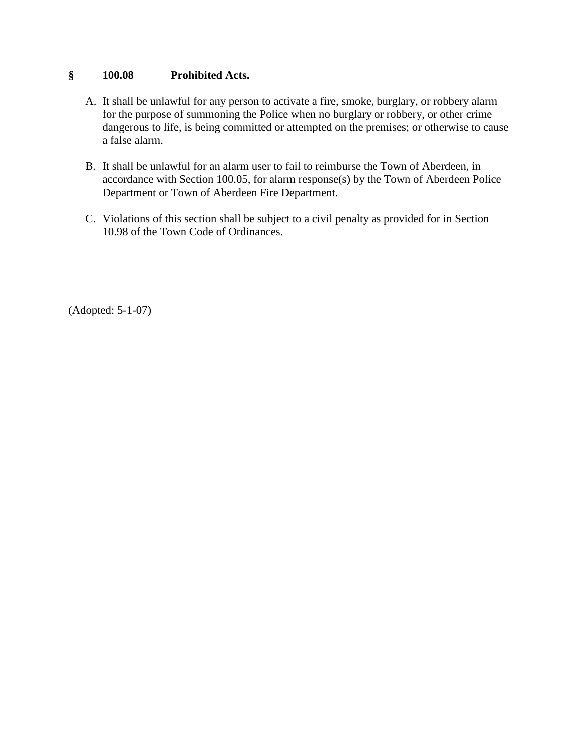### § 100.08 Prohibited Acts.

A. It shall be unlawful for any person to activate a fire, smoke, burglary, or robbery alarm for the purpose of summoning the Police when no burglary or robbery, or other crime dangerous to life, is being committed or attempted on the premises; or otherwise to cause a false alarm.

B. It shall be unlawful for an alarm user to fail to reimburse the Town of Aberdeen, in accordance with Section 100.05, for alarm response(s) by the Town of Aberdeen Police Department or Town of Aberdeen Fire Department.

C. Violations of this section shall be subject to a civil penalty as provided for in Section 10.98 of the Town Code of Ordinances.

(Adopted: 5-1-07)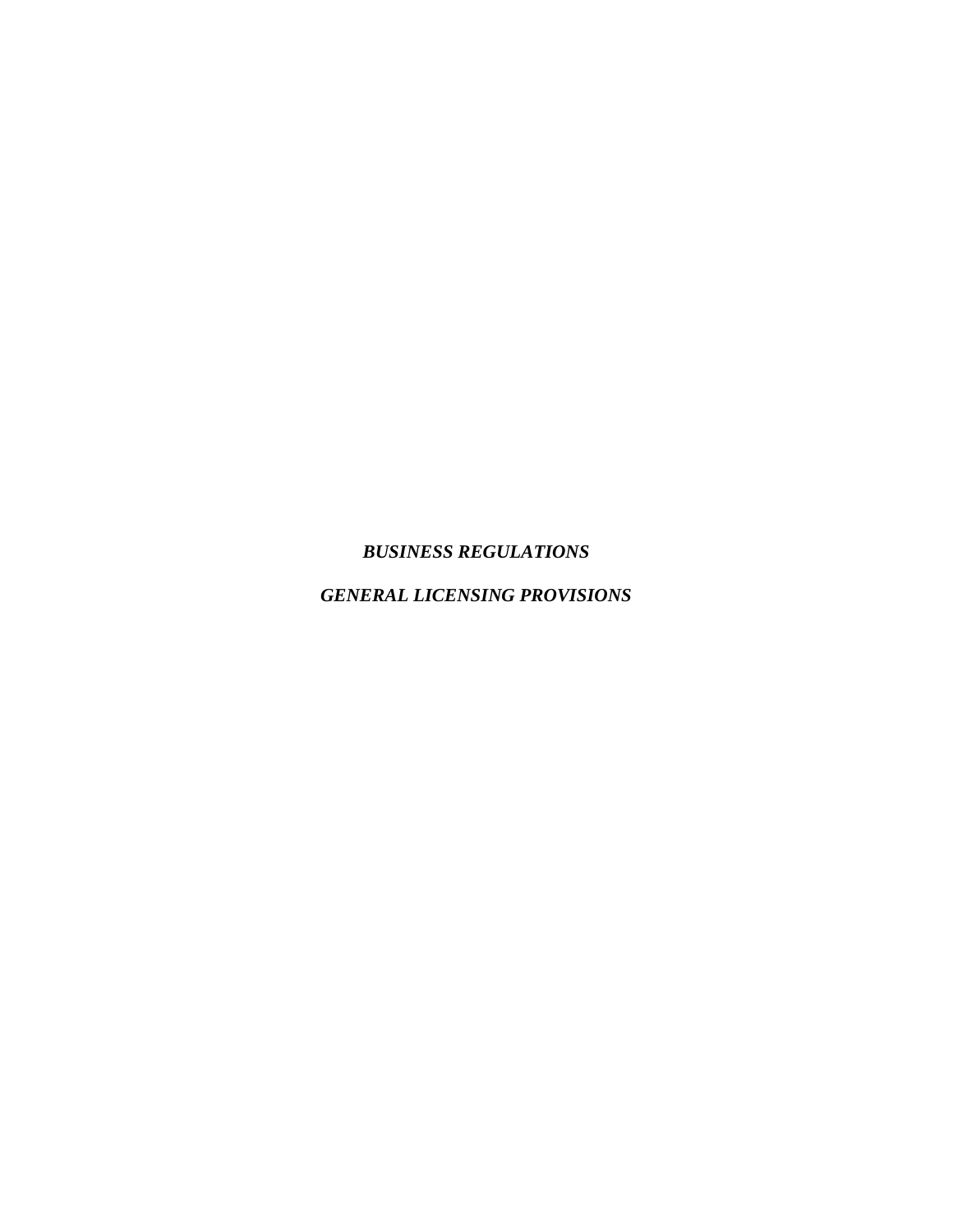# *BUSINESS REGULATIONS*

## *GENERAL LICENSING PROVISIONS*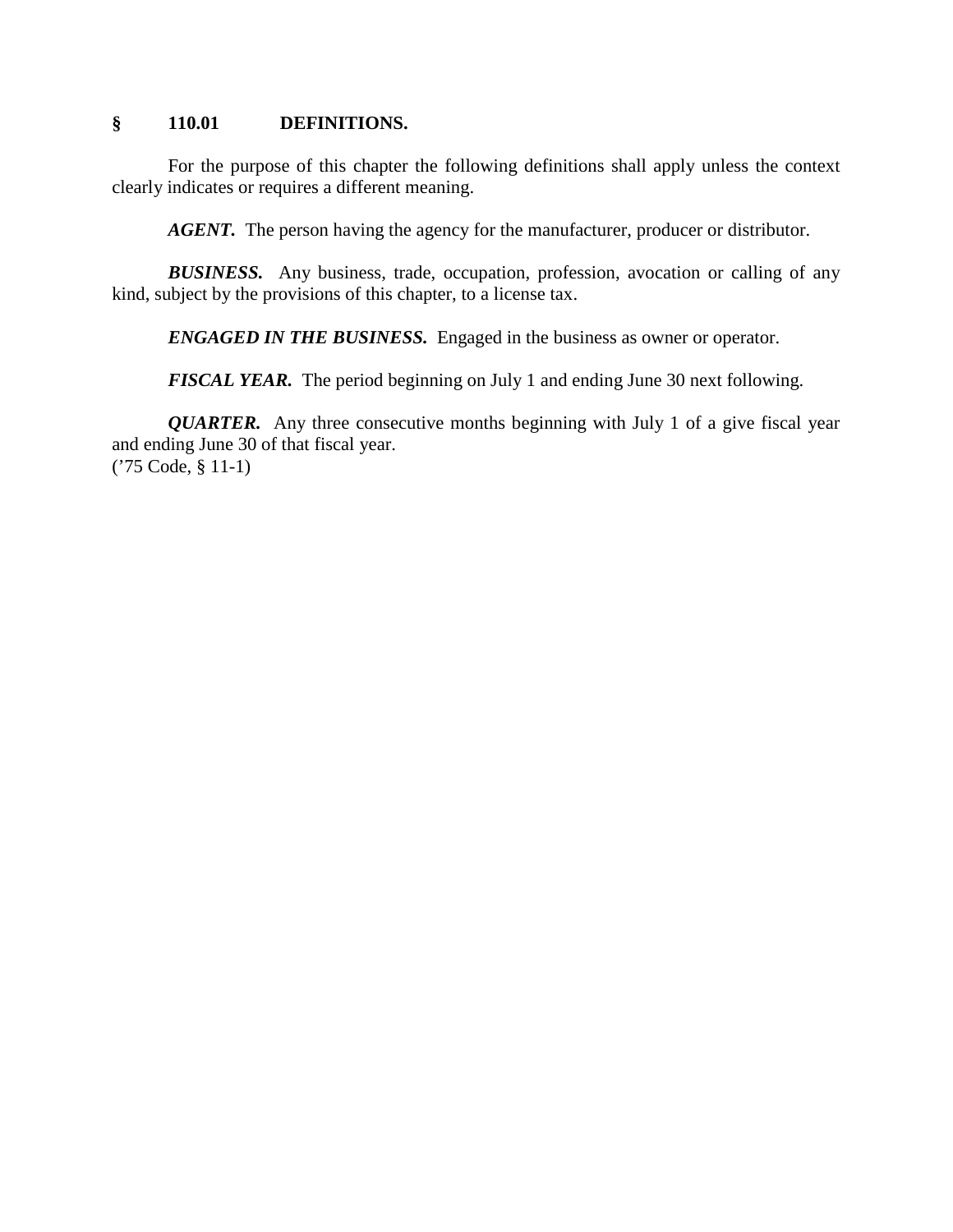## § 110.01 DEFINITIONS.

For the purpose of this chapter the following definitions shall apply unless the context clearly indicates or requires a different meaning.

***AGENT.*** The person having the agency for the manufacturer, producer or distributor.

***BUSINESS.*** Any business, trade, occupation, profession, avocation or calling of any kind, subject by the provisions of this chapter, to a license tax.

***ENGAGED IN THE BUSINESS.*** Engaged in the business as owner or operator.

***FISCAL YEAR.*** The period beginning on July 1 and ending June 30 next following.

***QUARTER.*** Any three consecutive months beginning with July 1 of a give fiscal year and ending June 30 of that fiscal year.
('75 Code, § 11-1)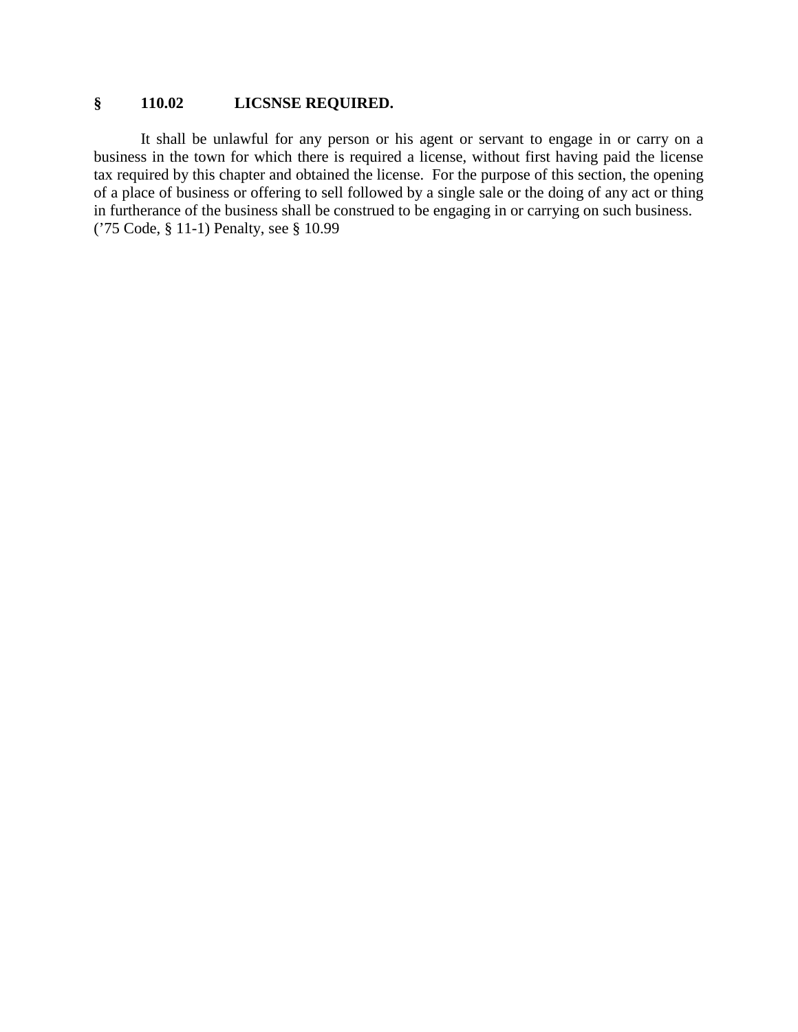## § 110.02 LICSNSE REQUIRED.

It shall be unlawful for any person or his agent or servant to engage in or carry on a business in the town for which there is required a license, without first having paid the license tax required by this chapter and obtained the license. For the purpose of this section, the opening of a place of business or offering to sell followed by a single sale or the doing of any act or thing in furtherance of the business shall be construed to be engaging in or carrying on such business.
('75 Code, § 11-1) Penalty, see § 10.99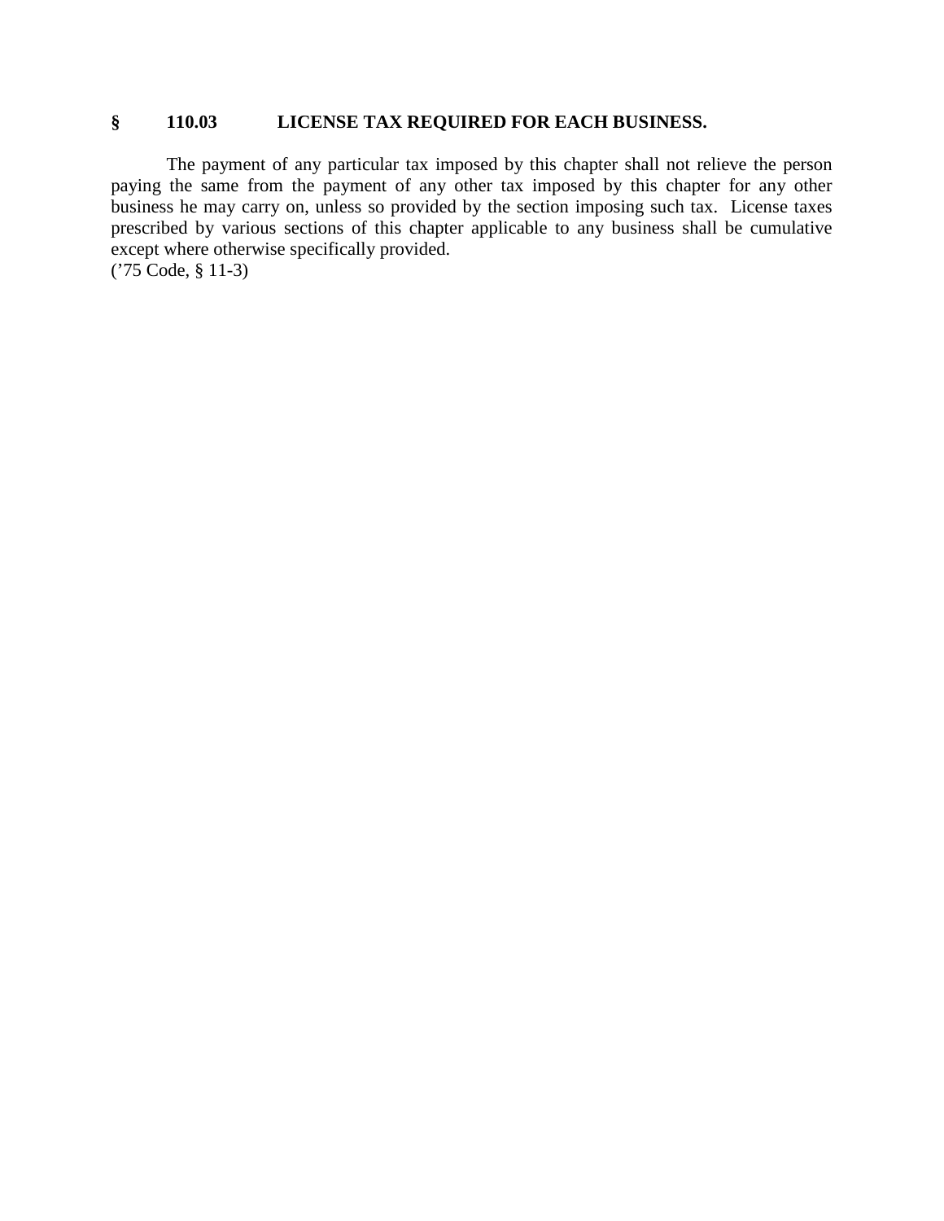## § 110.03 LICENSE TAX REQUIRED FOR EACH BUSINESS.

The payment of any particular tax imposed by this chapter shall not relieve the person paying the same from the payment of any other tax imposed by this chapter for any other business he may carry on, unless so provided by the section imposing such tax. License taxes prescribed by various sections of this chapter applicable to any business shall be cumulative except where otherwise specifically provided.
('75 Code, § 11-3)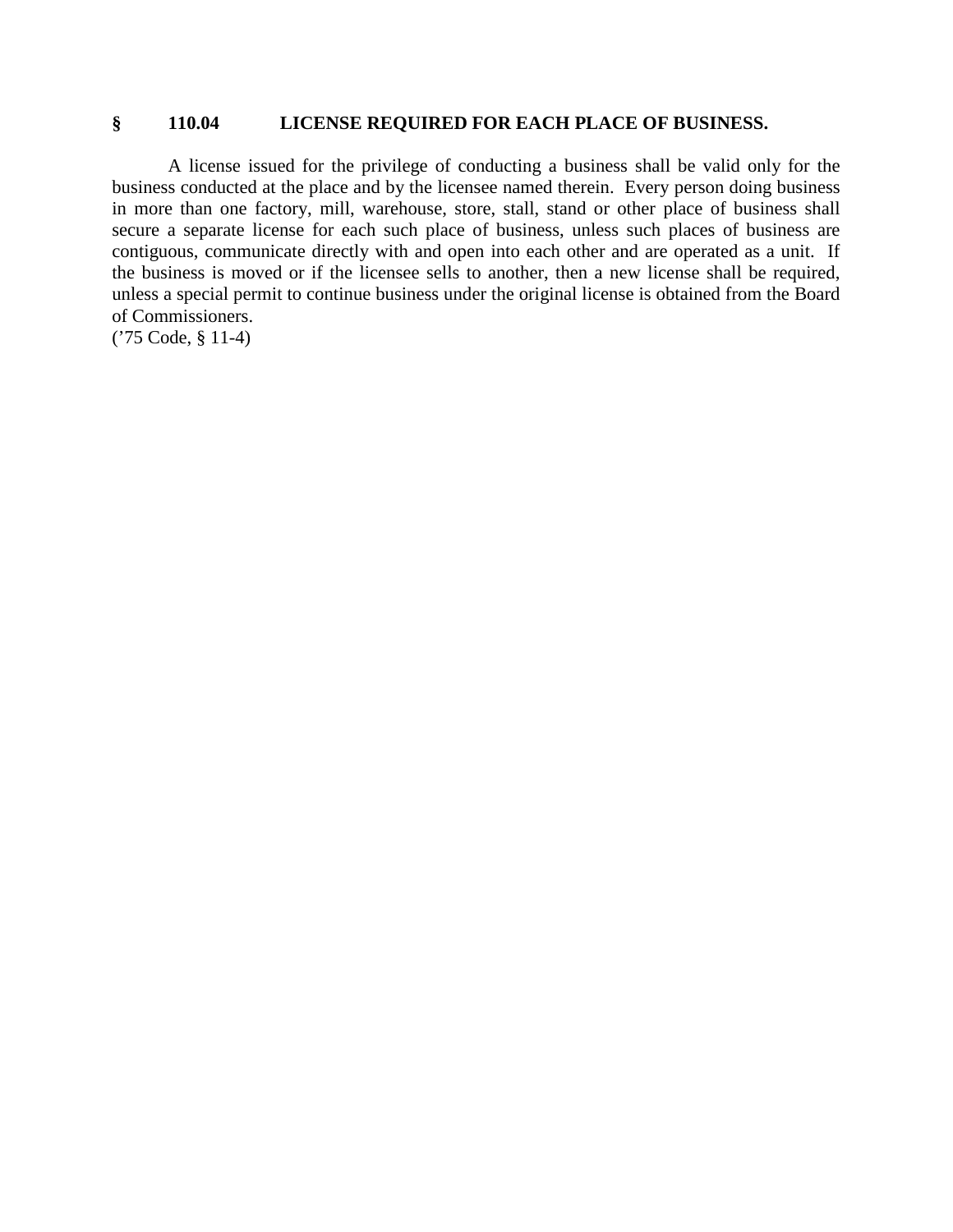## § 110.04 LICENSE REQUIRED FOR EACH PLACE OF BUSINESS.

A license issued for the privilege of conducting a business shall be valid only for the business conducted at the place and by the licensee named therein. Every person doing business in more than one factory, mill, warehouse, store, stall, stand or other place of business shall secure a separate license for each such place of business, unless such places of business are contiguous, communicate directly with and open into each other and are operated as a unit. If the business is moved or if the licensee sells to another, then a new license shall be required, unless a special permit to continue business under the original license is obtained from the Board of Commissioners.
('75 Code, § 11-4)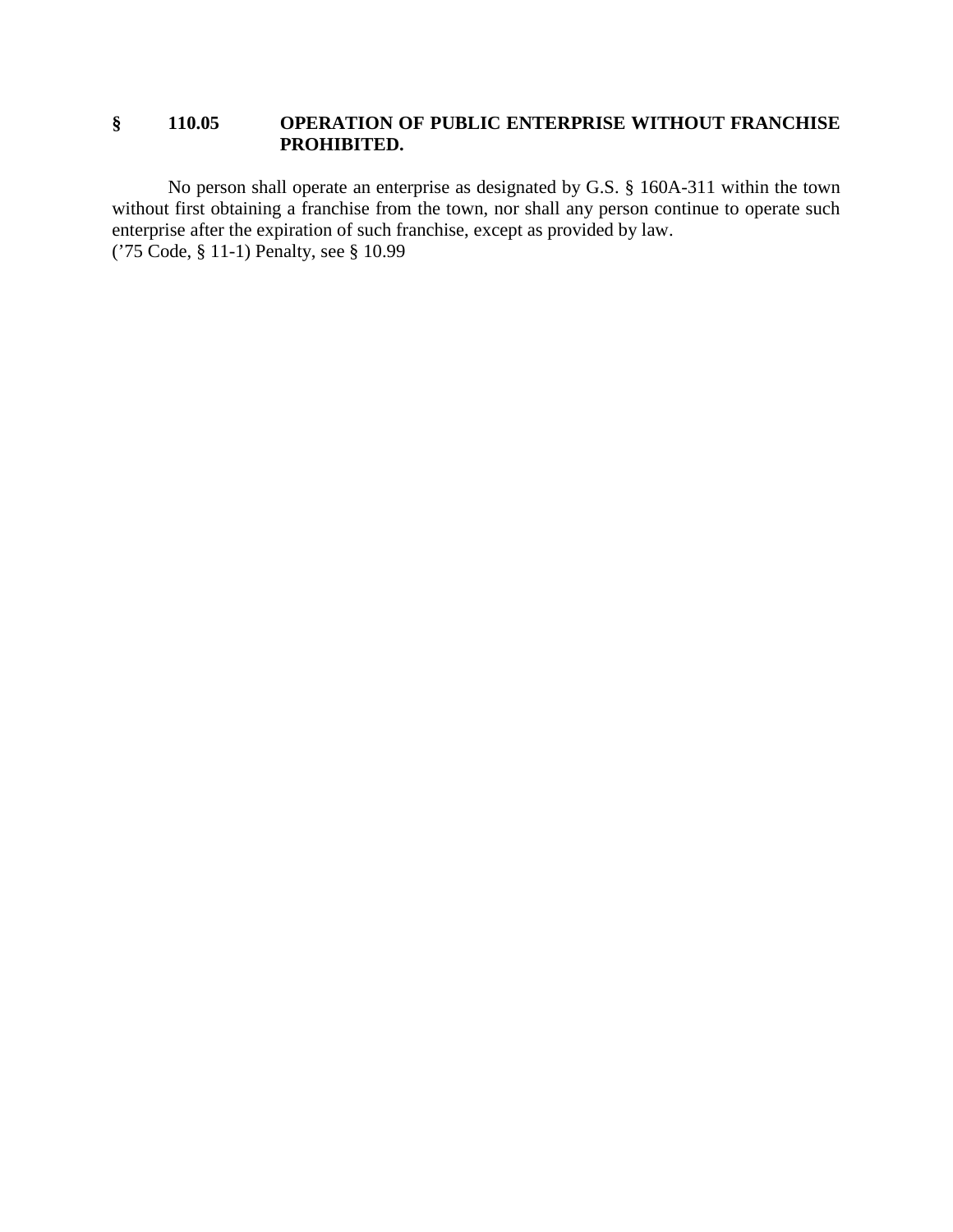### § 110.05 OPERATION OF PUBLIC ENTERPRISE WITHOUT FRANCHISE PROHIBITED.

No person shall operate an enterprise as designated by G.S. § 160A-311 within the town without first obtaining a franchise from the town, nor shall any person continue to operate such enterprise after the expiration of such franchise, except as provided by law.
('75 Code, § 11-1) Penalty, see § 10.99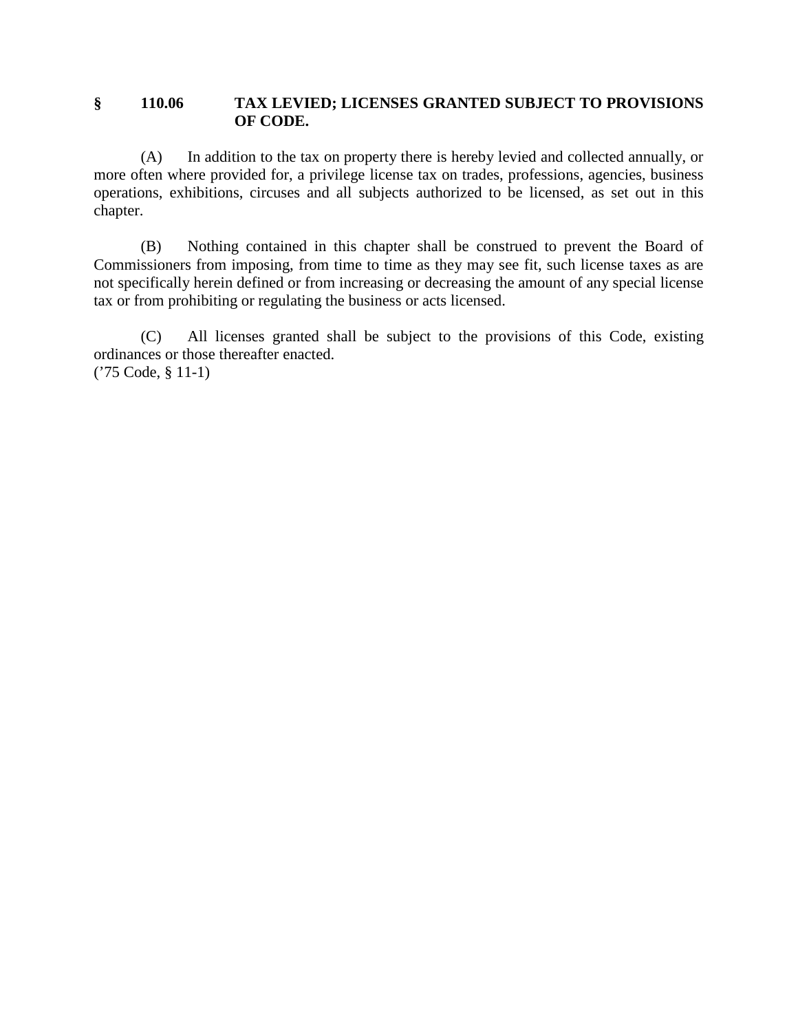## § 110.06 TAX LEVIED; LICENSES GRANTED SUBJECT TO PROVISIONS OF CODE.

(A) In addition to the tax on property there is hereby levied and collected annually, or more often where provided for, a privilege license tax on trades, professions, agencies, business operations, exhibitions, circuses and all subjects authorized to be licensed, as set out in this chapter.

(B) Nothing contained in this chapter shall be construed to prevent the Board of Commissioners from imposing, from time to time as they may see fit, such license taxes as are not specifically herein defined or from increasing or decreasing the amount of any special license tax or from prohibiting or regulating the business or acts licensed.

(C) All licenses granted shall be subject to the provisions of this Code, existing ordinances or those thereafter enacted.
('75 Code, § 11-1)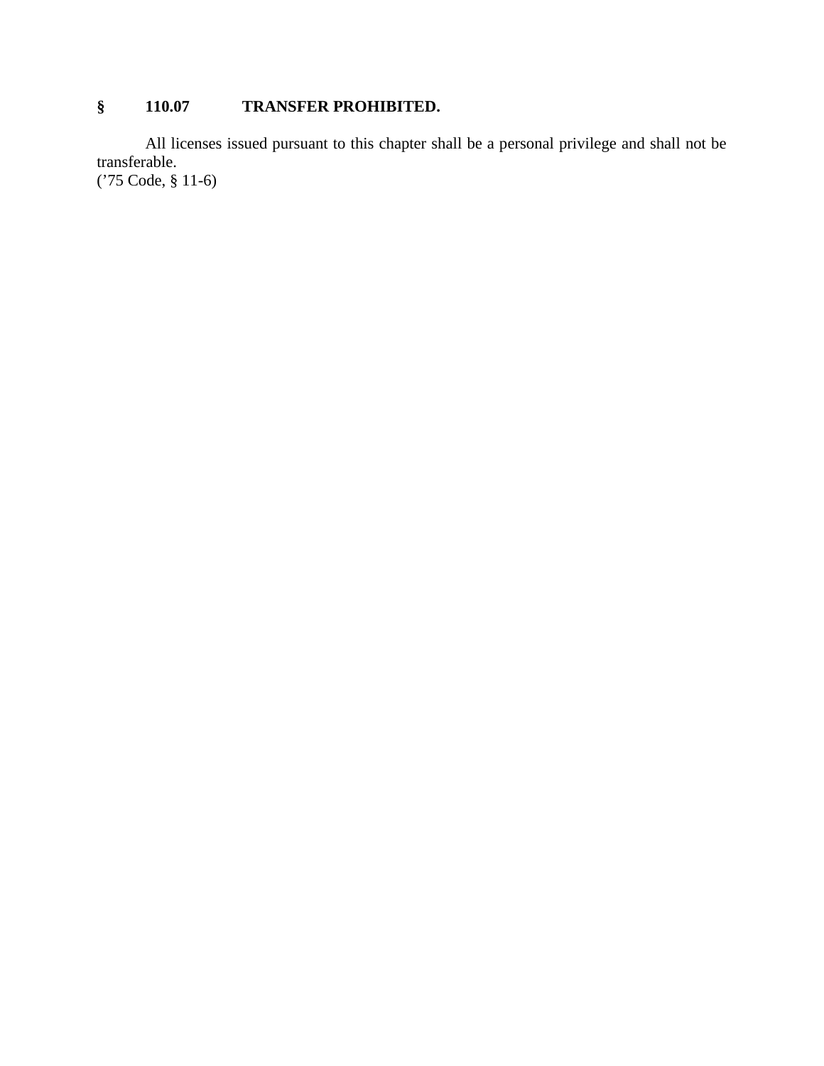**§ 110.07 TRANSFER PROHIBITED.**

All licenses issued pursuant to this chapter shall be a personal privilege and shall not be transferable.
('75 Code, § 11-6)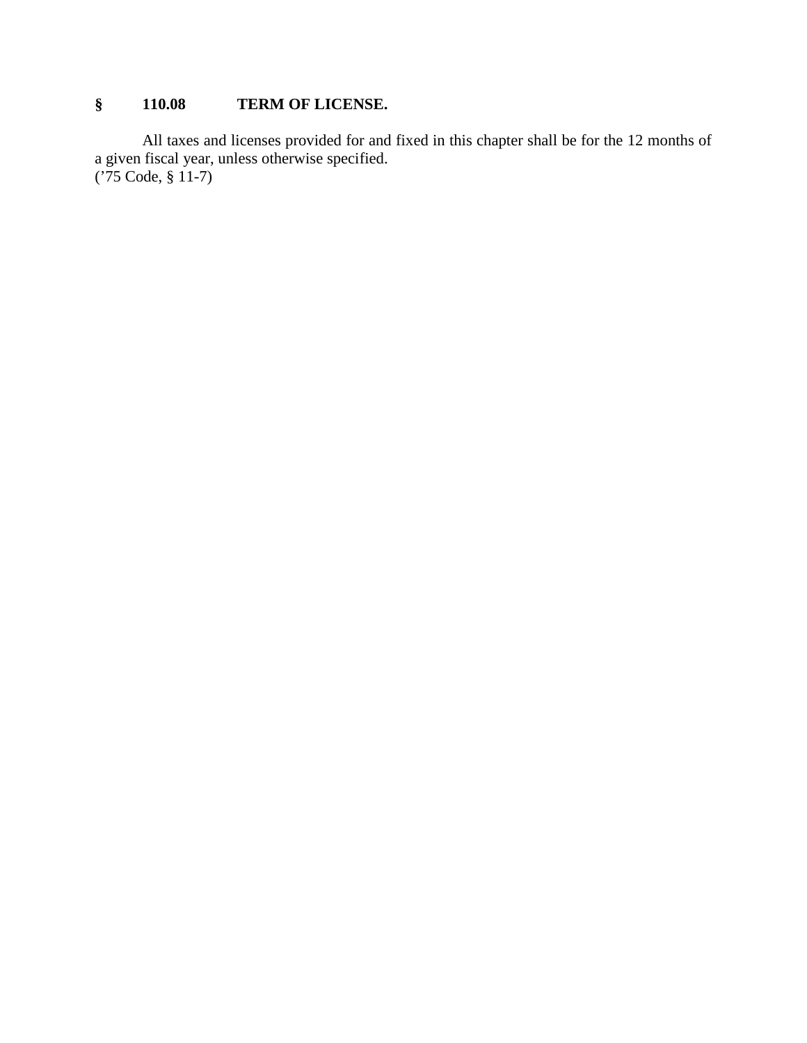**§ 110.08 TERM OF LICENSE.**

All taxes and licenses provided for and fixed in this chapter shall be for the 12 months of a given fiscal year, unless otherwise specified.
(’75 Code, § 11-7)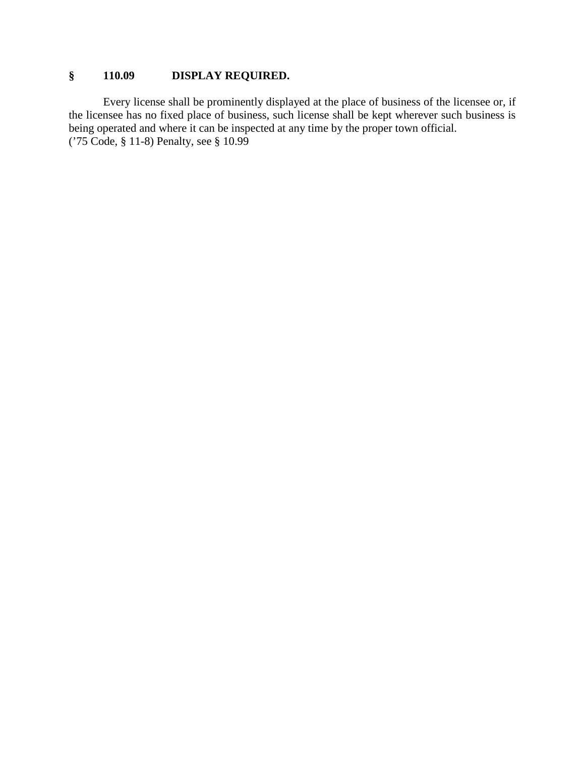## § 110.09 DISPLAY REQUIRED.

Every license shall be prominently displayed at the place of business of the licensee or, if the licensee has no fixed place of business, such license shall be kept wherever such business is being operated and where it can be inspected at any time by the proper town official.
('75 Code, § 11-8) Penalty, see § 10.99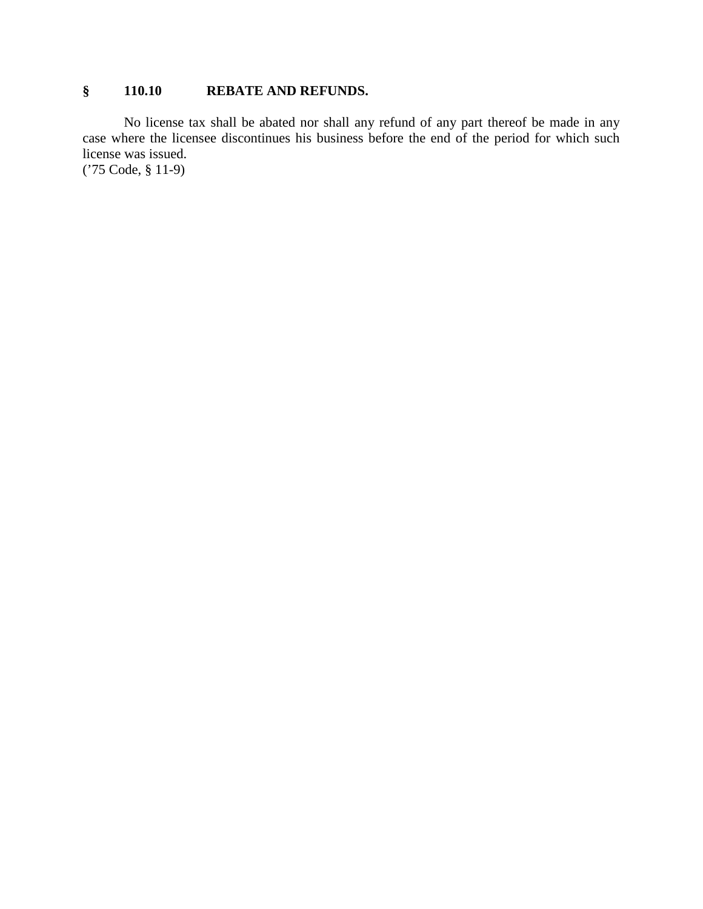## § 110.10 REBATE AND REFUNDS.

No license tax shall be abated nor shall any refund of any part thereof be made in any case where the licensee discontinues his business before the end of the period for which such license was issued.
('75 Code, § 11-9)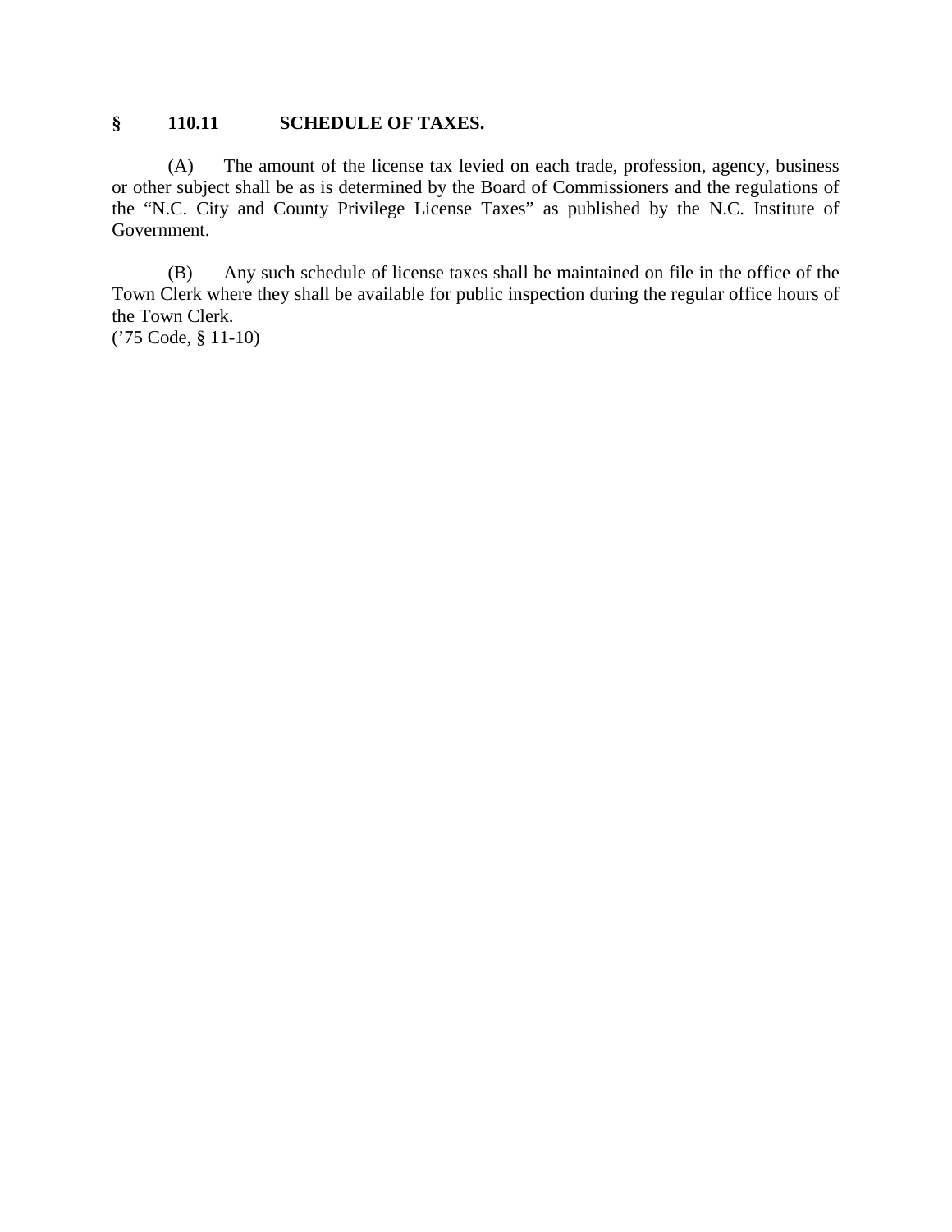## § 110.11 SCHEDULE OF TAXES.

(A) The amount of the license tax levied on each trade, profession, agency, business or other subject shall be as is determined by the Board of Commissioners and the regulations of the "N.C. City and County Privilege License Taxes" as published by the N.C. Institute of Government.

(B) Any such schedule of license taxes shall be maintained on file in the office of the Town Clerk where they shall be available for public inspection during the regular office hours of the Town Clerk.
('75 Code, § 11-10)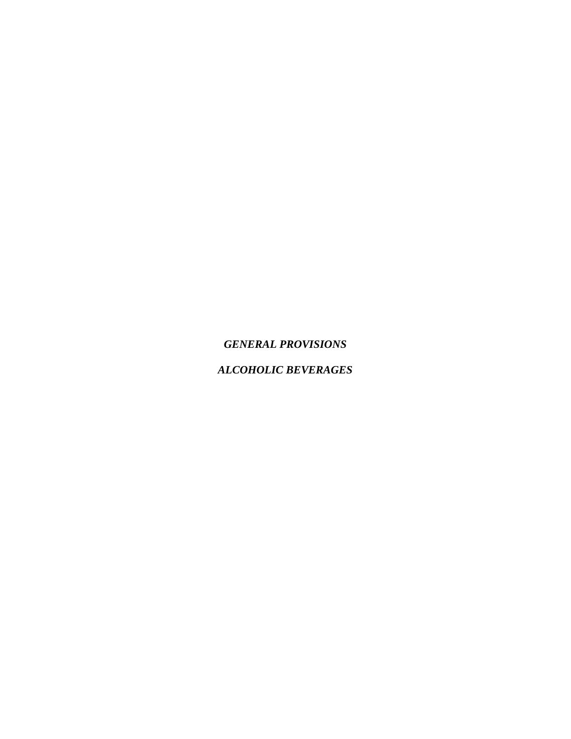***GENERAL PROVISIONS***

***ALCOHOLIC BEVERAGES***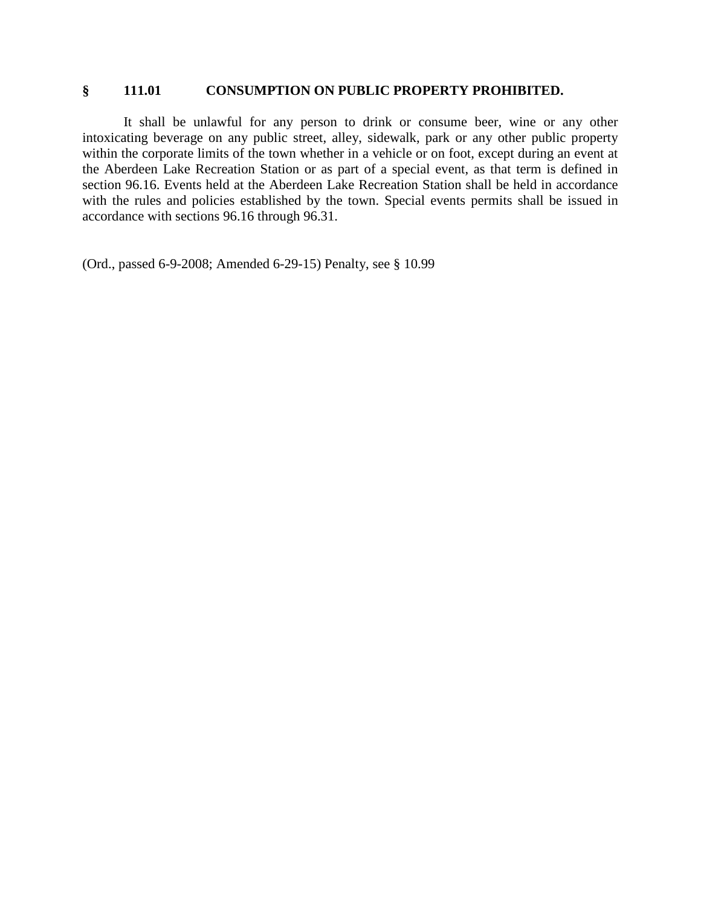## § 111.01 CONSUMPTION ON PUBLIC PROPERTY PROHIBITED.

It shall be unlawful for any person to drink or consume beer, wine or any other intoxicating beverage on any public street, alley, sidewalk, park or any other public property within the corporate limits of the town whether in a vehicle or on foot, except during an event at the Aberdeen Lake Recreation Station or as part of a special event, as that term is defined in section 96.16. Events held at the Aberdeen Lake Recreation Station shall be held in accordance with the rules and policies established by the town. Special events permits shall be issued in accordance with sections 96.16 through 96.31.

(Ord., passed 6-9-2008; Amended 6-29-15) Penalty, see § 10.99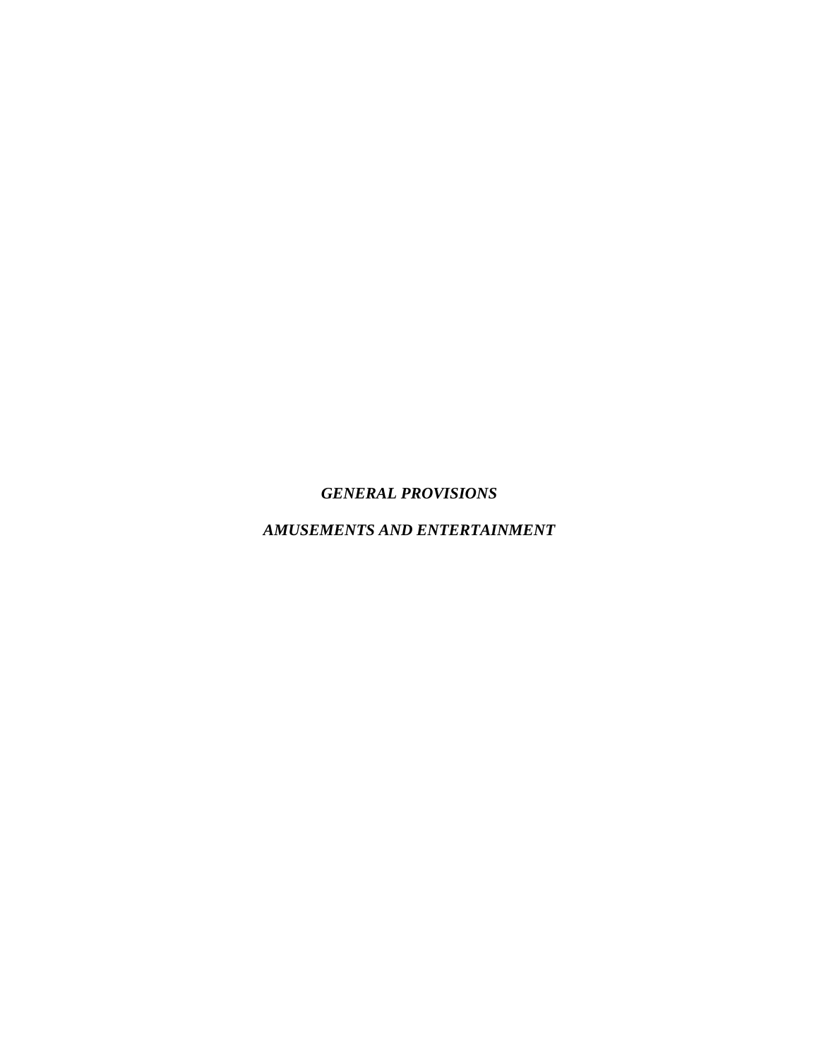***GENERAL PROVISIONS***

***AMUSEMENTS AND ENTERTAINMENT***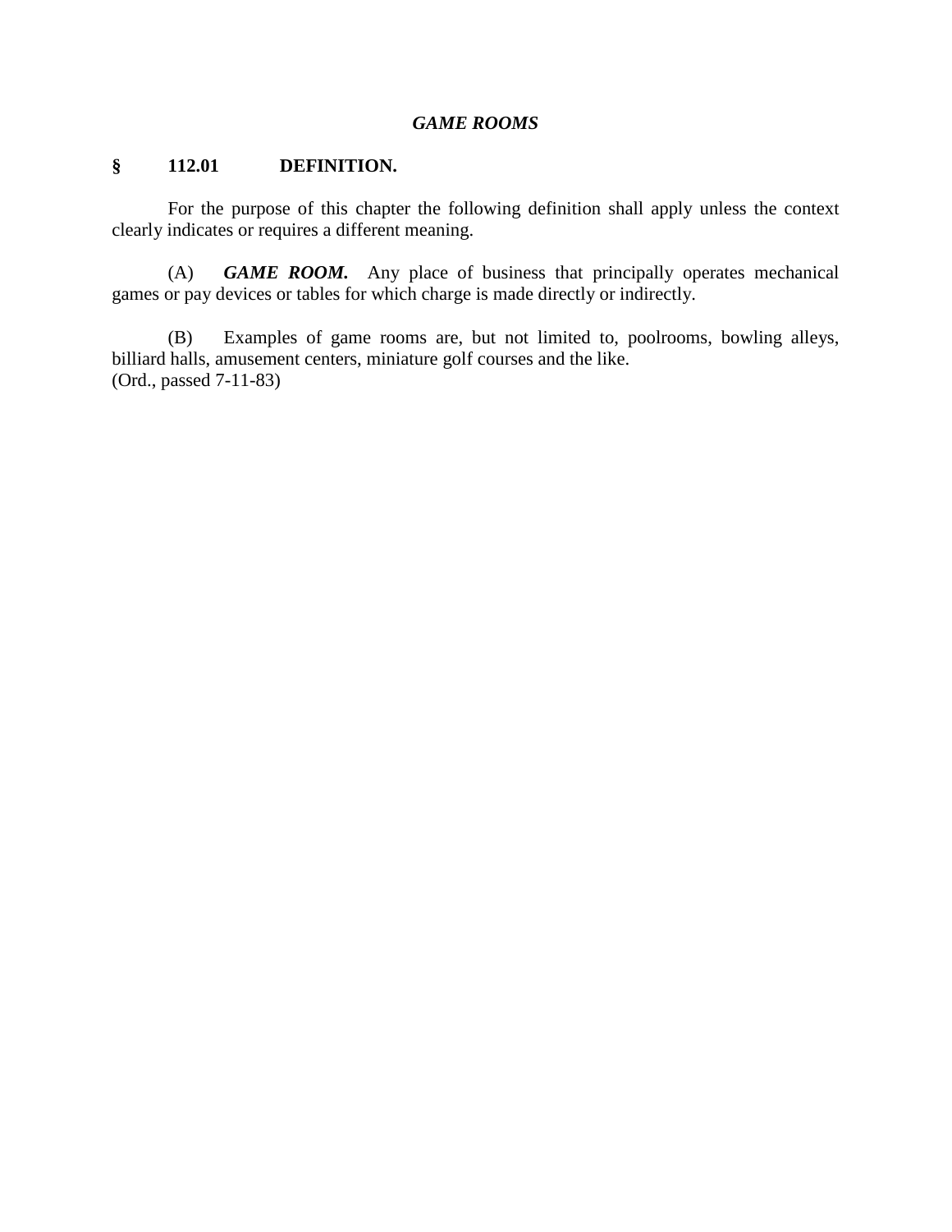## *GAME ROOMS*

### § 112.01 DEFINITION.

For the purpose of this chapter the following definition shall apply unless the context clearly indicates or requires a different meaning.

(A) ***GAME ROOM.*** Any place of business that principally operates mechanical games or pay devices or tables for which charge is made directly or indirectly.

(B) Examples of game rooms are, but not limited to, poolrooms, bowling alleys, billiard halls, amusement centers, miniature golf courses and the like.
(Ord., passed 7-11-83)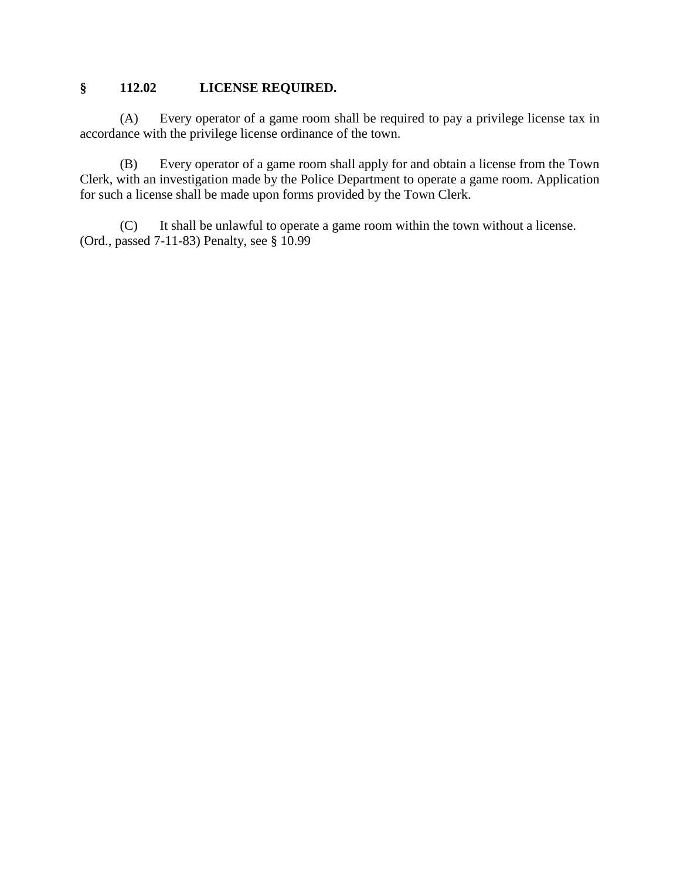## § 112.02 LICENSE REQUIRED.

(A) Every operator of a game room shall be required to pay a privilege license tax in accordance with the privilege license ordinance of the town.

(B) Every operator of a game room shall apply for and obtain a license from the Town Clerk, with an investigation made by the Police Department to operate a game room. Application for such a license shall be made upon forms provided by the Town Clerk.

(C) It shall be unlawful to operate a game room within the town without a license.
(Ord., passed 7-11-83) Penalty, see § 10.99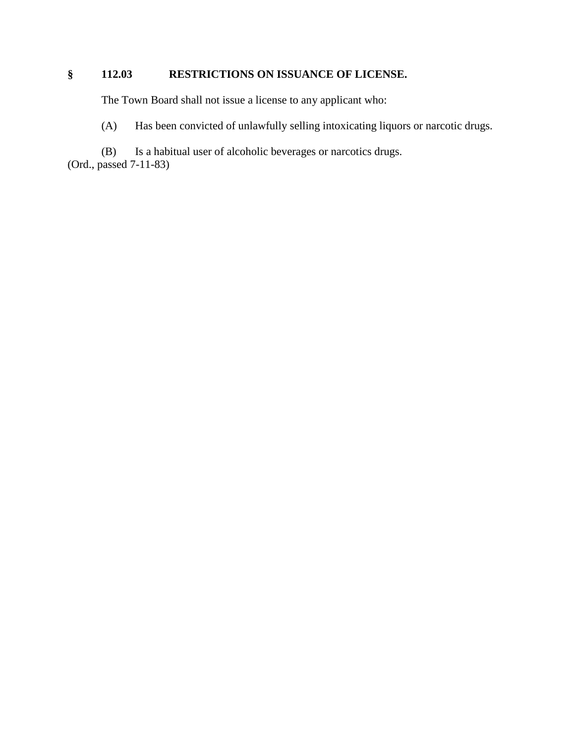## § 112.03 RESTRICTIONS ON ISSUANCE OF LICENSE.

The Town Board shall not issue a license to any applicant who:

(A) Has been convicted of unlawfully selling intoxicating liquors or narcotic drugs.

(B) Is a habitual user of alcoholic beverages or narcotics drugs.
(Ord., passed 7-11-83)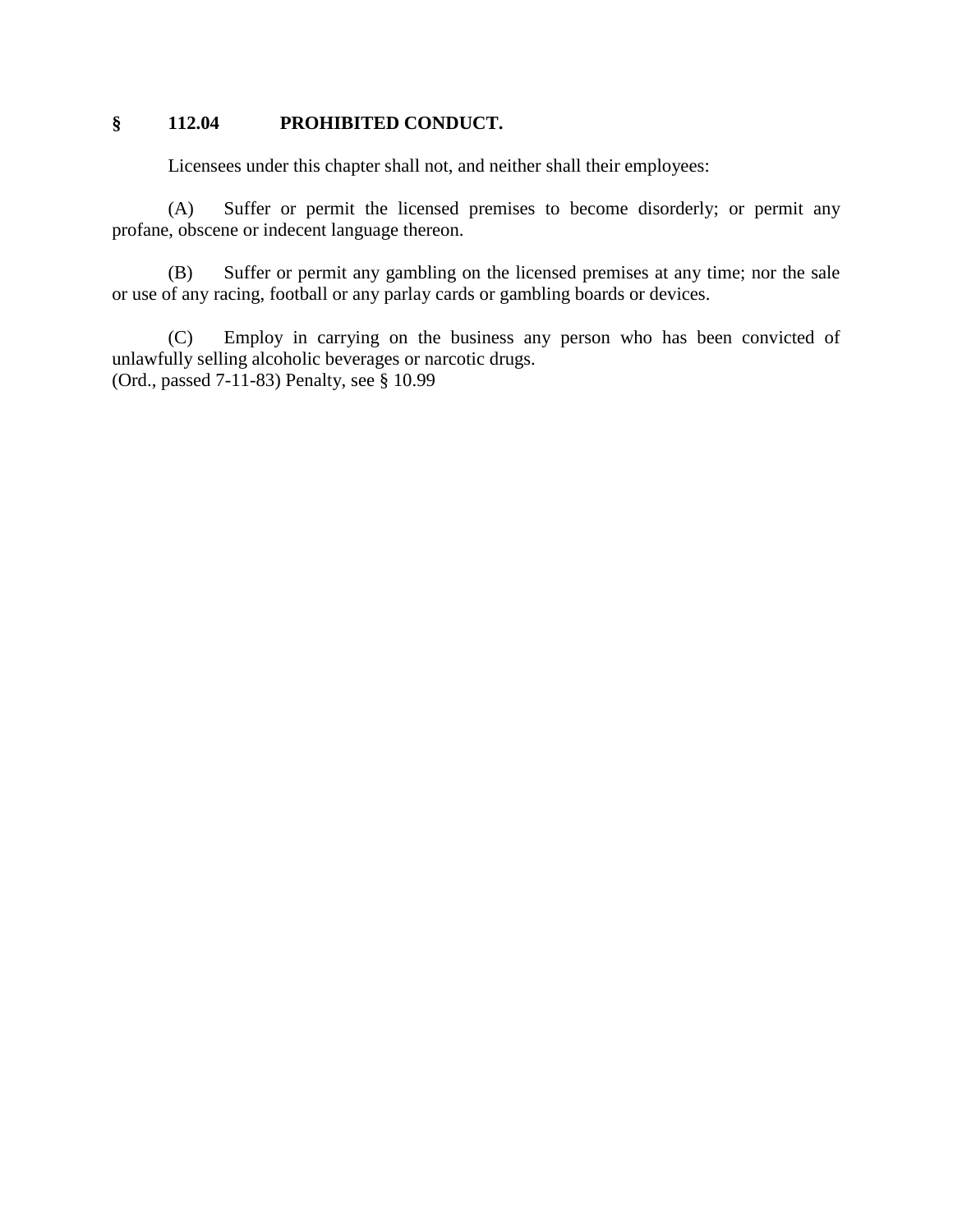## § 112.04 PROHIBITED CONDUCT.

Licensees under this chapter shall not, and neither shall their employees:

(A) Suffer or permit the licensed premises to become disorderly; or permit any profane, obscene or indecent language thereon.

(B) Suffer or permit any gambling on the licensed premises at any time; nor the sale or use of any racing, football or any parlay cards or gambling boards or devices.

(C) Employ in carrying on the business any person who has been convicted of unlawfully selling alcoholic beverages or narcotic drugs.
(Ord., passed 7-11-83) Penalty, see § 10.99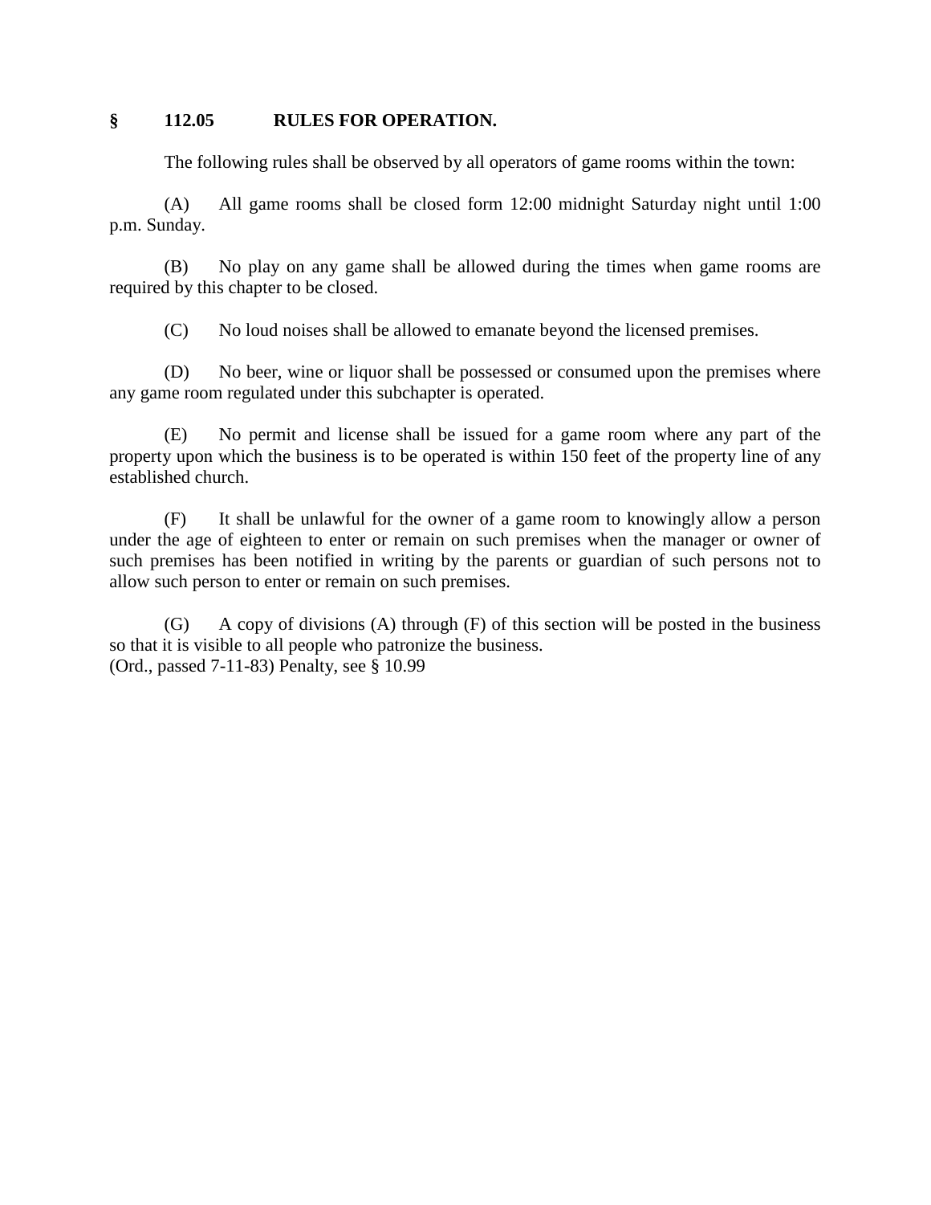## § 112.05 RULES FOR OPERATION.

The following rules shall be observed by all operators of game rooms within the town:

(A) All game rooms shall be closed form 12:00 midnight Saturday night until 1:00 p.m. Sunday.

(B) No play on any game shall be allowed during the times when game rooms are required by this chapter to be closed.

(C) No loud noises shall be allowed to emanate beyond the licensed premises.

(D) No beer, wine or liquor shall be possessed or consumed upon the premises where any game room regulated under this subchapter is operated.

(E) No permit and license shall be issued for a game room where any part of the property upon which the business is to be operated is within 150 feet of the property line of any established church.

(F) It shall be unlawful for the owner of a game room to knowingly allow a person under the age of eighteen to enter or remain on such premises when the manager or owner of such premises has been notified in writing by the parents or guardian of such persons not to allow such person to enter or remain on such premises.

(G) A copy of divisions (A) through (F) of this section will be posted in the business so that it is visible to all people who patronize the business.
(Ord., passed 7-11-83) Penalty, see § 10.99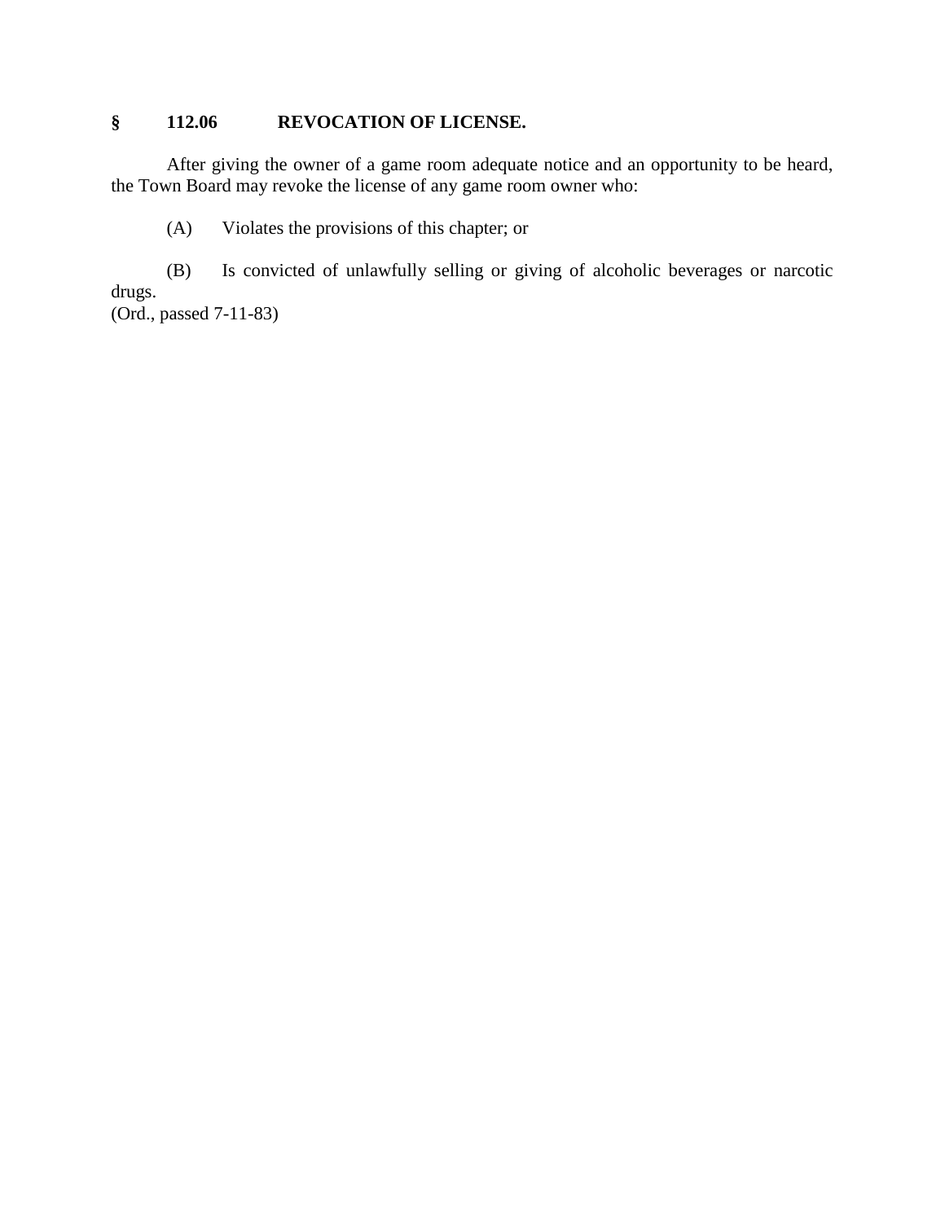## § 112.06 REVOCATION OF LICENSE.

After giving the owner of a game room adequate notice and an opportunity to be heard, the Town Board may revoke the license of any game room owner who:

(A) Violates the provisions of this chapter; or

(B) Is convicted of unlawfully selling or giving of alcoholic beverages or narcotic drugs.

(Ord., passed 7-11-83)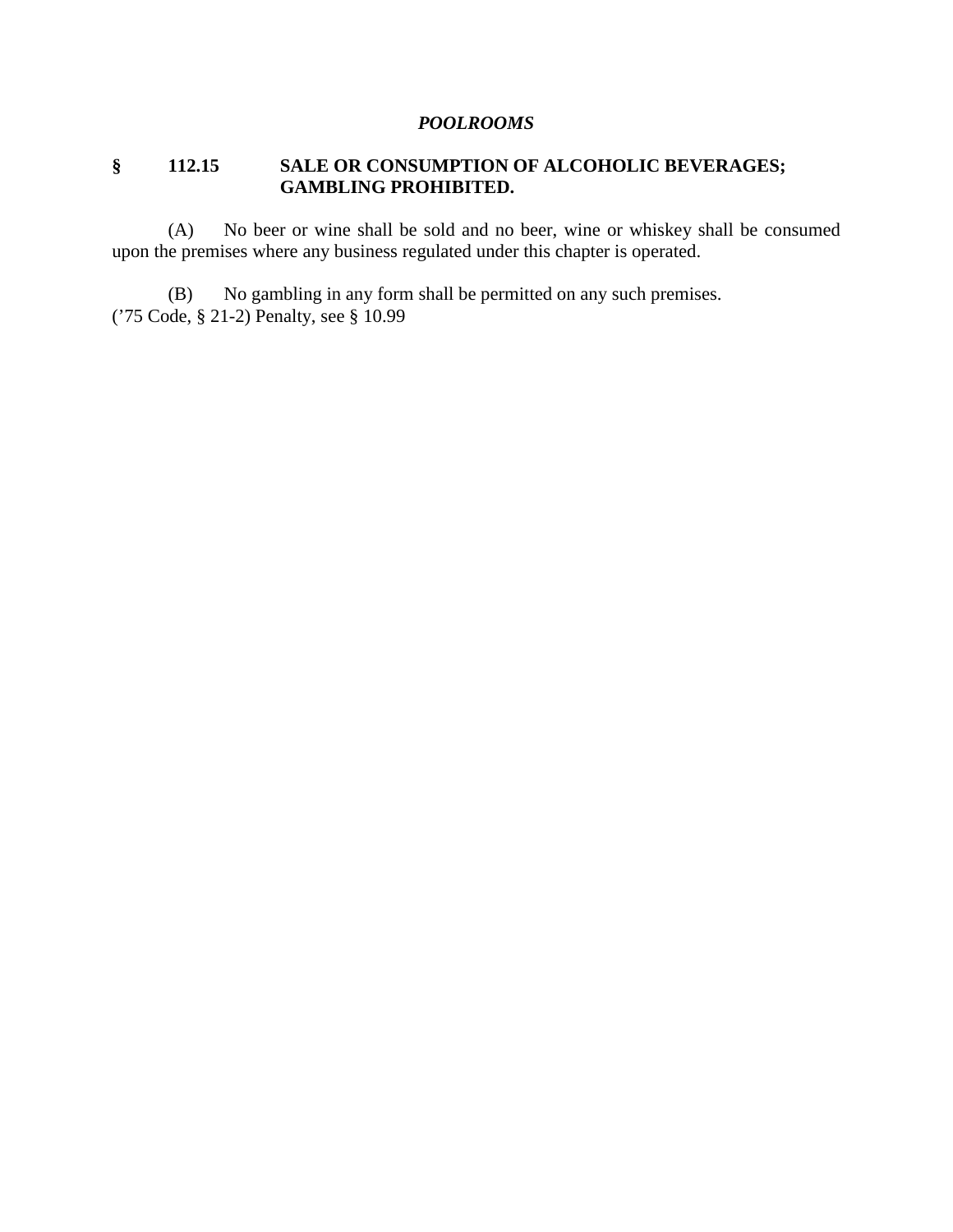### *POOLROOMS*

**§ 112.15 SALE OR CONSUMPTION OF ALCOHOLIC BEVERAGES; GAMBLING PROHIBITED.**

(A) No beer or wine shall be sold and no beer, wine or whiskey shall be consumed upon the premises where any business regulated under this chapter is operated.

(B) No gambling in any form shall be permitted on any such premises.
('75 Code, § 21-2) Penalty, see § 10.99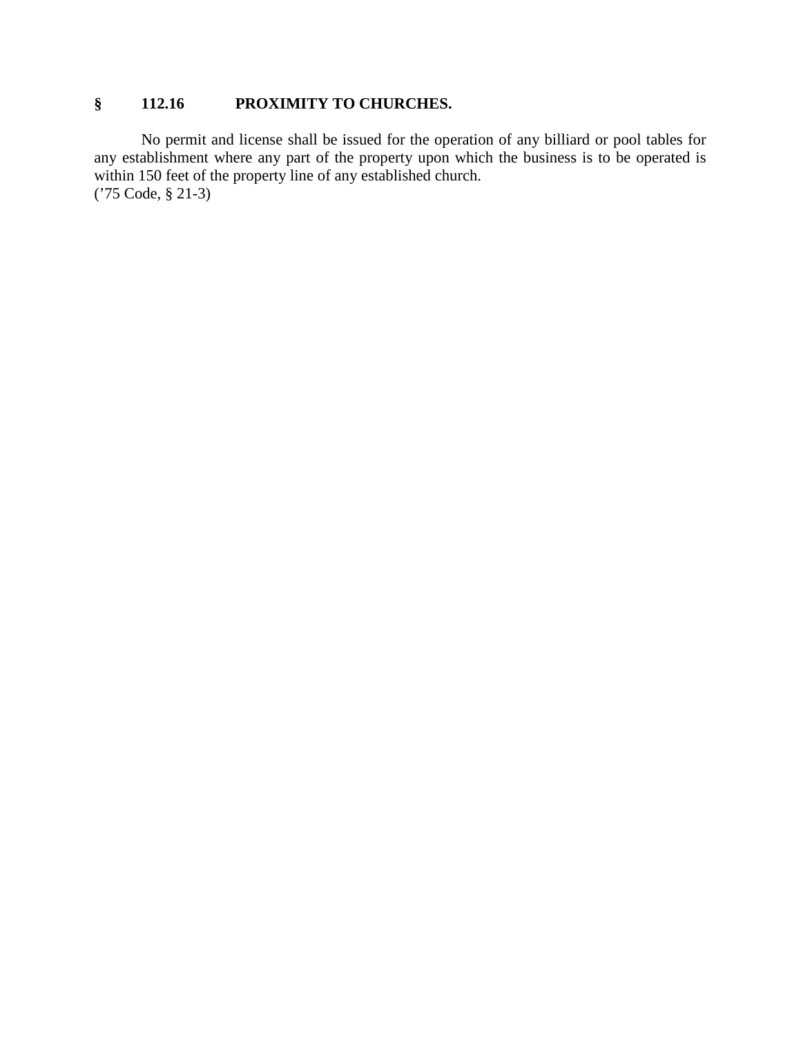## § 112.16 PROXIMITY TO CHURCHES.

No permit and license shall be issued for the operation of any billiard or pool tables for any establishment where any part of the property upon which the business is to be operated is within 150 feet of the property line of any established church.
('75 Code, § 21-3)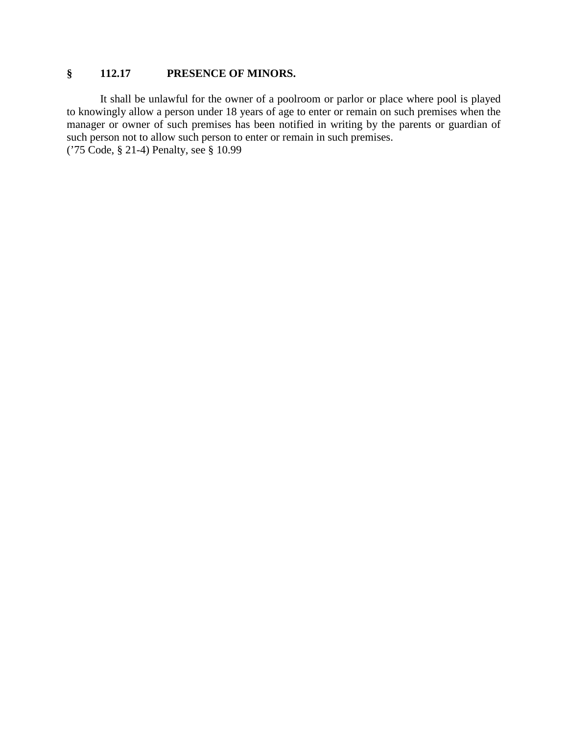### § 112.17 PRESENCE OF MINORS.

It shall be unlawful for the owner of a poolroom or parlor or place where pool is played to knowingly allow a person under 18 years of age to enter or remain on such premises when the manager or owner of such premises has been notified in writing by the parents or guardian of such person not to allow such person to enter or remain in such premises.
('75 Code, § 21-4) Penalty, see § 10.99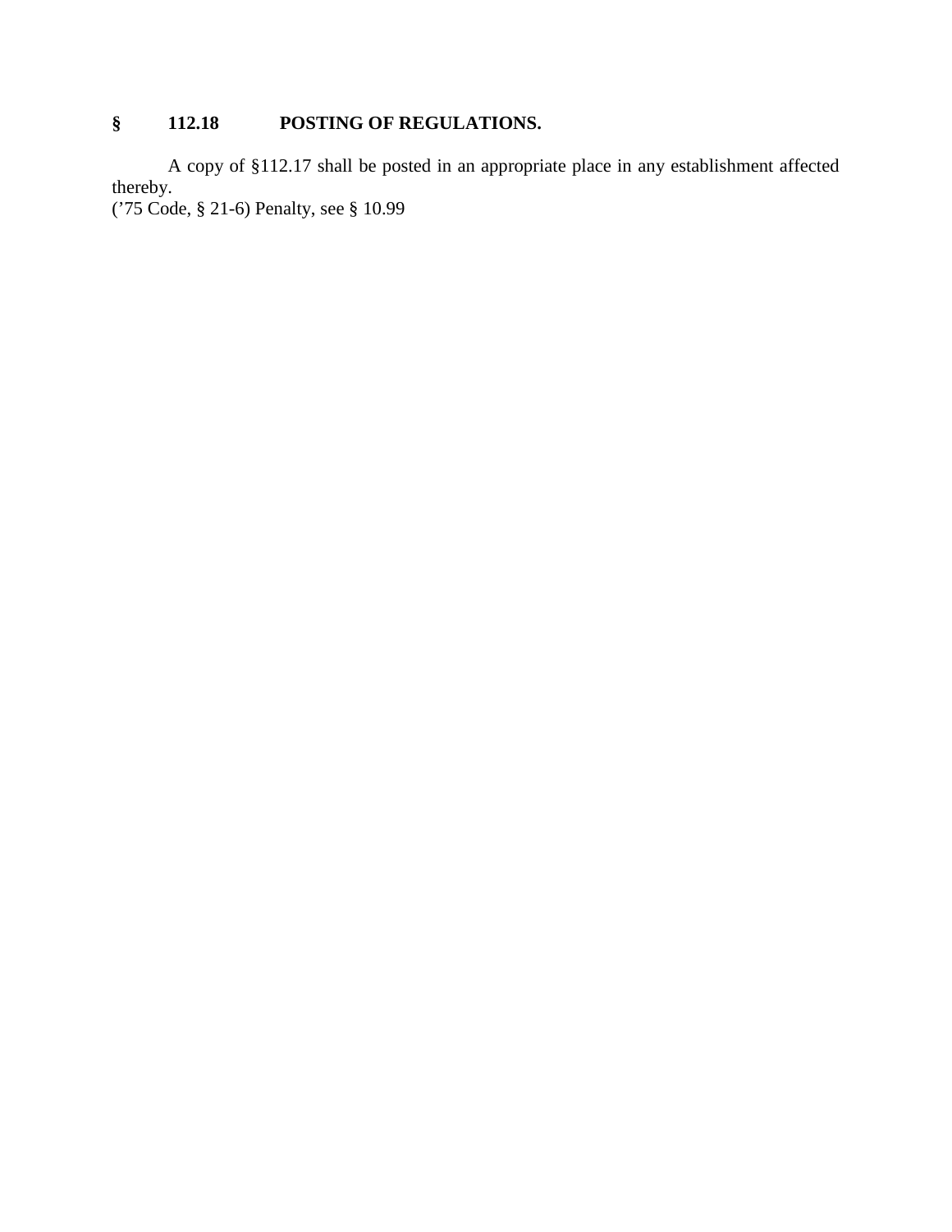### § 112.18 POSTING OF REGULATIONS.

A copy of §112.17 shall be posted in an appropriate place in any establishment affected thereby.
('75 Code, § 21-6) Penalty, see § 10.99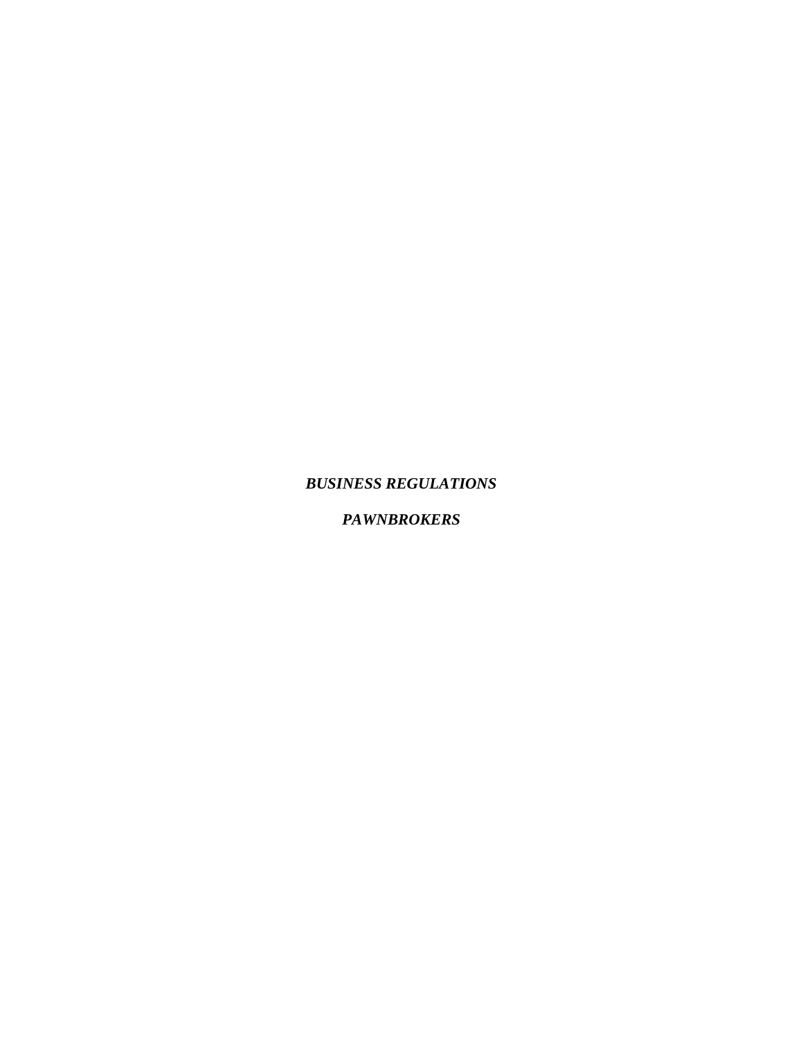***BUSINESS REGULATIONS***

***PAWNBROKERS***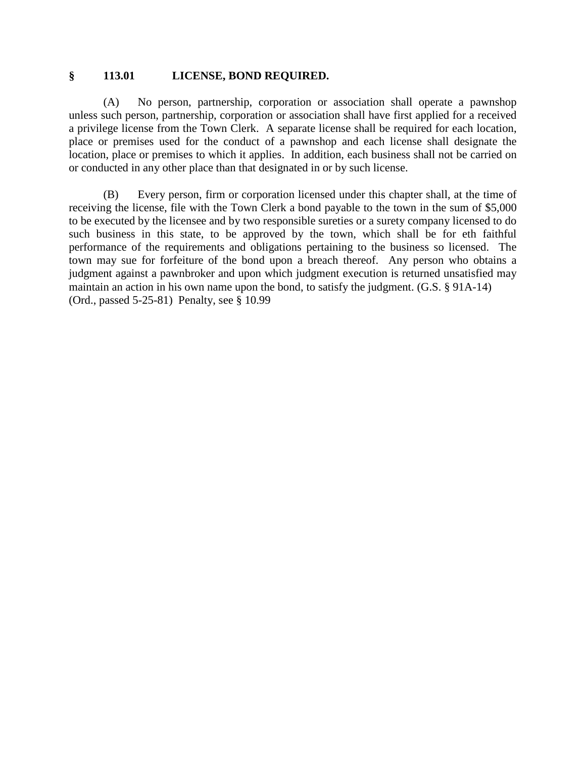## § 113.01 LICENSE, BOND REQUIRED.

(A) No person, partnership, corporation or association shall operate a pawnshop unless such person, partnership, corporation or association shall have first applied for a received a privilege license from the Town Clerk. A separate license shall be required for each location, place or premises used for the conduct of a pawnshop and each license shall designate the location, place or premises to which it applies. In addition, each business shall not be carried on or conducted in any other place than that designated in or by such license.

(B) Every person, firm or corporation licensed under this chapter shall, at the time of receiving the license, file with the Town Clerk a bond payable to the town in the sum of $5,000 to be executed by the licensee and by two responsible sureties or a surety company licensed to do such business in this state, to be approved by the town, which shall be for eth faithful performance of the requirements and obligations pertaining to the business so licensed. The town may sue for forfeiture of the bond upon a breach thereof. Any person who obtains a judgment against a pawnbroker and upon which judgment execution is returned unsatisfied may maintain an action in his own name upon the bond, to satisfy the judgment. (G.S. § 91A-14)
(Ord., passed 5-25-81) Penalty, see § 10.99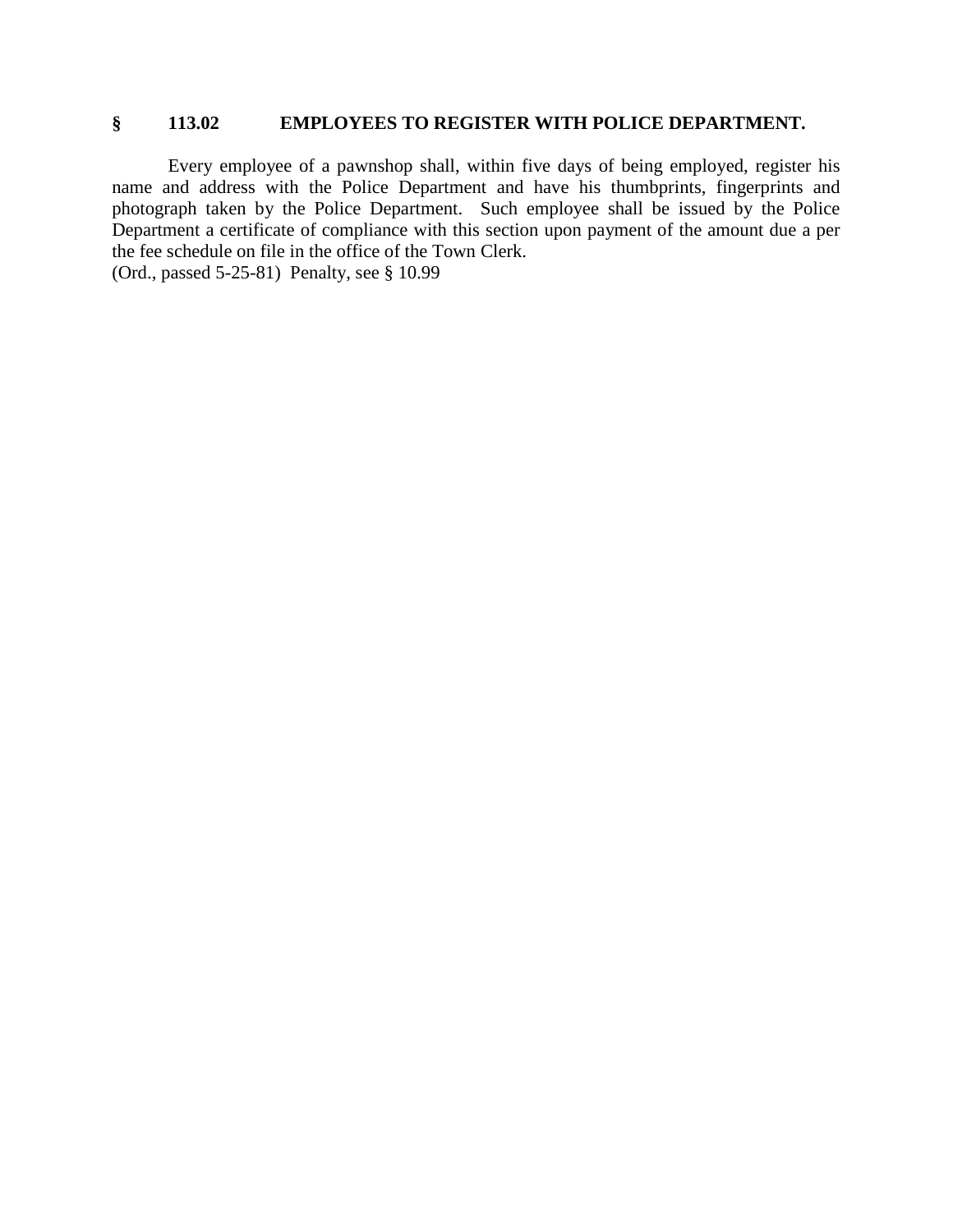### § 113.02 EMPLOYEES TO REGISTER WITH POLICE DEPARTMENT.

Every employee of a pawnshop shall, within five days of being employed, register his name and address with the Police Department and have his thumbprints, fingerprints and photograph taken by the Police Department. Such employee shall be issued by the Police Department a certificate of compliance with this section upon payment of the amount due a per the fee schedule on file in the office of the Town Clerk.
(Ord., passed 5-25-81) Penalty, see § 10.99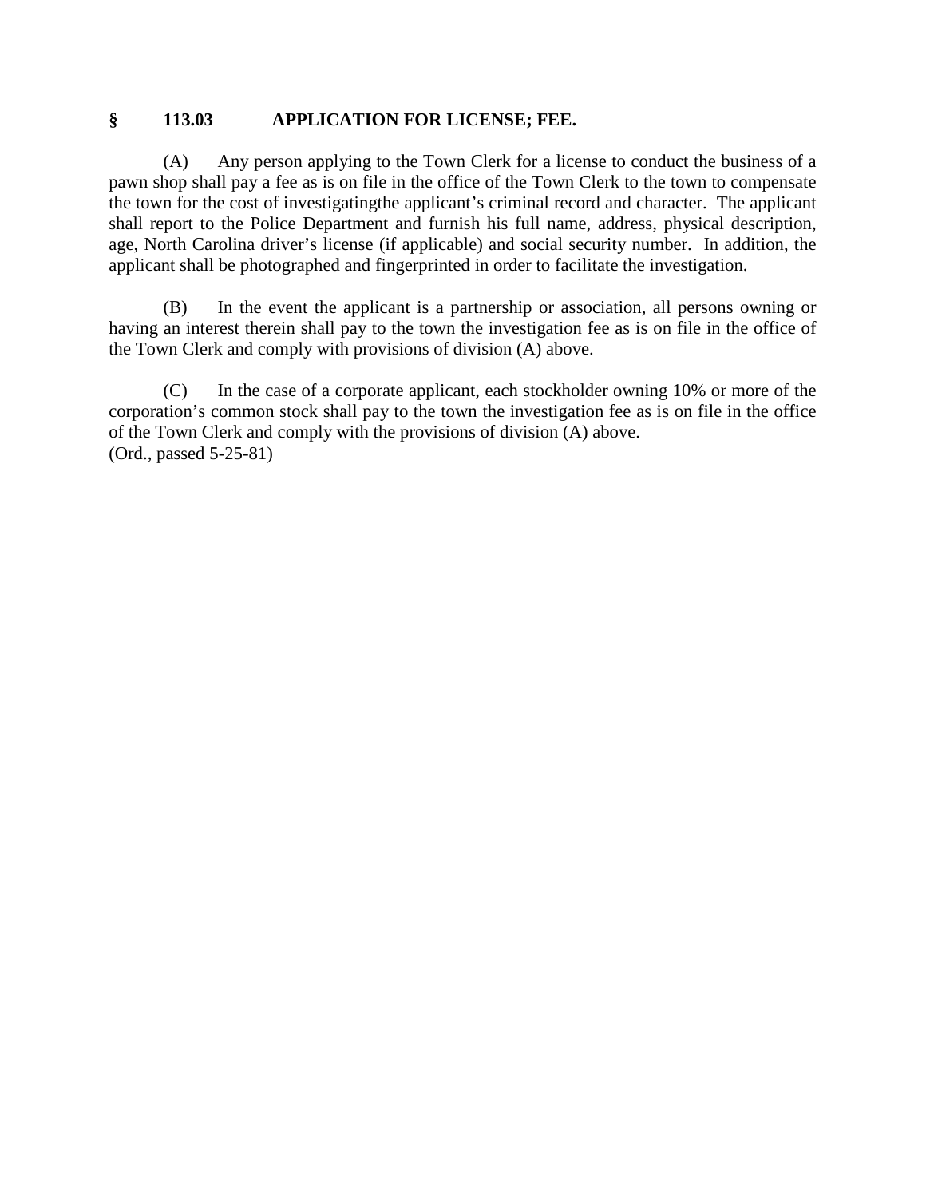### § 113.03 APPLICATION FOR LICENSE; FEE.

(A) Any person applying to the Town Clerk for a license to conduct the business of a pawn shop shall pay a fee as is on file in the office of the Town Clerk to the town to compensate the town for the cost of investigatingthe applicant's criminal record and character. The applicant shall report to the Police Department and furnish his full name, address, physical description, age, North Carolina driver's license (if applicable) and social security number. In addition, the applicant shall be photographed and fingerprinted in order to facilitate the investigation.

(B) In the event the applicant is a partnership or association, all persons owning or having an interest therein shall pay to the town the investigation fee as is on file in the office of the Town Clerk and comply with provisions of division (A) above.

(C) In the case of a corporate applicant, each stockholder owning 10% or more of the corporation's common stock shall pay to the town the investigation fee as is on file in the office of the Town Clerk and comply with the provisions of division (A) above.
(Ord., passed 5-25-81)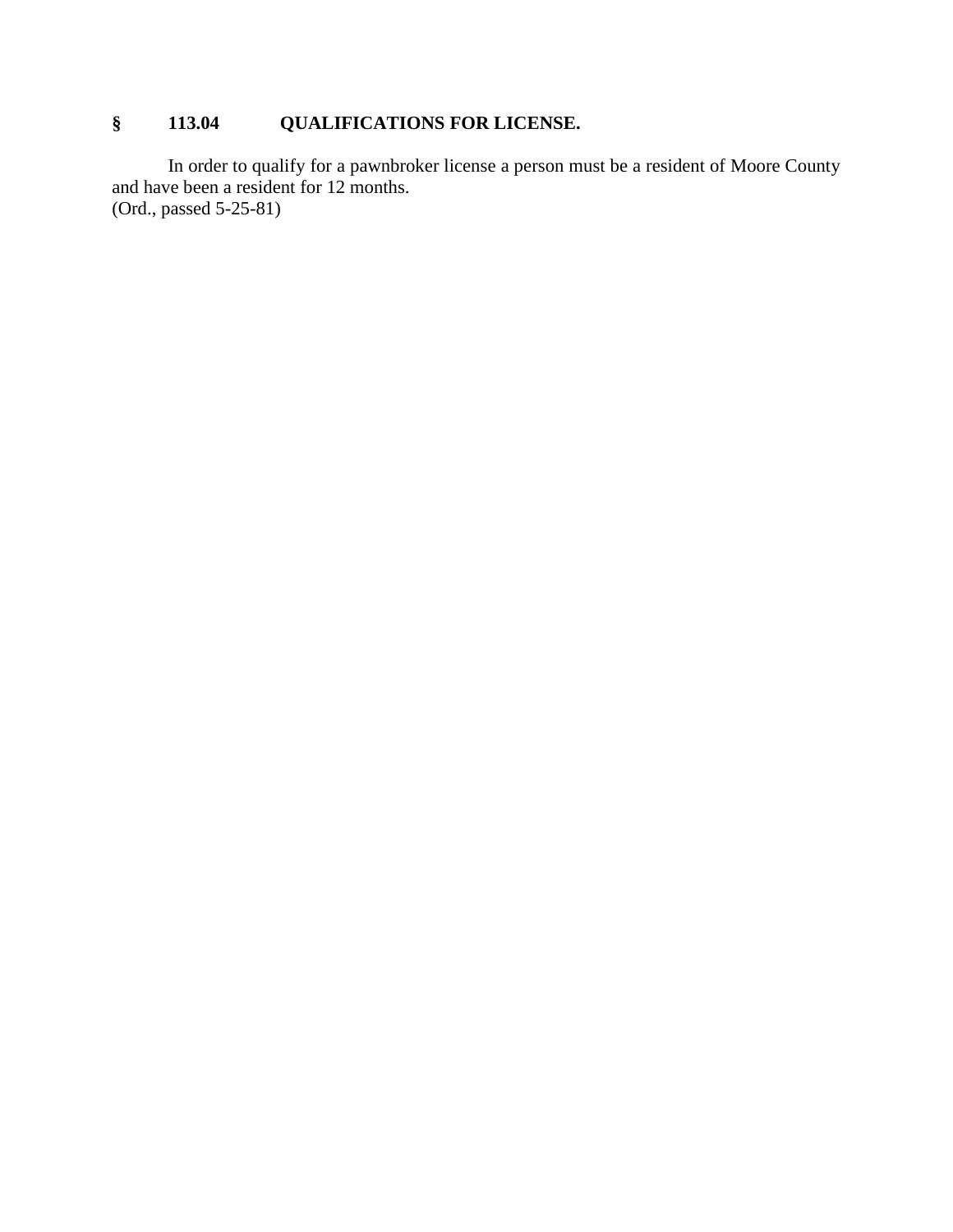**§ 113.04 QUALIFICATIONS FOR LICENSE.**

In order to qualify for a pawnbroker license a person must be a resident of Moore County and have been a resident for 12 months.
(Ord., passed 5-25-81)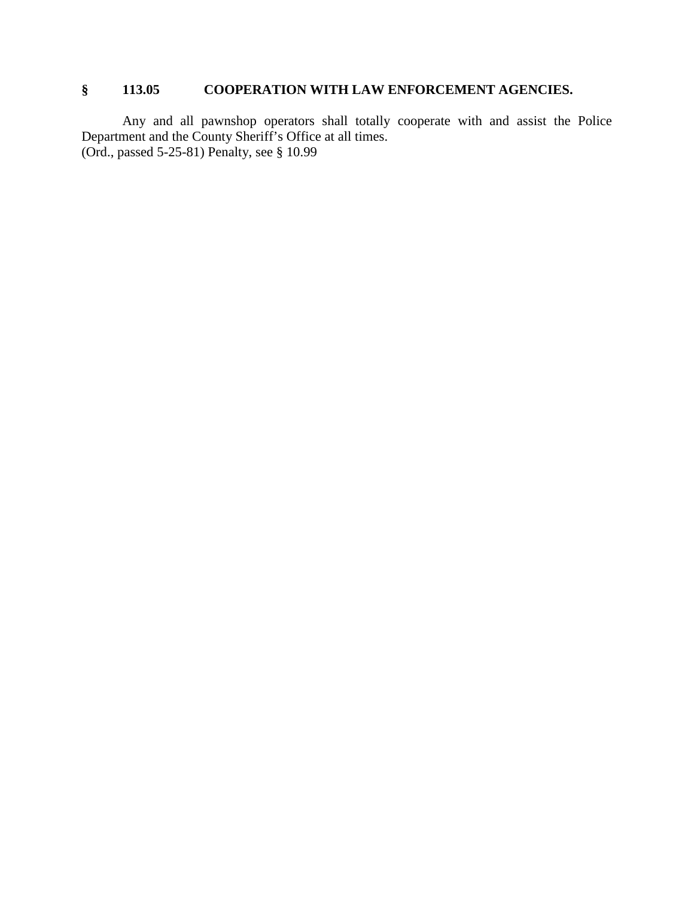### § 113.05 COOPERATION WITH LAW ENFORCEMENT AGENCIES.

Any and all pawnshop operators shall totally cooperate with and assist the Police Department and the County Sheriff's Office at all times.
(Ord., passed 5-25-81) Penalty, see § 10.99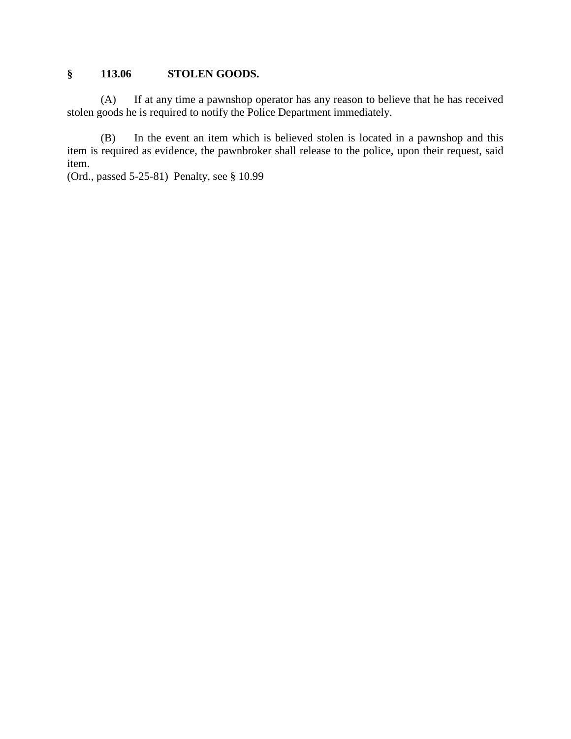**§ 113.06 STOLEN GOODS.**

(A) If at any time a pawnshop operator has any reason to believe that he has received stolen goods he is required to notify the Police Department immediately.

(B) In the event an item which is believed stolen is located in a pawnshop and this item is required as evidence, the pawnbroker shall release to the police, upon their request, said item.

(Ord., passed 5-25-81) Penalty, see § 10.99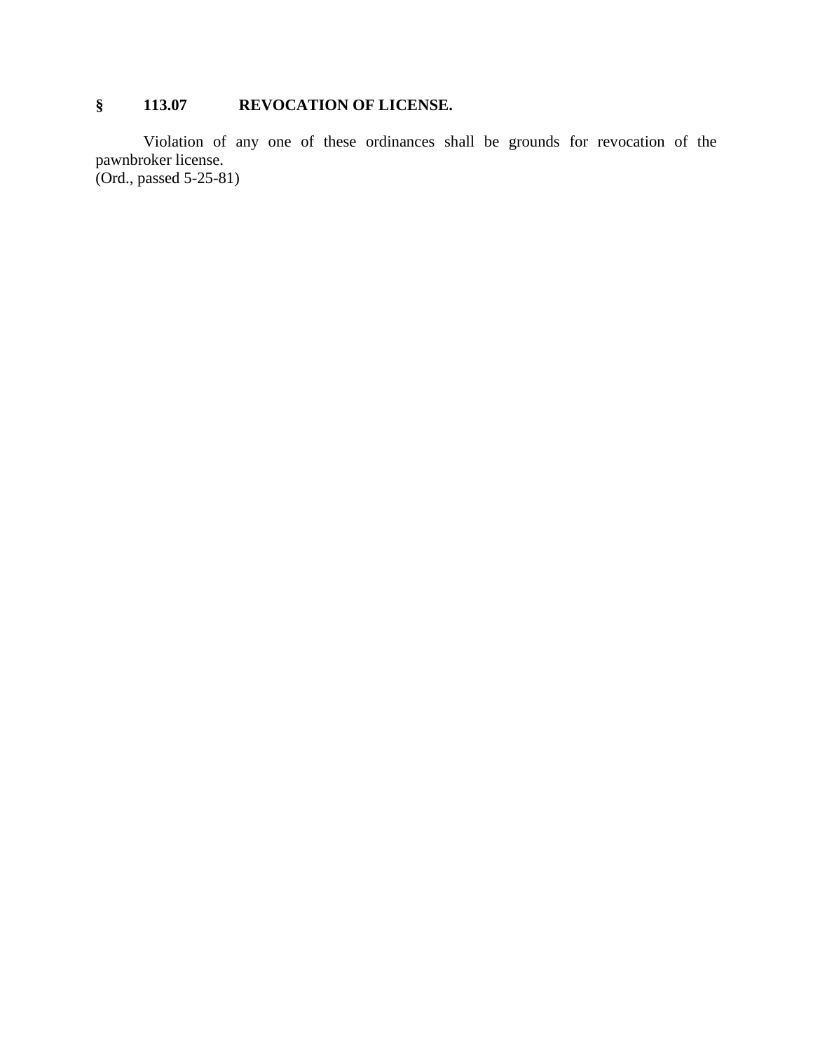## § 113.07 REVOCATION OF LICENSE.

Violation of any one of these ordinances shall be grounds for revocation of the pawnbroker license.
(Ord., passed 5-25-81)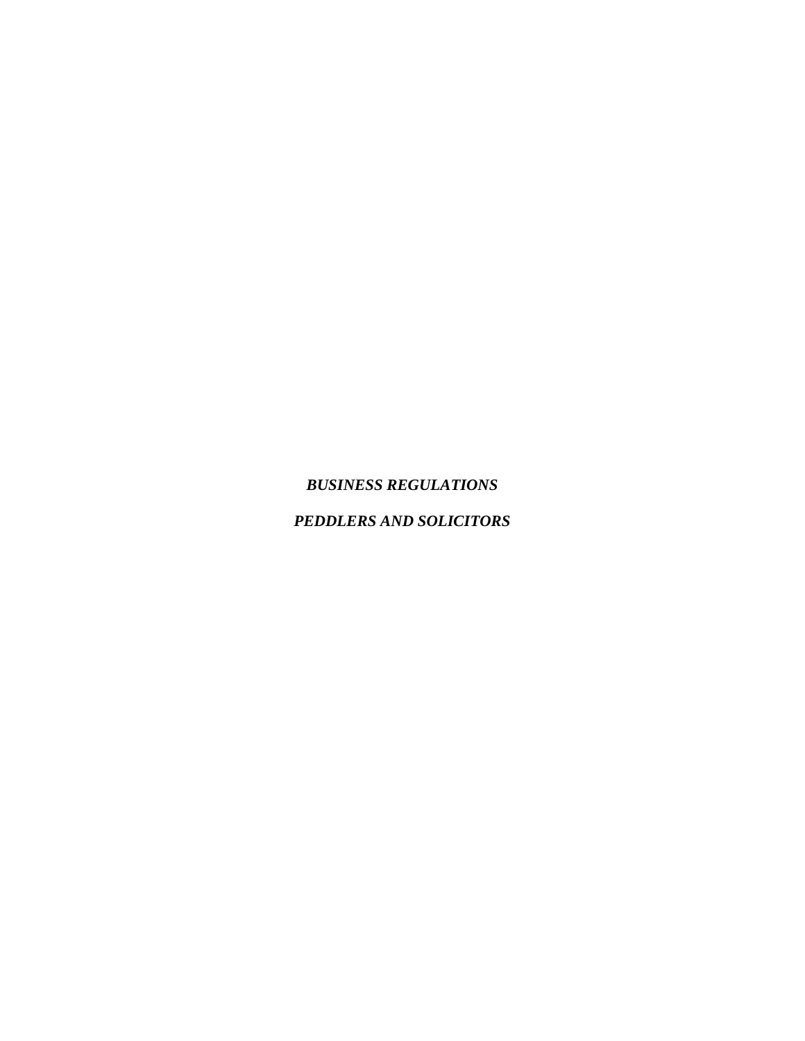***BUSINESS REGULATIONS***

***PEDDLERS AND SOLICITORS***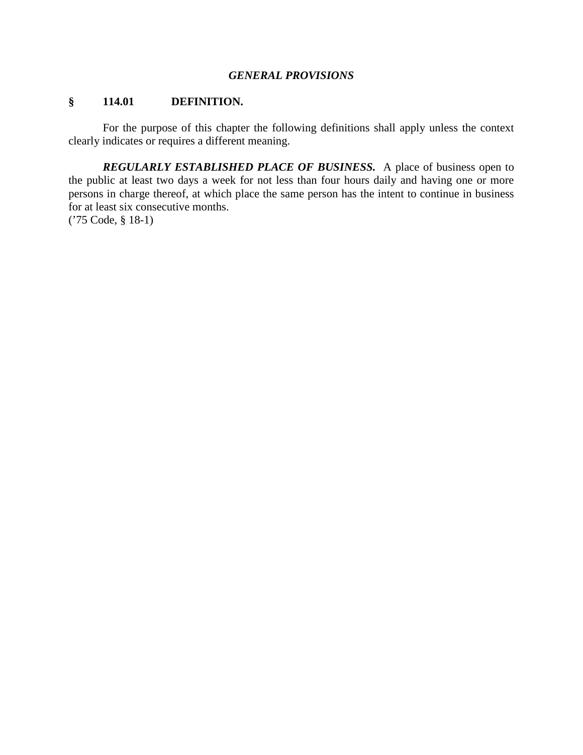## *GENERAL PROVISIONS*

### § 114.01 DEFINITION.

For the purpose of this chapter the following definitions shall apply unless the context clearly indicates or requires a different meaning.

***REGULARLY ESTABLISHED PLACE OF BUSINESS.*** A place of business open to the public at least two days a week for not less than four hours daily and having one or more persons in charge thereof, at which place the same person has the intent to continue in business for at least six consecutive months.
('75 Code, § 18-1)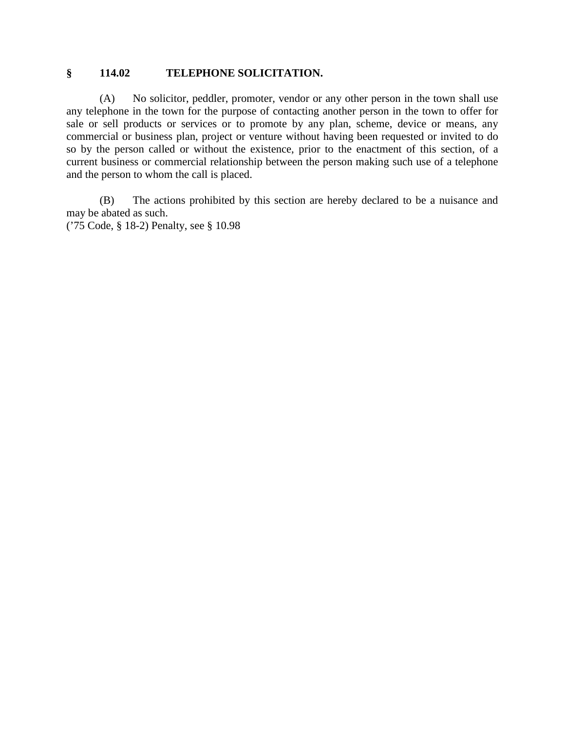**§ 114.02 TELEPHONE SOLICITATION.**

(A) No solicitor, peddler, promoter, vendor or any other person in the town shall use any telephone in the town for the purpose of contacting another person in the town to offer for sale or sell products or services or to promote by any plan, scheme, device or means, any commercial or business plan, project or venture without having been requested or invited to do so by the person called or without the existence, prior to the enactment of this section, of a current business or commercial relationship between the person making such use of a telephone and the person to whom the call is placed.

(B) The actions prohibited by this section are hereby declared to be a nuisance and may be abated as such.
('75 Code, § 18-2) Penalty, see § 10.98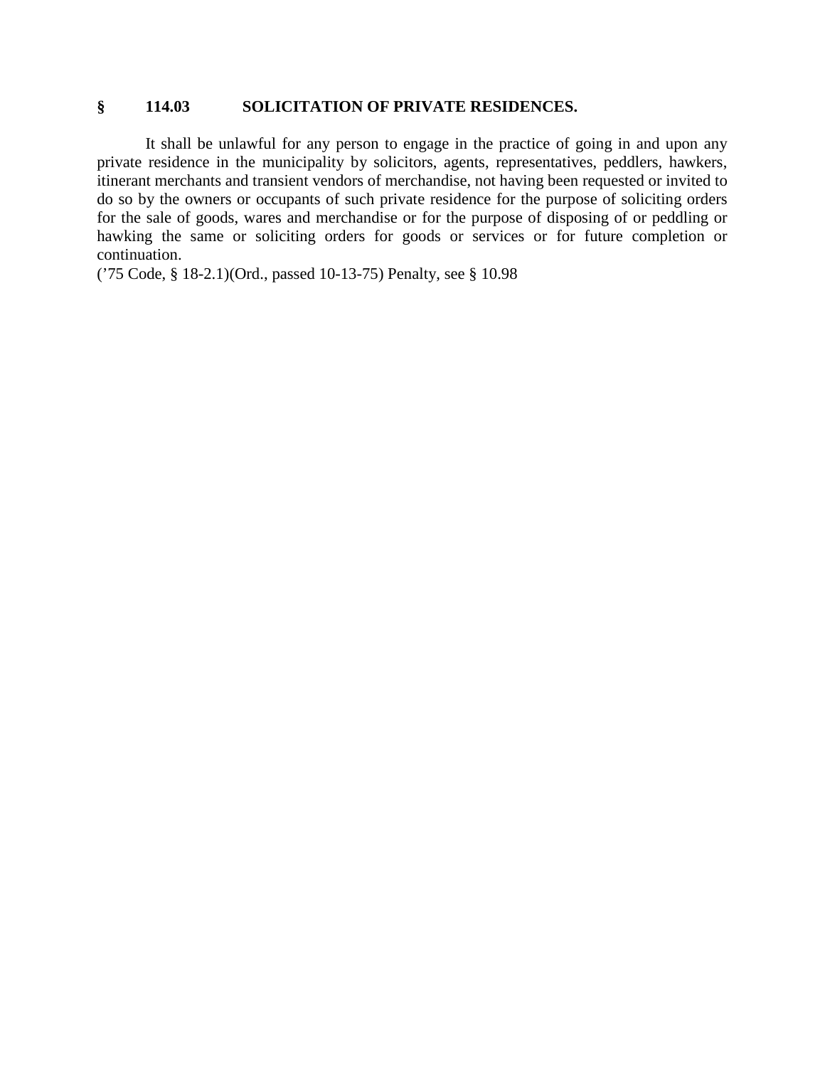## § 114.03 SOLICITATION OF PRIVATE RESIDENCES.

It shall be unlawful for any person to engage in the practice of going in and upon any private residence in the municipality by solicitors, agents, representatives, peddlers, hawkers, itinerant merchants and transient vendors of merchandise, not having been requested or invited to do so by the owners or occupants of such private residence for the purpose of soliciting orders for the sale of goods, wares and merchandise or for the purpose of disposing of or peddling or hawking the same or soliciting orders for goods or services or for future completion or continuation.

('75 Code, § 18-2.1)(Ord., passed 10-13-75) Penalty, see § 10.98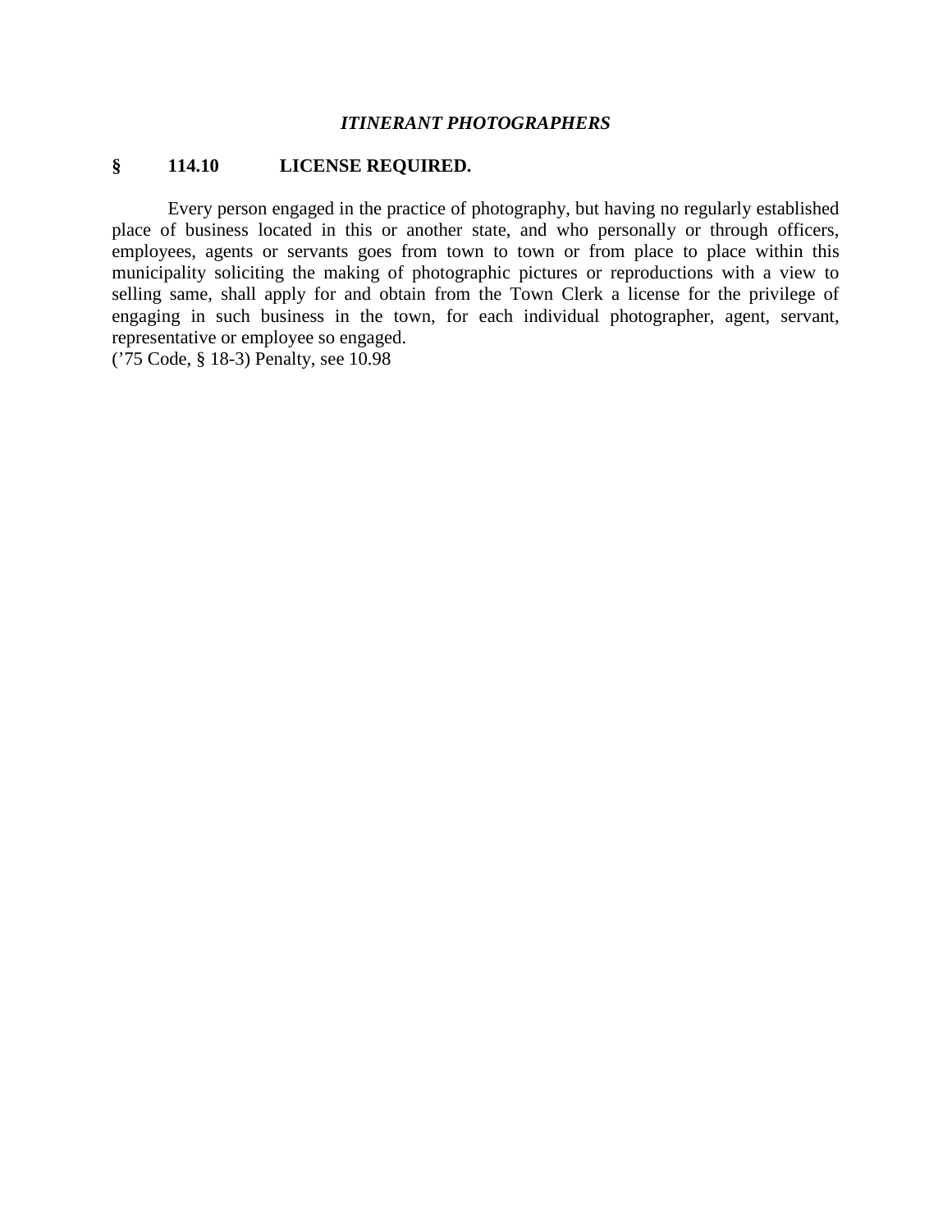## *ITINERANT PHOTOGRAPHERS*

### § 114.10 LICENSE REQUIRED.

Every person engaged in the practice of photography, but having no regularly established place of business located in this or another state, and who personally or through officers, employees, agents or servants goes from town to town or from place to place within this municipality soliciting the making of photographic pictures or reproductions with a view to selling same, shall apply for and obtain from the Town Clerk a license for the privilege of engaging in such business in the town, for each individual photographer, agent, servant, representative or employee so engaged.
('75 Code, § 18-3) Penalty, see 10.98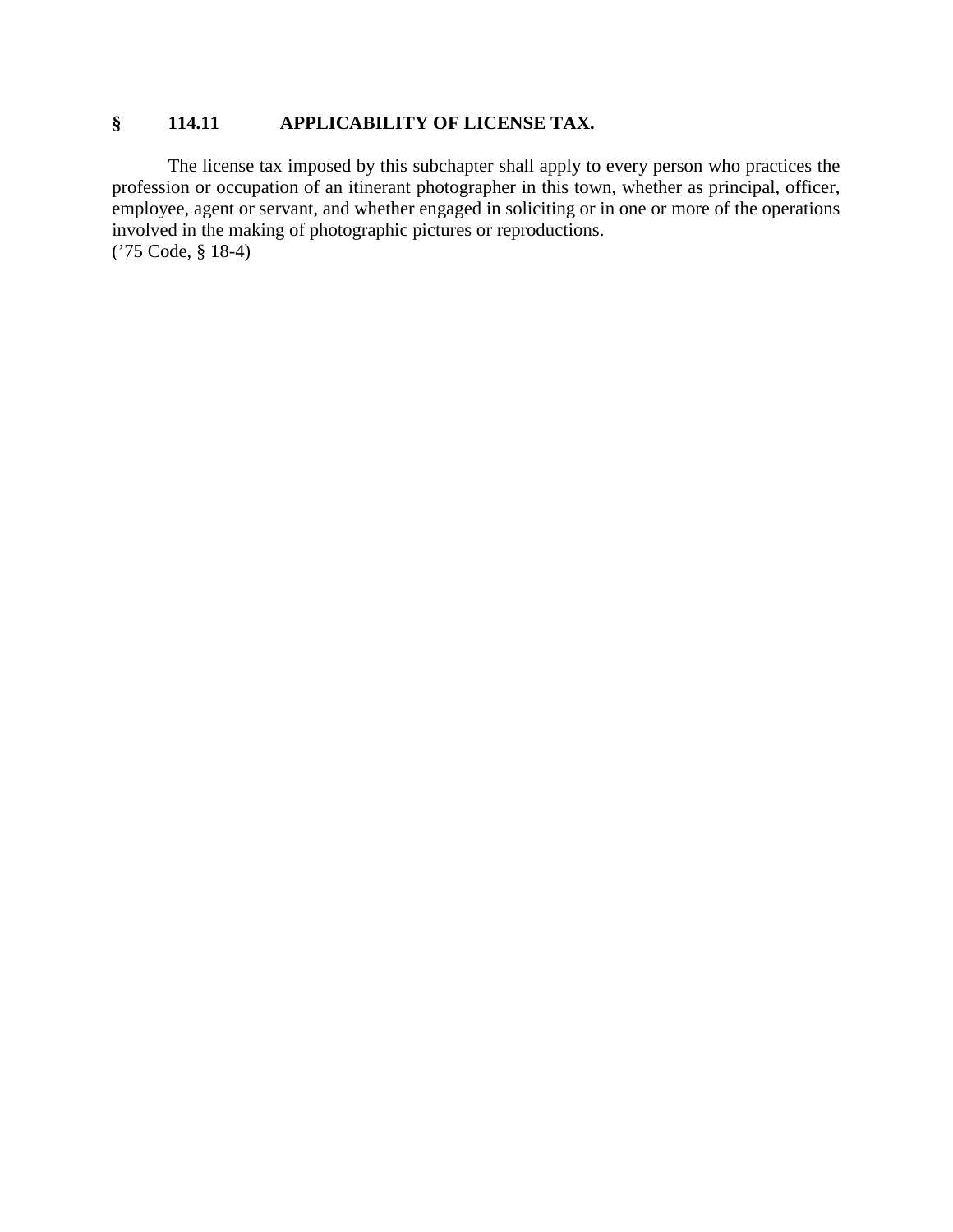### § 114.11 APPLICABILITY OF LICENSE TAX.

The license tax imposed by this subchapter shall apply to every person who practices the profession or occupation of an itinerant photographer in this town, whether as principal, officer, employee, agent or servant, and whether engaged in soliciting or in one or more of the operations involved in the making of photographic pictures or reproductions.
('75 Code, § 18-4)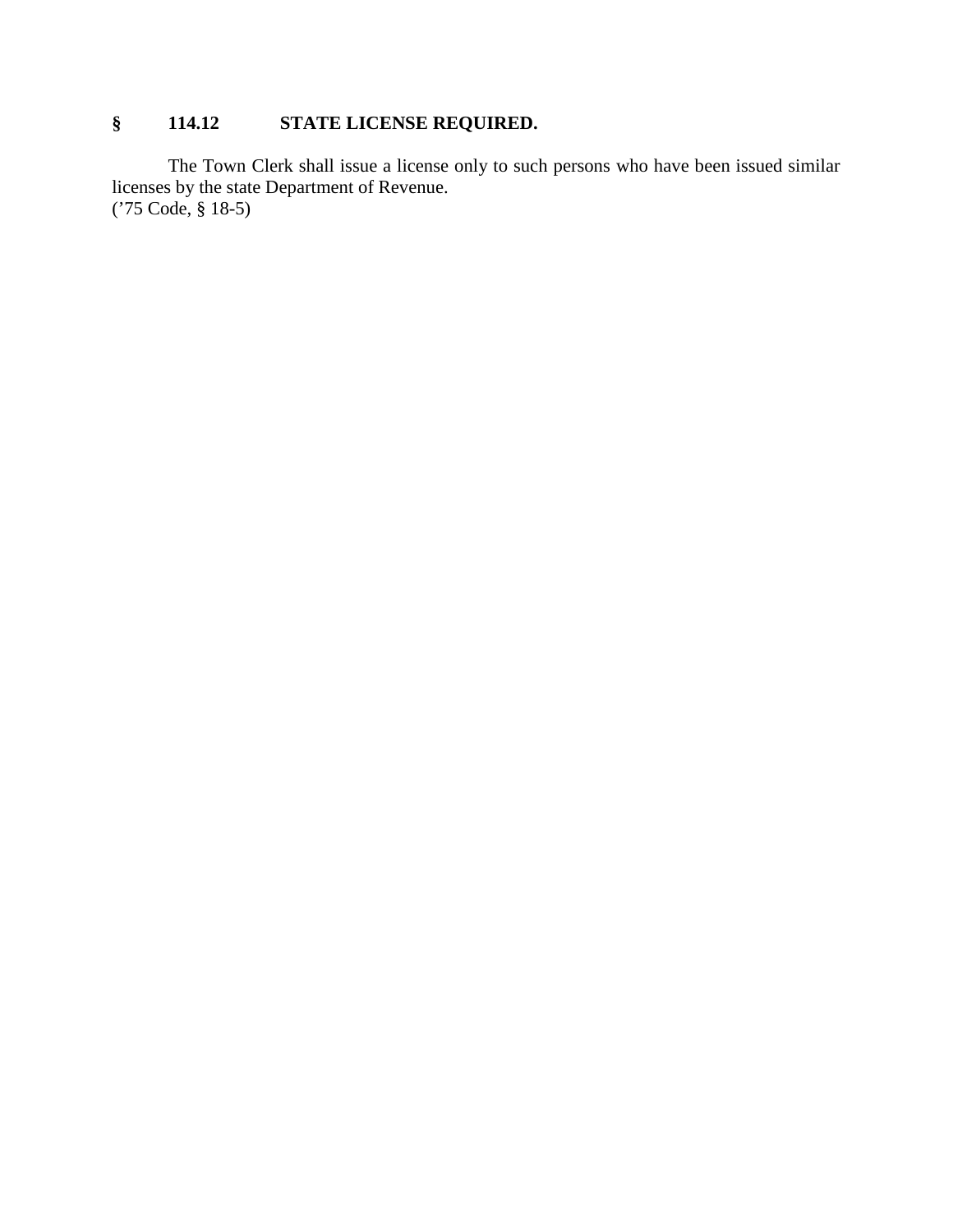## § 114.12 STATE LICENSE REQUIRED.

The Town Clerk shall issue a license only to such persons who have been issued similar licenses by the state Department of Revenue.
('75 Code, § 18-5)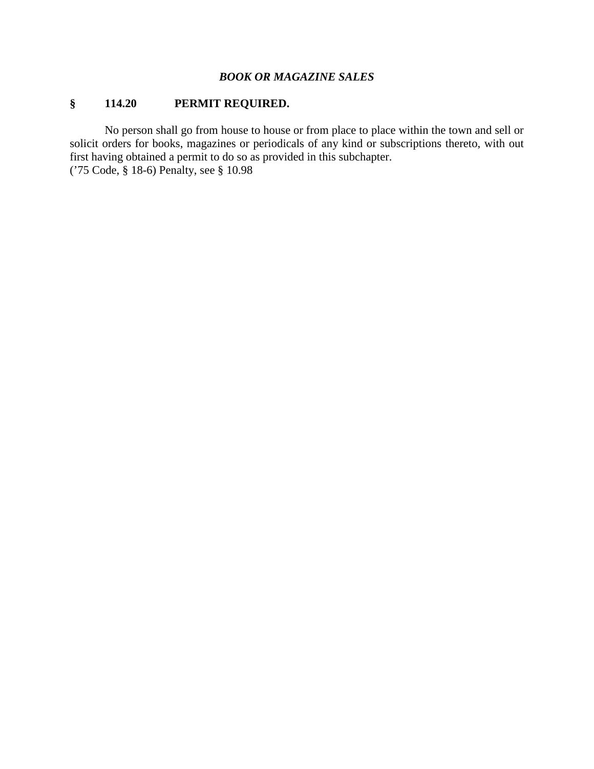### *BOOK OR MAGAZINE SALES*

**§ 114.20 PERMIT REQUIRED.**

No person shall go from house to house or from place to place within the town and sell or solicit orders for books, magazines or periodicals of any kind or subscriptions thereto, with out first having obtained a permit to do so as provided in this subchapter.
('75 Code, § 18-6) Penalty, see § 10.98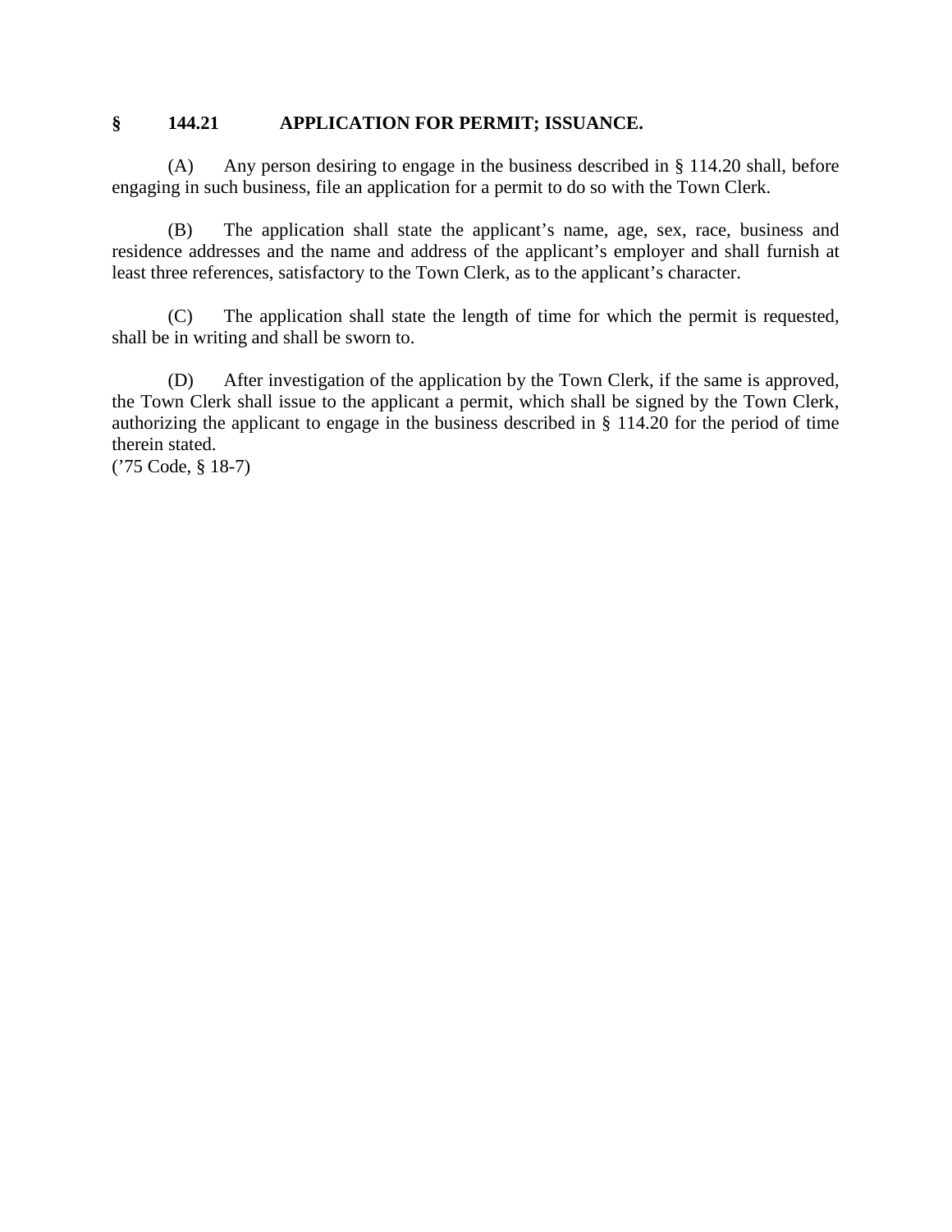## § 144.21 APPLICATION FOR PERMIT; ISSUANCE.

(A) Any person desiring to engage in the business described in § 114.20 shall, before engaging in such business, file an application for a permit to do so with the Town Clerk.

(B) The application shall state the applicant's name, age, sex, race, business and residence addresses and the name and address of the applicant's employer and shall furnish at least three references, satisfactory to the Town Clerk, as to the applicant's character.

(C) The application shall state the length of time for which the permit is requested, shall be in writing and shall be sworn to.

(D) After investigation of the application by the Town Clerk, if the same is approved, the Town Clerk shall issue to the applicant a permit, which shall be signed by the Town Clerk, authorizing the applicant to engage in the business described in § 114.20 for the period of time therein stated.
('75 Code, § 18-7)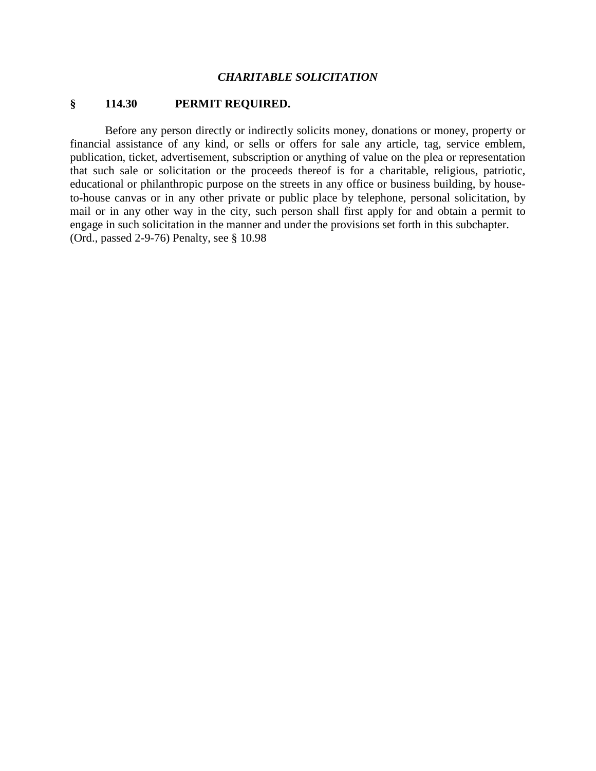### *CHARITABLE SOLICITATION*

## § 114.30 PERMIT REQUIRED.

Before any person directly or indirectly solicits money, donations or money, property or financial assistance of any kind, or sells or offers for sale any article, tag, service emblem, publication, ticket, advertisement, subscription or anything of value on the plea or representation that such sale or solicitation or the proceeds thereof is for a charitable, religious, patriotic, educational or philanthropic purpose on the streets in any office or business building, by house-to-house canvas or in any other private or public place by telephone, personal solicitation, by mail or in any other way in the city, such person shall first apply for and obtain a permit to engage in such solicitation in the manner and under the provisions set forth in this subchapter.
(Ord., passed 2-9-76) Penalty, see § 10.98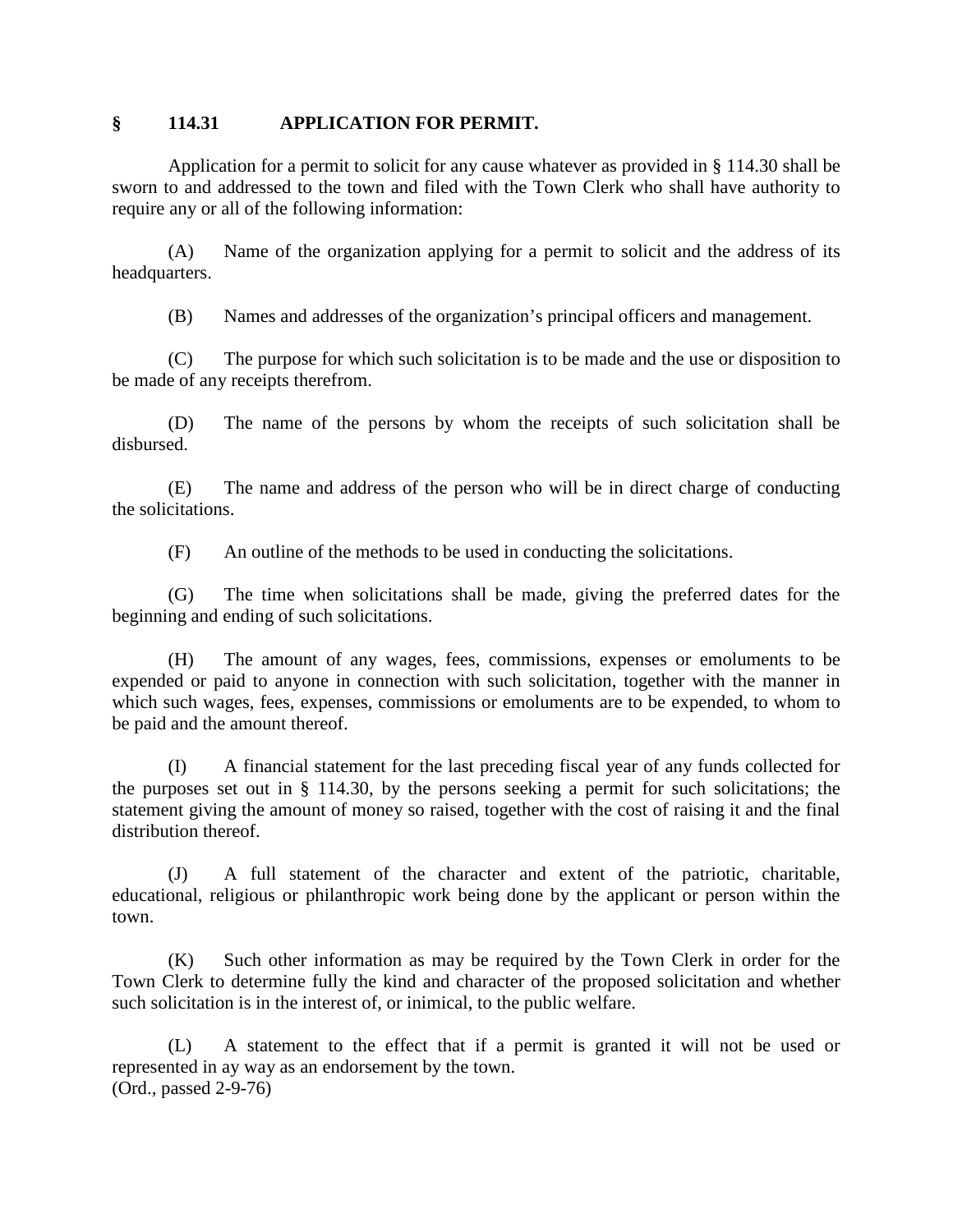## § 114.31 APPLICATION FOR PERMIT.

Application for a permit to solicit for any cause whatever as provided in § 114.30 shall be sworn to and addressed to the town and filed with the Town Clerk who shall have authority to require any or all of the following information:

(A) Name of the organization applying for a permit to solicit and the address of its headquarters.

(B) Names and addresses of the organization's principal officers and management.

(C) The purpose for which such solicitation is to be made and the use or disposition to be made of any receipts therefrom.

(D) The name of the persons by whom the receipts of such solicitation shall be disbursed.

(E) The name and address of the person who will be in direct charge of conducting the solicitations.

(F) An outline of the methods to be used in conducting the solicitations.

(G) The time when solicitations shall be made, giving the preferred dates for the beginning and ending of such solicitations.

(H) The amount of any wages, fees, commissions, expenses or emoluments to be expended or paid to anyone in connection with such solicitation, together with the manner in which such wages, fees, expenses, commissions or emoluments are to be expended, to whom to be paid and the amount thereof.

(I) A financial statement for the last preceding fiscal year of any funds collected for the purposes set out in § 114.30, by the persons seeking a permit for such solicitations; the statement giving the amount of money so raised, together with the cost of raising it and the final distribution thereof.

(J) A full statement of the character and extent of the patriotic, charitable, educational, religious or philanthropic work being done by the applicant or person within the town.

(K) Such other information as may be required by the Town Clerk in order for the Town Clerk to determine fully the kind and character of the proposed solicitation and whether such solicitation is in the interest of, or inimical, to the public welfare.

(L) A statement to the effect that if a permit is granted it will not be used or represented in ay way as an endorsement by the town.
(Ord., passed 2-9-76)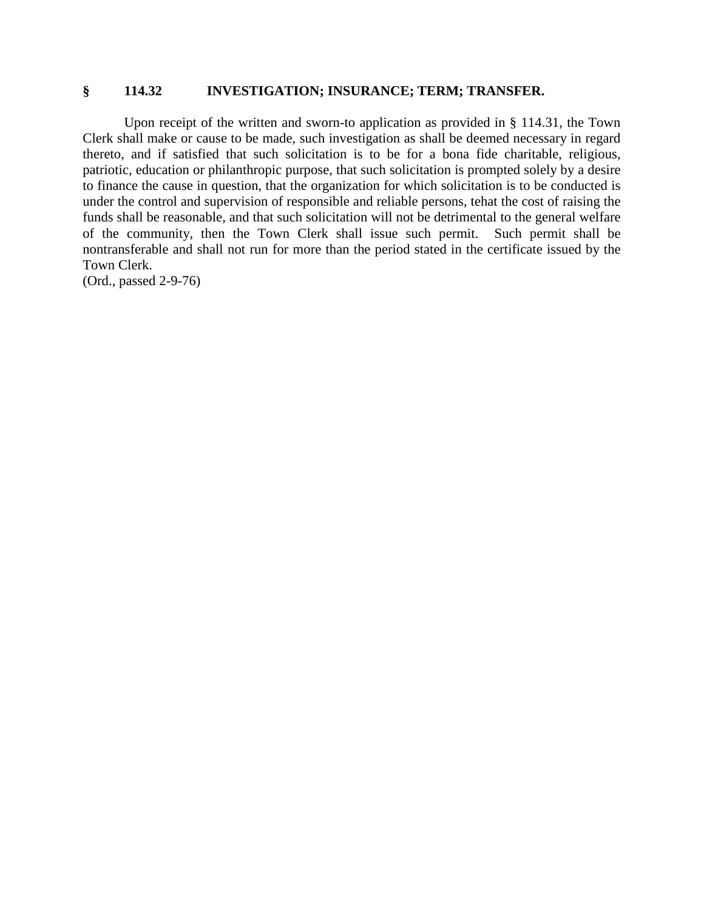### § 114.32 INVESTIGATION; INSURANCE; TERM; TRANSFER.

Upon receipt of the written and sworn-to application as provided in § 114.31, the Town Clerk shall make or cause to be made, such investigation as shall be deemed necessary in regard thereto, and if satisfied that such solicitation is to be for a bona fide charitable, religious, patriotic, education or philanthropic purpose, that such solicitation is prompted solely by a desire to finance the cause in question, that the organization for which solicitation is to be conducted is under the control and supervision of responsible and reliable persons, tehat the cost of raising the funds shall be reasonable, and that such solicitation will not be detrimental to the general welfare of the community, then the Town Clerk shall issue such permit. Such permit shall be nontransferable and shall not run for more than the period stated in the certificate issued by the Town Clerk.

(Ord., passed 2-9-76)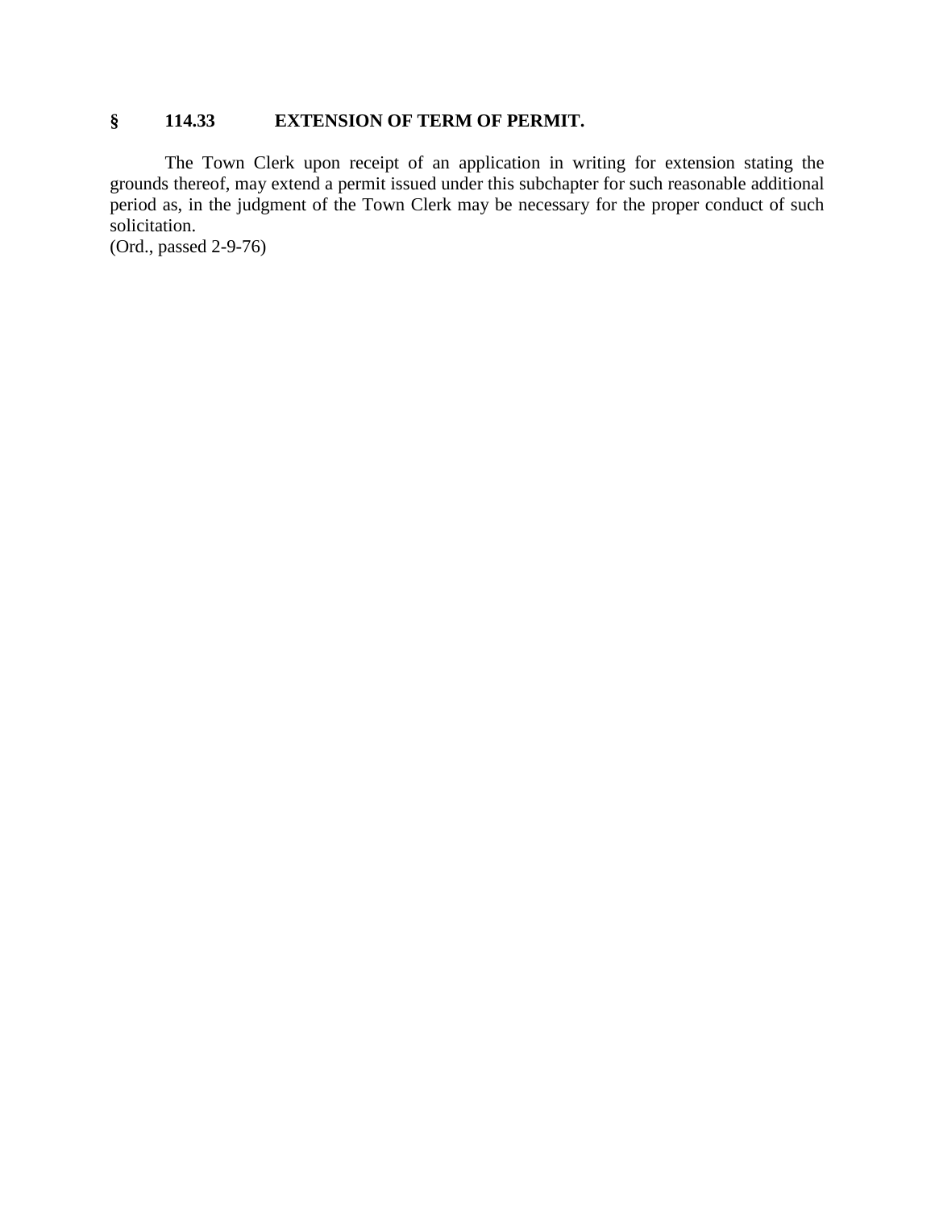### § 114.33 EXTENSION OF TERM OF PERMIT.

The Town Clerk upon receipt of an application in writing for extension stating the grounds thereof, may extend a permit issued under this subchapter for such reasonable additional period as, in the judgment of the Town Clerk may be necessary for the proper conduct of such solicitation.

(Ord., passed 2-9-76)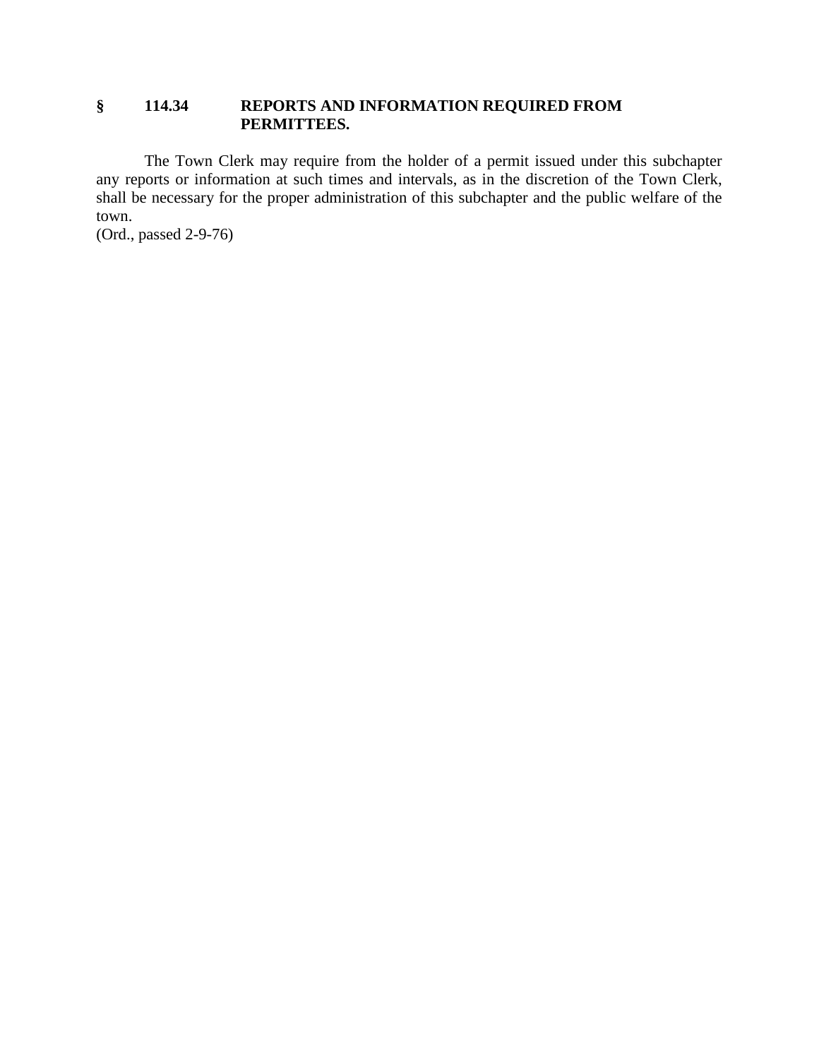### § 114.34 REPORTS AND INFORMATION REQUIRED FROM PERMITTEES.

The Town Clerk may require from the holder of a permit issued under this subchapter any reports or information at such times and intervals, as in the discretion of the Town Clerk, shall be necessary for the proper administration of this subchapter and the public welfare of the town.

(Ord., passed 2-9-76)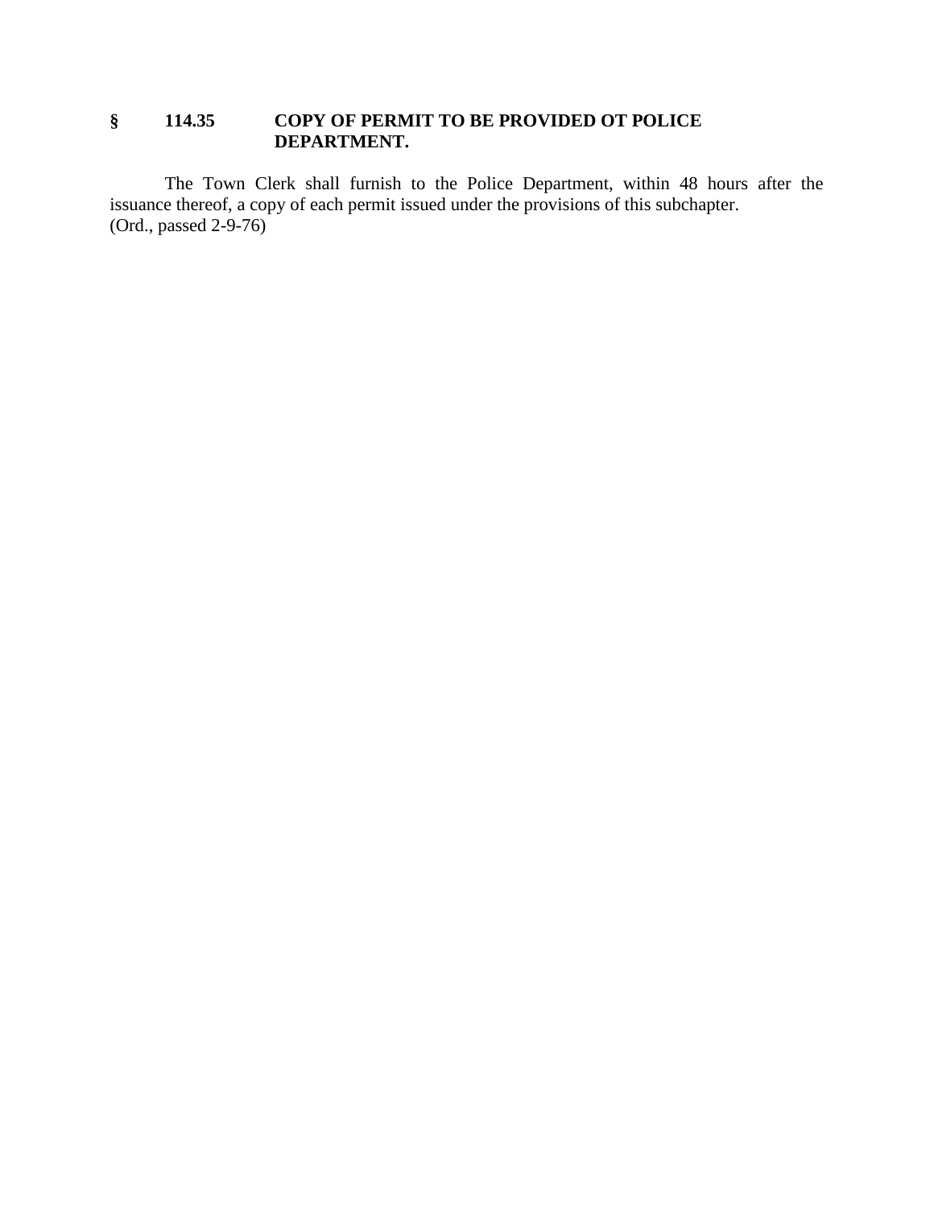### § 114.35 COPY OF PERMIT TO BE PROVIDED OT POLICE DEPARTMENT.

The Town Clerk shall furnish to the Police Department, within 48 hours after the issuance thereof, a copy of each permit issued under the provisions of this subchapter.
(Ord., passed 2-9-76)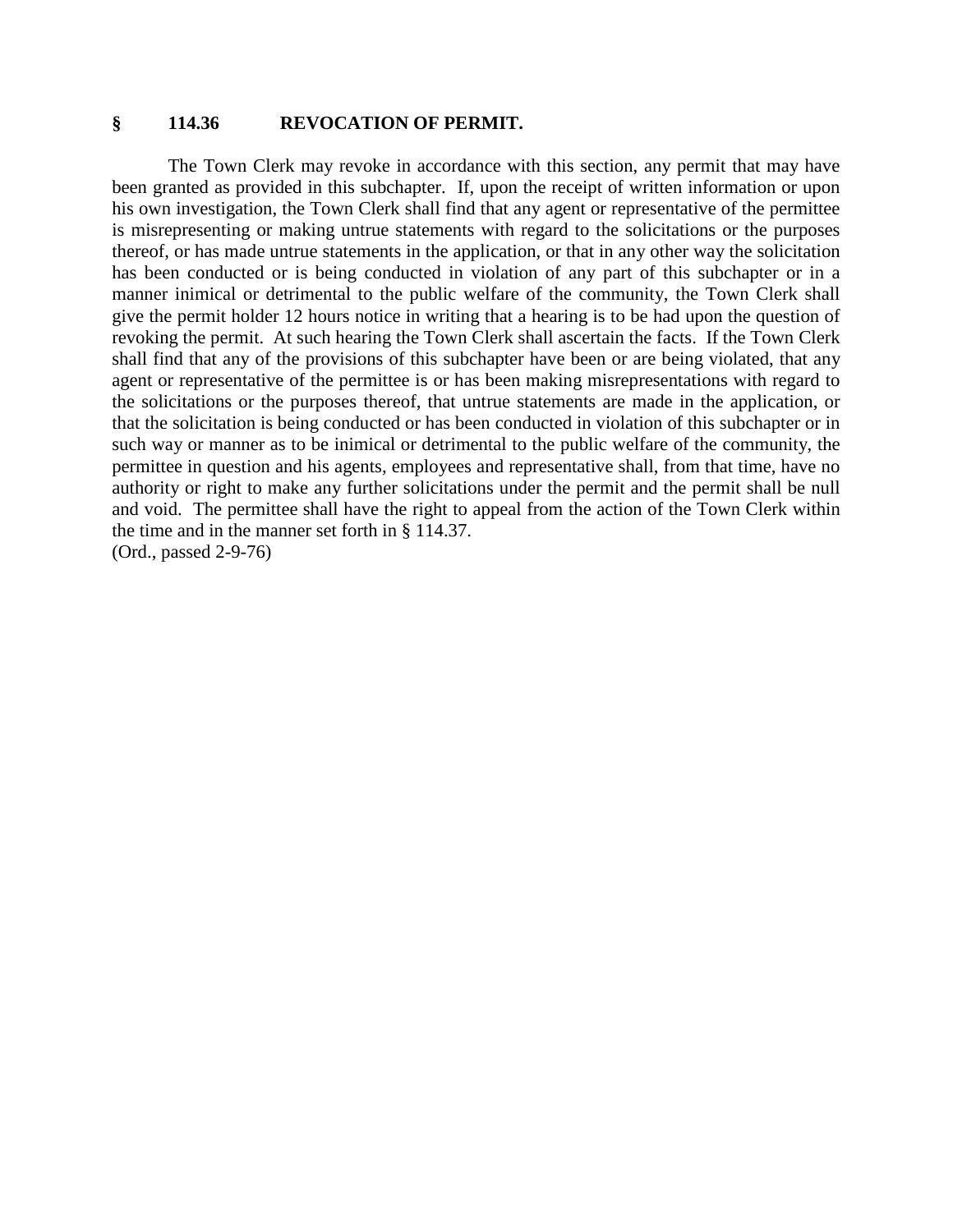## § 114.36 REVOCATION OF PERMIT.

The Town Clerk may revoke in accordance with this section, any permit that may have been granted as provided in this subchapter. If, upon the receipt of written information or upon his own investigation, the Town Clerk shall find that any agent or representative of the permittee is misrepresenting or making untrue statements with regard to the solicitations or the purposes thereof, or has made untrue statements in the application, or that in any other way the solicitation has been conducted or is being conducted in violation of any part of this subchapter or in a manner inimical or detrimental to the public welfare of the community, the Town Clerk shall give the permit holder 12 hours notice in writing that a hearing is to be had upon the question of revoking the permit. At such hearing the Town Clerk shall ascertain the facts. If the Town Clerk shall find that any of the provisions of this subchapter have been or are being violated, that any agent or representative of the permittee is or has been making misrepresentations with regard to the solicitations or the purposes thereof, that untrue statements are made in the application, or that the solicitation is being conducted or has been conducted in violation of this subchapter or in such way or manner as to be inimical or detrimental to the public welfare of the community, the permittee in question and his agents, employees and representative shall, from that time, have no authority or right to make any further solicitations under the permit and the permit shall be null and void. The permittee shall have the right to appeal from the action of the Town Clerk within the time and in the manner set forth in § 114.37.
(Ord., passed 2-9-76)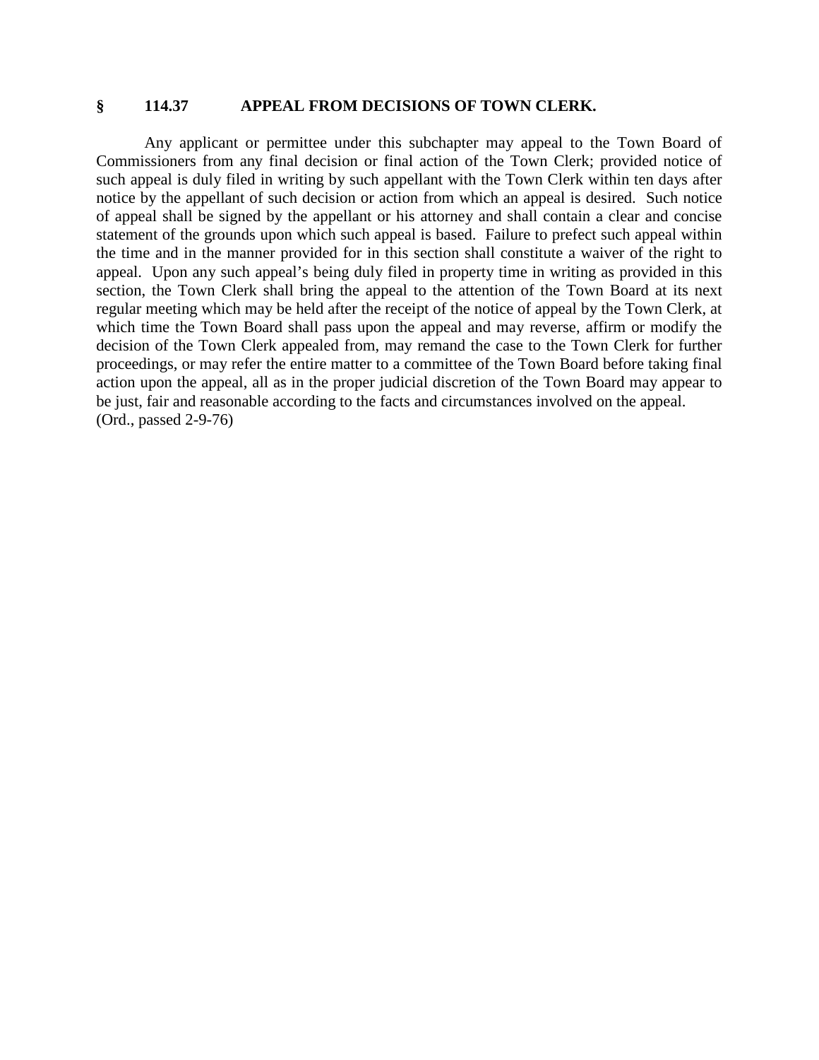## § 114.37 APPEAL FROM DECISIONS OF TOWN CLERK.

Any applicant or permittee under this subchapter may appeal to the Town Board of Commissioners from any final decision or final action of the Town Clerk; provided notice of such appeal is duly filed in writing by such appellant with the Town Clerk within ten days after notice by the appellant of such decision or action from which an appeal is desired. Such notice of appeal shall be signed by the appellant or his attorney and shall contain a clear and concise statement of the grounds upon which such appeal is based. Failure to prefect such appeal within the time and in the manner provided for in this section shall constitute a waiver of the right to appeal. Upon any such appeal's being duly filed in property time in writing as provided in this section, the Town Clerk shall bring the appeal to the attention of the Town Board at its next regular meeting which may be held after the receipt of the notice of appeal by the Town Clerk, at which time the Town Board shall pass upon the appeal and may reverse, affirm or modify the decision of the Town Clerk appealed from, may remand the case to the Town Clerk for further proceedings, or may refer the entire matter to a committee of the Town Board before taking final action upon the appeal, all as in the proper judicial discretion of the Town Board may appear to be just, fair and reasonable according to the facts and circumstances involved on the appeal.
(Ord., passed 2-9-76)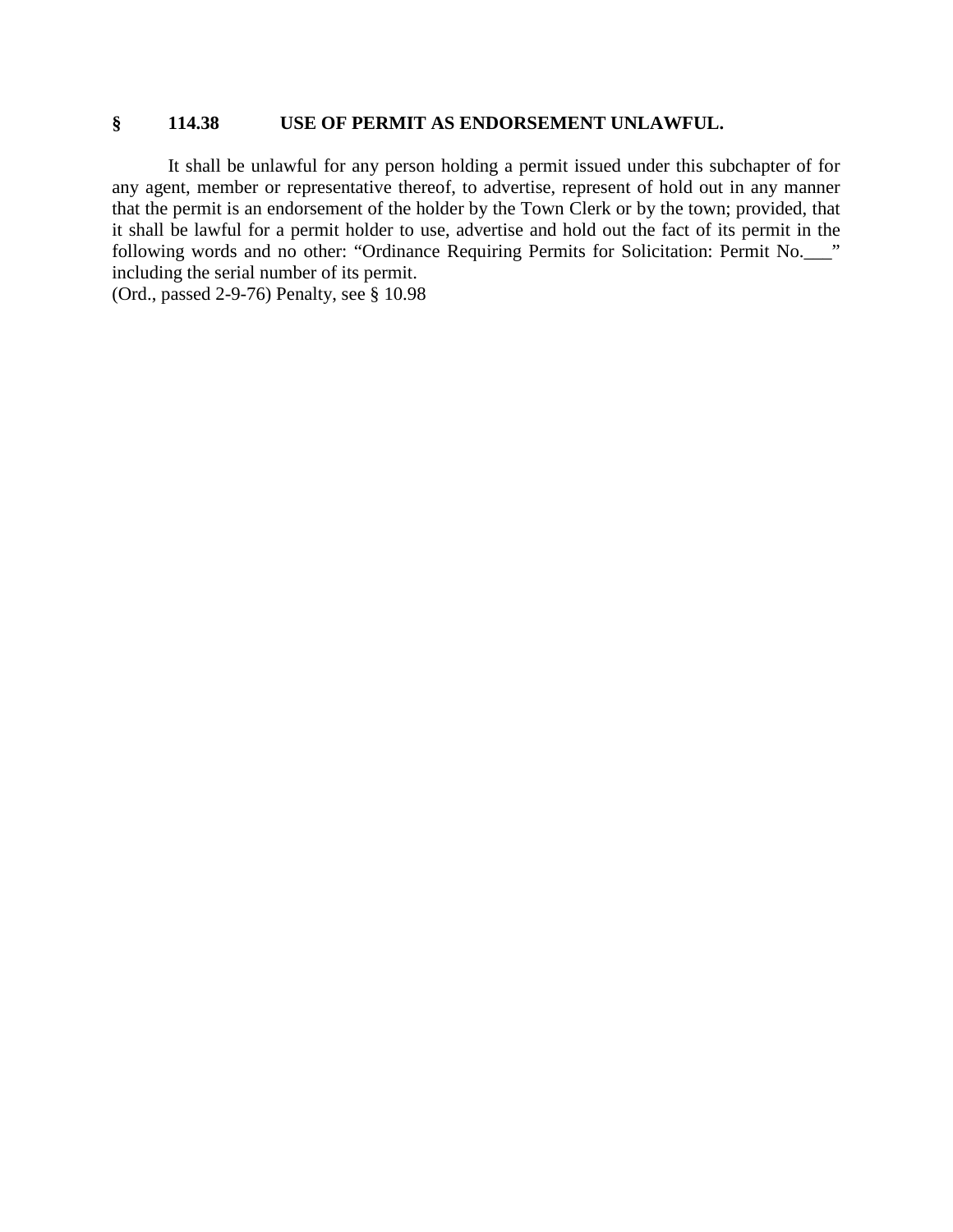## § 114.38 USE OF PERMIT AS ENDORSEMENT UNLAWFUL.

It shall be unlawful for any person holding a permit issued under this subchapter of for any agent, member or representative thereof, to advertise, represent of hold out in any manner that the permit is an endorsement of the holder by the Town Clerk or by the town; provided, that it shall be lawful for a permit holder to use, advertise and hold out the fact of its permit in the following words and no other: "Ordinance Requiring Permits for Solicitation: Permit No.___" including the serial number of its permit.

(Ord., passed 2-9-76) Penalty, see § 10.98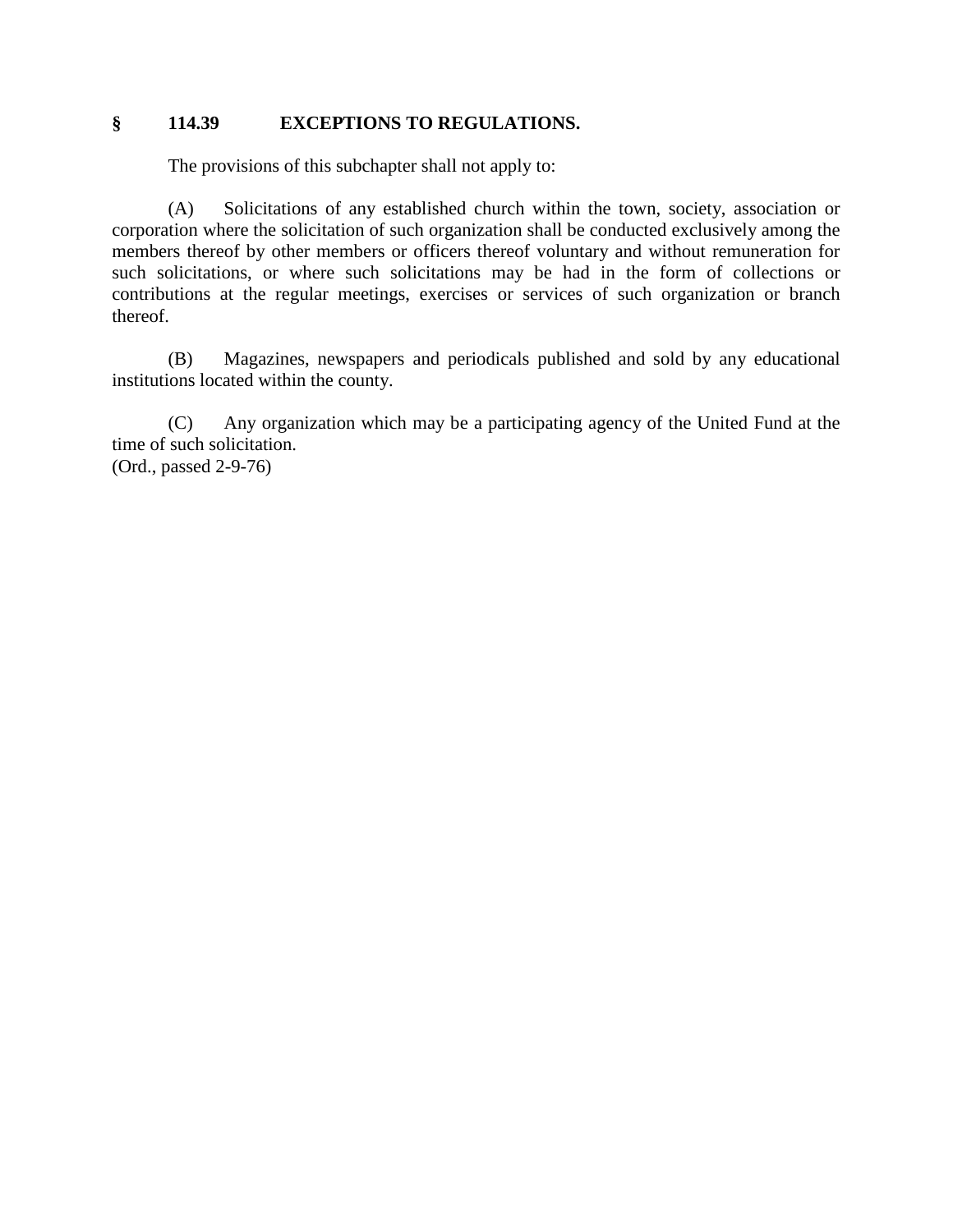### § 114.39 EXCEPTIONS TO REGULATIONS.

The provisions of this subchapter shall not apply to:

(A) Solicitations of any established church within the town, society, association or corporation where the solicitation of such organization shall be conducted exclusively among the members thereof by other members or officers thereof voluntary and without remuneration for such solicitations, or where such solicitations may be had in the form of collections or contributions at the regular meetings, exercises or services of such organization or branch thereof.

(B) Magazines, newspapers and periodicals published and sold by any educational institutions located within the county.

(C) Any organization which may be a participating agency of the United Fund at the time of such solicitation.
(Ord., passed 2-9-76)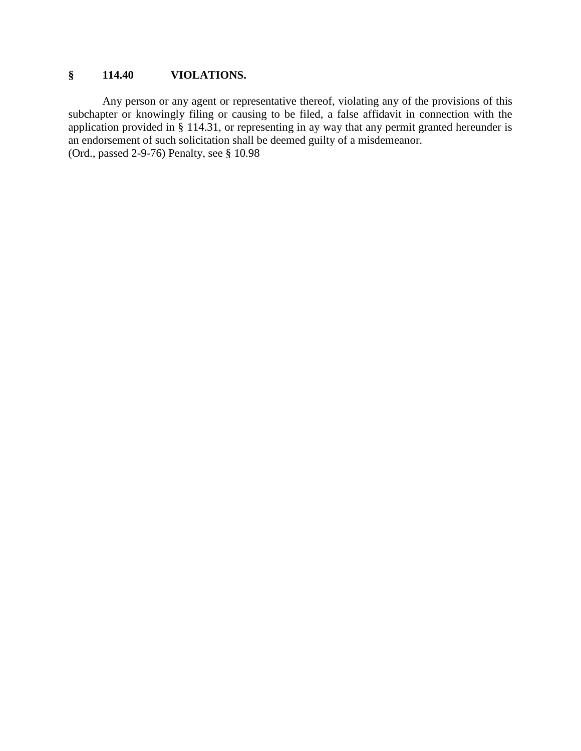### § 114.40 VIOLATIONS.

Any person or any agent or representative thereof, violating any of the provisions of this subchapter or knowingly filing or causing to be filed, a false affidavit in connection with the application provided in § 114.31, or representing in ay way that any permit granted hereunder is an endorsement of such solicitation shall be deemed guilty of a misdemeanor.
(Ord., passed 2-9-76) Penalty, see § 10.98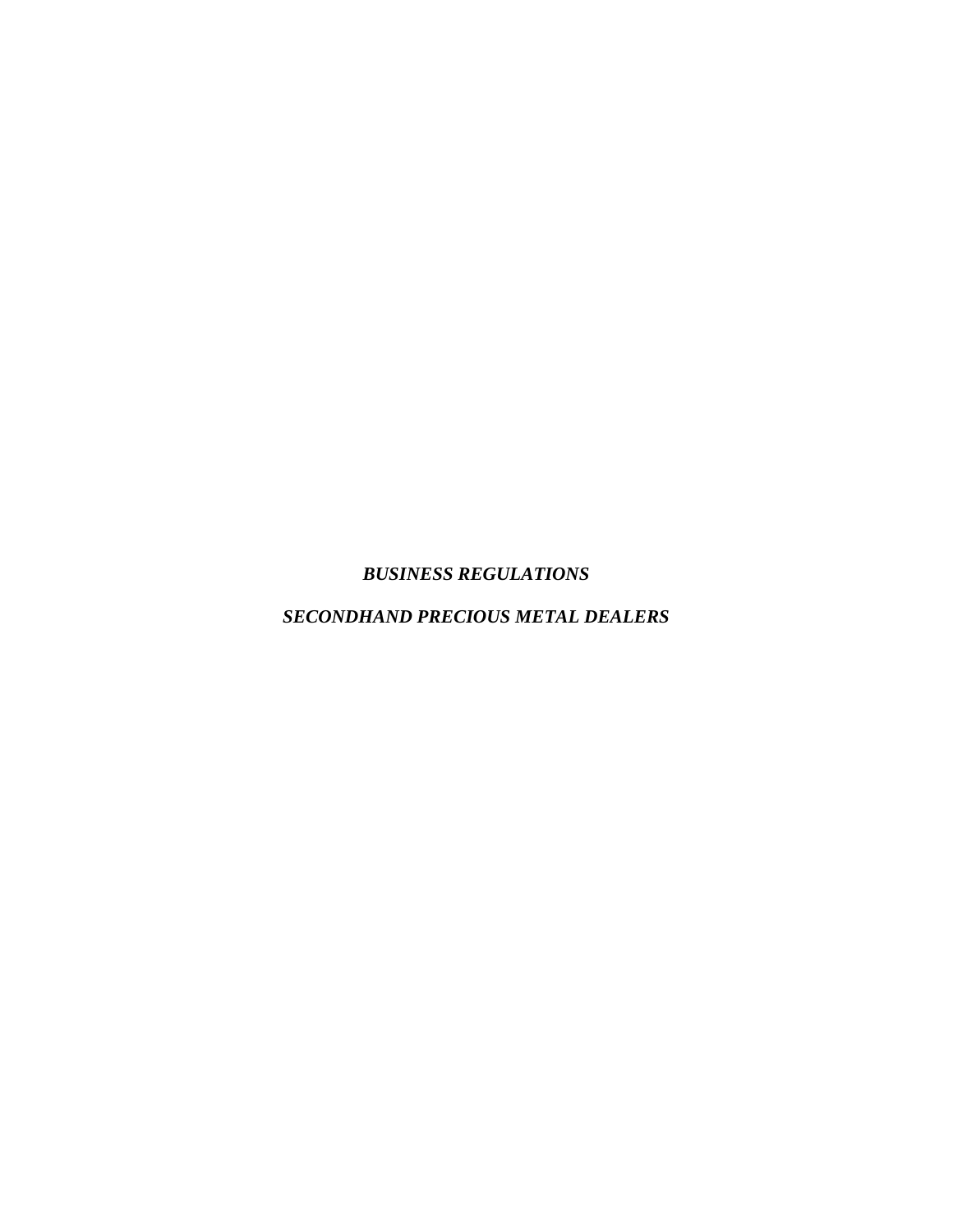***BUSINESS REGULATIONS***

***SECONDHAND PRECIOUS METAL DEALERS***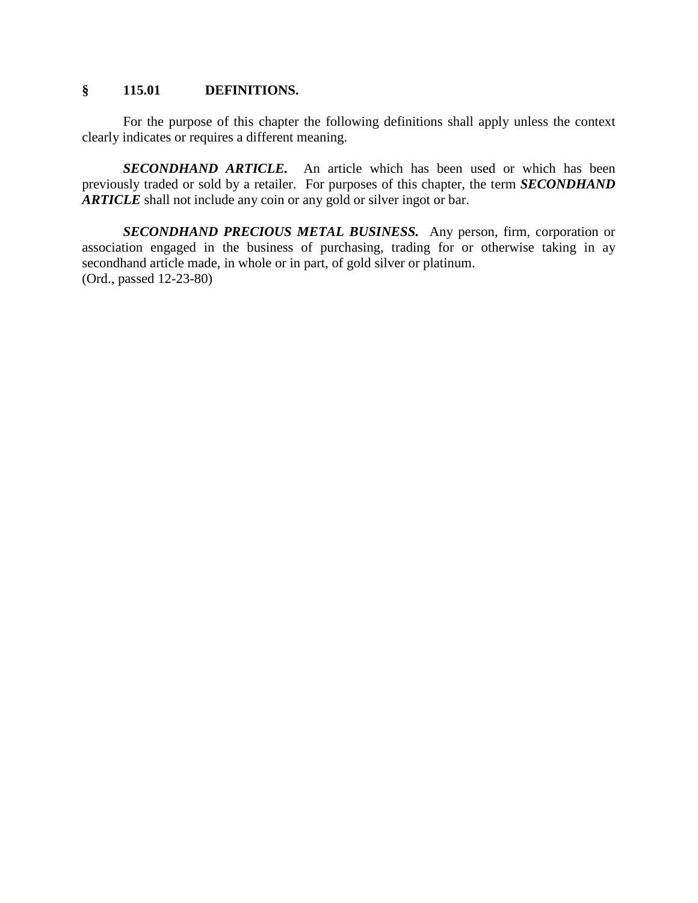## § 115.01 DEFINITIONS.

For the purpose of this chapter the following definitions shall apply unless the context clearly indicates or requires a different meaning.

***SECONDHAND ARTICLE.*** An article which has been used or which has been previously traded or sold by a retailer. For purposes of this chapter, the term ***SECONDHAND ARTICLE*** shall not include any coin or any gold or silver ingot or bar.

***SECONDHAND PRECIOUS METAL BUSINESS.*** Any person, firm, corporation or association engaged in the business of purchasing, trading for or otherwise taking in ay secondhand article made, in whole or in part, of gold silver or platinum.
(Ord., passed 12-23-80)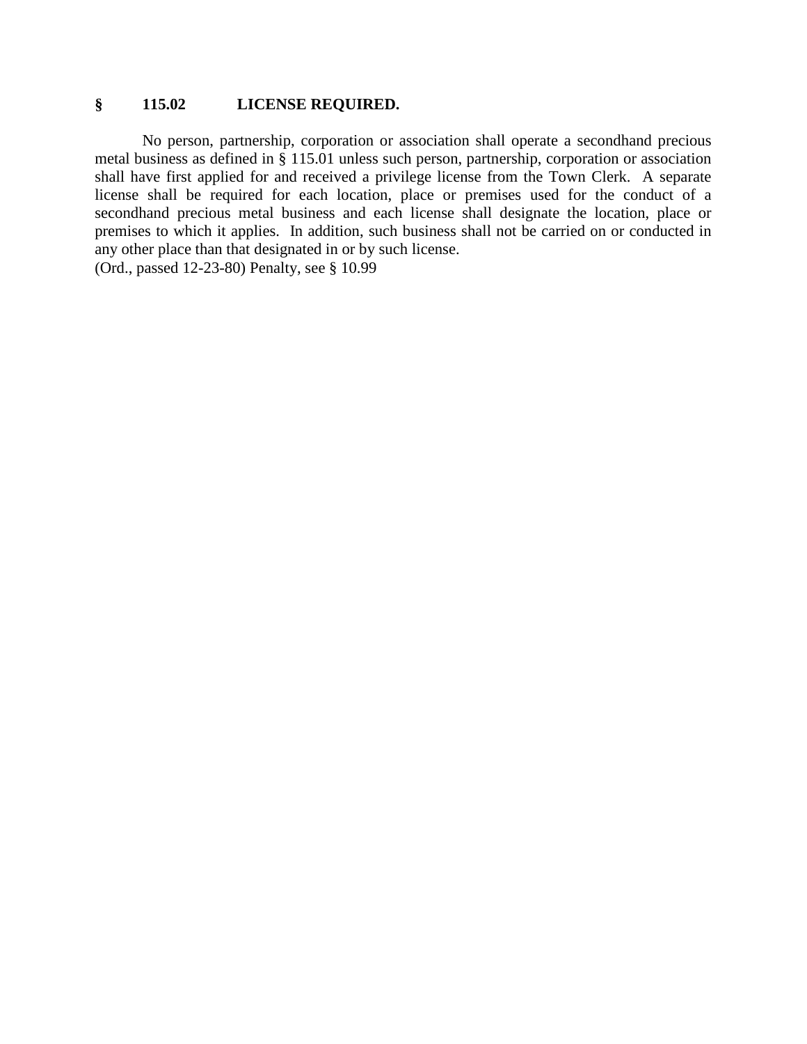### § 115.02 LICENSE REQUIRED.

No person, partnership, corporation or association shall operate a secondhand precious metal business as defined in § 115.01 unless such person, partnership, corporation or association shall have first applied for and received a privilege license from the Town Clerk. A separate license shall be required for each location, place or premises used for the conduct of a secondhand precious metal business and each license shall designate the location, place or premises to which it applies. In addition, such business shall not be carried on or conducted in any other place than that designated in or by such license.
(Ord., passed 12-23-80) Penalty, see § 10.99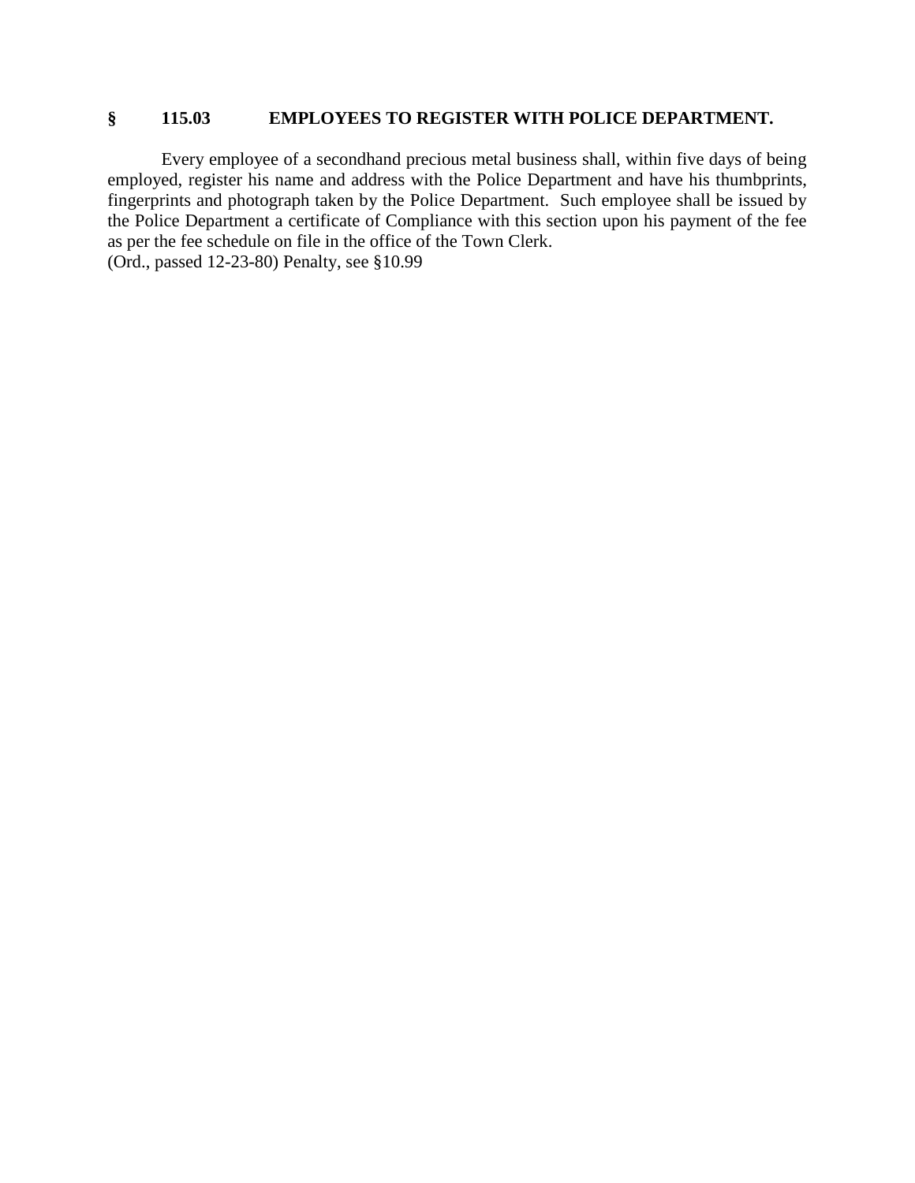## § 115.03 EMPLOYEES TO REGISTER WITH POLICE DEPARTMENT.

Every employee of a secondhand precious metal business shall, within five days of being employed, register his name and address with the Police Department and have his thumbprints, fingerprints and photograph taken by the Police Department. Such employee shall be issued by the Police Department a certificate of Compliance with this section upon his payment of the fee as per the fee schedule on file in the office of the Town Clerk.
(Ord., passed 12-23-80) Penalty, see §10.99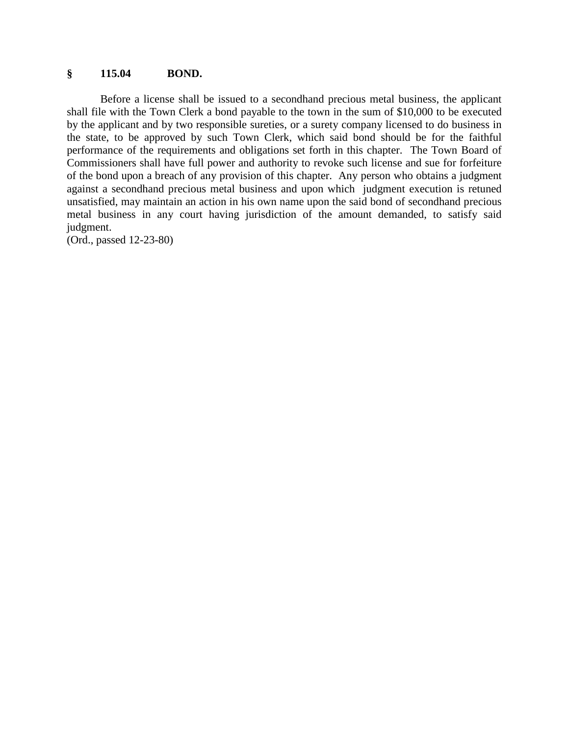## § 115.04 BOND.

Before a license shall be issued to a secondhand precious metal business, the applicant shall file with the Town Clerk a bond payable to the town in the sum of $10,000 to be executed by the applicant and by two responsible sureties, or a surety company licensed to do business in the state, to be approved by such Town Clerk, which said bond should be for the faithful performance of the requirements and obligations set forth in this chapter. The Town Board of Commissioners shall have full power and authority to revoke such license and sue for forfeiture of the bond upon a breach of any provision of this chapter. Any person who obtains a judgment against a secondhand precious metal business and upon which judgment execution is retuned unsatisfied, may maintain an action in his own name upon the said bond of secondhand precious metal business in any court having jurisdiction of the amount demanded, to satisfy said judgment.

(Ord., passed 12-23-80)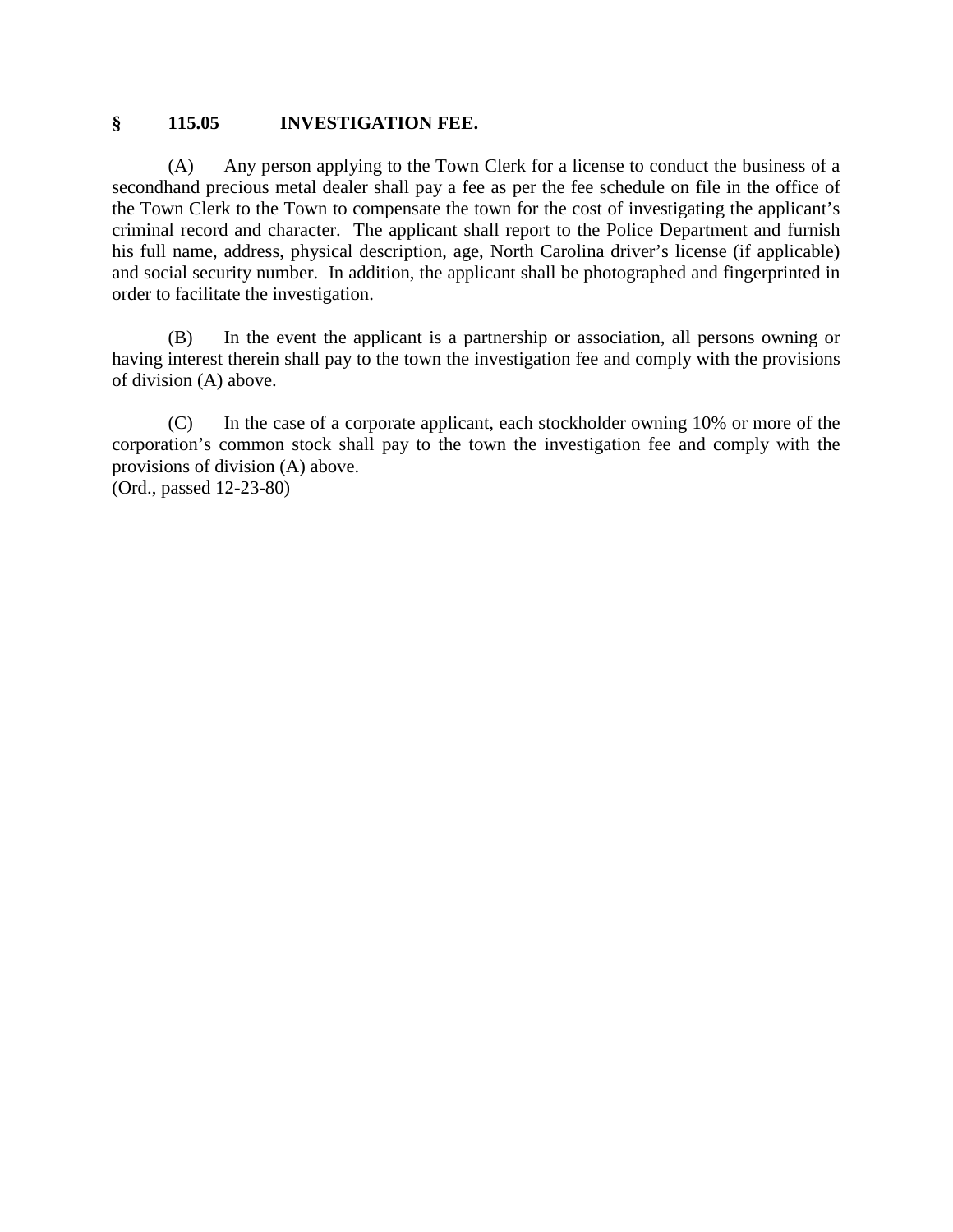## § 115.05 INVESTIGATION FEE.

(A) Any person applying to the Town Clerk for a license to conduct the business of a secondhand precious metal dealer shall pay a fee as per the fee schedule on file in the office of the Town Clerk to the Town to compensate the town for the cost of investigating the applicant's criminal record and character. The applicant shall report to the Police Department and furnish his full name, address, physical description, age, North Carolina driver's license (if applicable) and social security number. In addition, the applicant shall be photographed and fingerprinted in order to facilitate the investigation.

(B) In the event the applicant is a partnership or association, all persons owning or having interest therein shall pay to the town the investigation fee and comply with the provisions of division (A) above.

(C) In the case of a corporate applicant, each stockholder owning 10% or more of the corporation's common stock shall pay to the town the investigation fee and comply with the provisions of division (A) above.
(Ord., passed 12-23-80)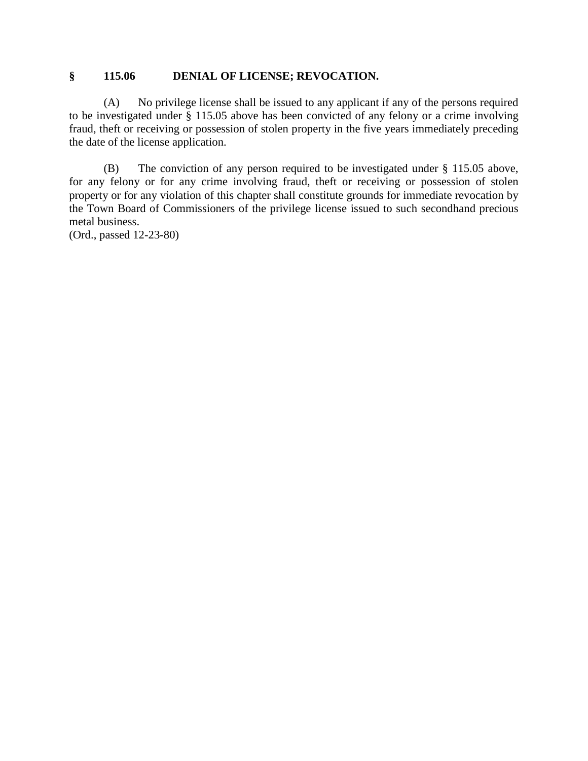### § 115.06 DENIAL OF LICENSE; REVOCATION.

(A) No privilege license shall be issued to any applicant if any of the persons required to be investigated under § 115.05 above has been convicted of any felony or a crime involving fraud, theft or receiving or possession of stolen property in the five years immediately preceding the date of the license application.

(B) The conviction of any person required to be investigated under § 115.05 above, for any felony or for any crime involving fraud, theft or receiving or possession of stolen property or for any violation of this chapter shall constitute grounds for immediate revocation by the Town Board of Commissioners of the privilege license issued to such secondhand precious metal business.

(Ord., passed 12-23-80)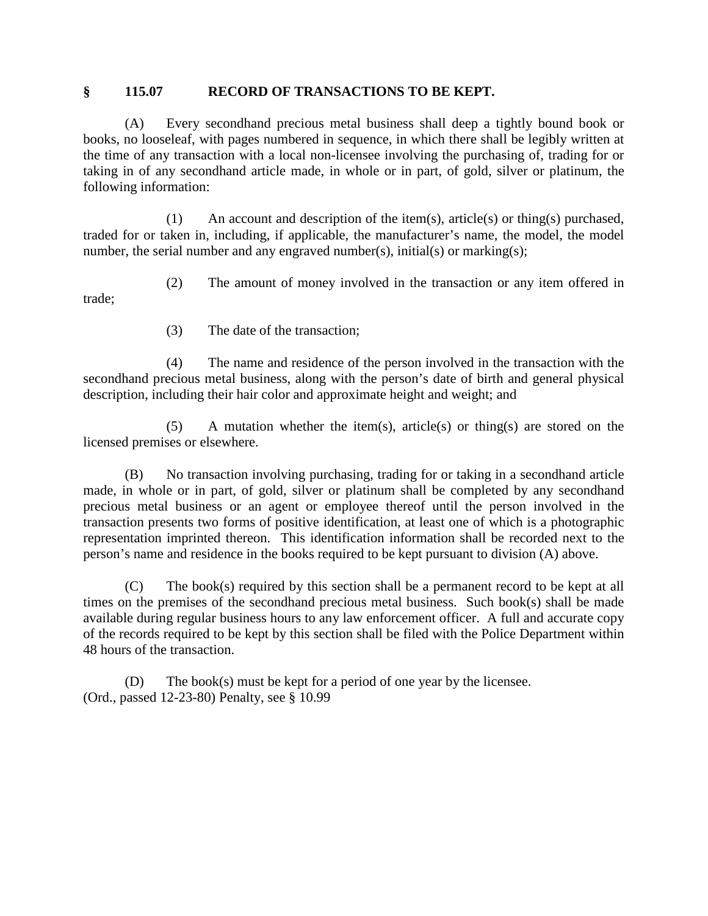## § 115.07 RECORD OF TRANSACTIONS TO BE KEPT.

(A) Every secondhand precious metal business shall deep a tightly bound book or books, no looseleaf, with pages numbered in sequence, in which there shall be legibly written at the time of any transaction with a local non-licensee involving the purchasing of, trading for or taking in of any secondhand article made, in whole or in part, of gold, silver or platinum, the following information:

(1) An account and description of the item(s), article(s) or thing(s) purchased, traded for or taken in, including, if applicable, the manufacturer's name, the model, the model number, the serial number and any engraved number(s), initial(s) or marking(s);

(2) The amount of money involved in the transaction or any item offered in trade;

(3) The date of the transaction;

(4) The name and residence of the person involved in the transaction with the secondhand precious metal business, along with the person's date of birth and general physical description, including their hair color and approximate height and weight; and

(5) A mutation whether the item(s), article(s) or thing(s) are stored on the licensed premises or elsewhere.

(B) No transaction involving purchasing, trading for or taking in a secondhand article made, in whole or in part, of gold, silver or platinum shall be completed by any secondhand precious metal business or an agent or employee thereof until the person involved in the transaction presents two forms of positive identification, at least one of which is a photographic representation imprinted thereon. This identification information shall be recorded next to the person's name and residence in the books required to be kept pursuant to division (A) above.

(C) The book(s) required by this section shall be a permanent record to be kept at all times on the premises of the secondhand precious metal business. Such book(s) shall be made available during regular business hours to any law enforcement officer. A full and accurate copy of the records required to be kept by this section shall be filed with the Police Department within 48 hours of the transaction.

(D) The book(s) must be kept for a period of one year by the licensee.
(Ord., passed 12-23-80) Penalty, see § 10.99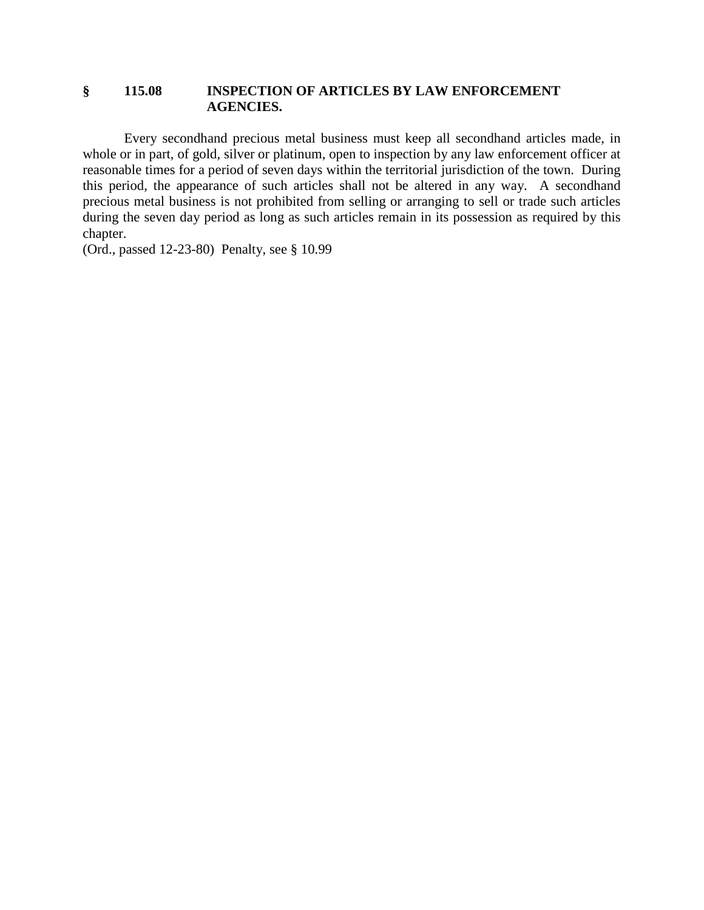## § 115.08 INSPECTION OF ARTICLES BY LAW ENFORCEMENT AGENCIES.

Every secondhand precious metal business must keep all secondhand articles made, in whole or in part, of gold, silver or platinum, open to inspection by any law enforcement officer at reasonable times for a period of seven days within the territorial jurisdiction of the town. During this period, the appearance of such articles shall not be altered in any way. A secondhand precious metal business is not prohibited from selling or arranging to sell or trade such articles during the seven day period as long as such articles remain in its possession as required by this chapter.

(Ord., passed 12-23-80) Penalty, see § 10.99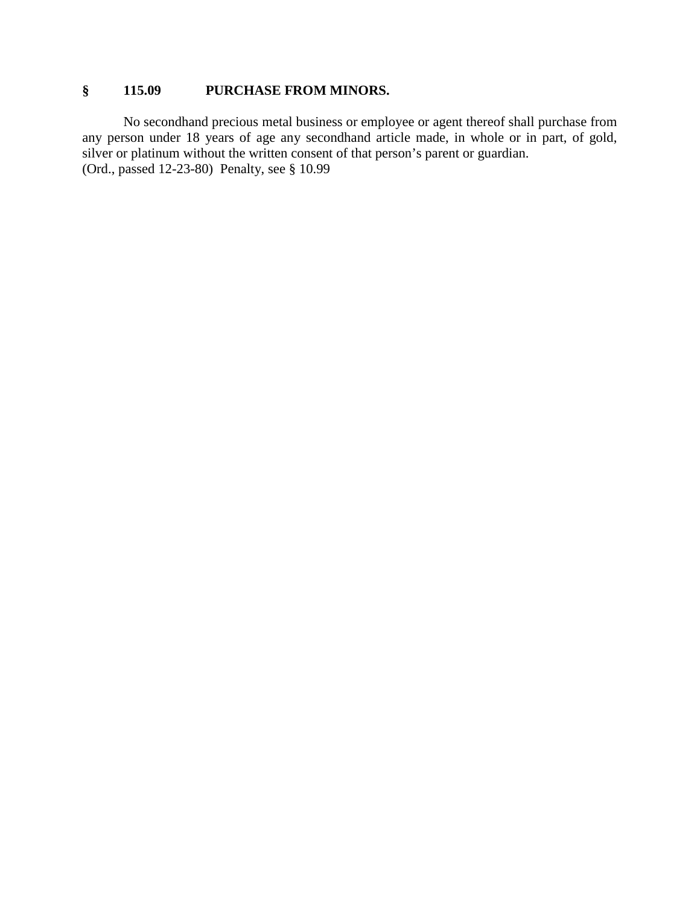## § 115.09 PURCHASE FROM MINORS.

No secondhand precious metal business or employee or agent thereof shall purchase from any person under 18 years of age any secondhand article made, in whole or in part, of gold, silver or platinum without the written consent of that person's parent or guardian.
(Ord., passed 12-23-80) Penalty, see § 10.99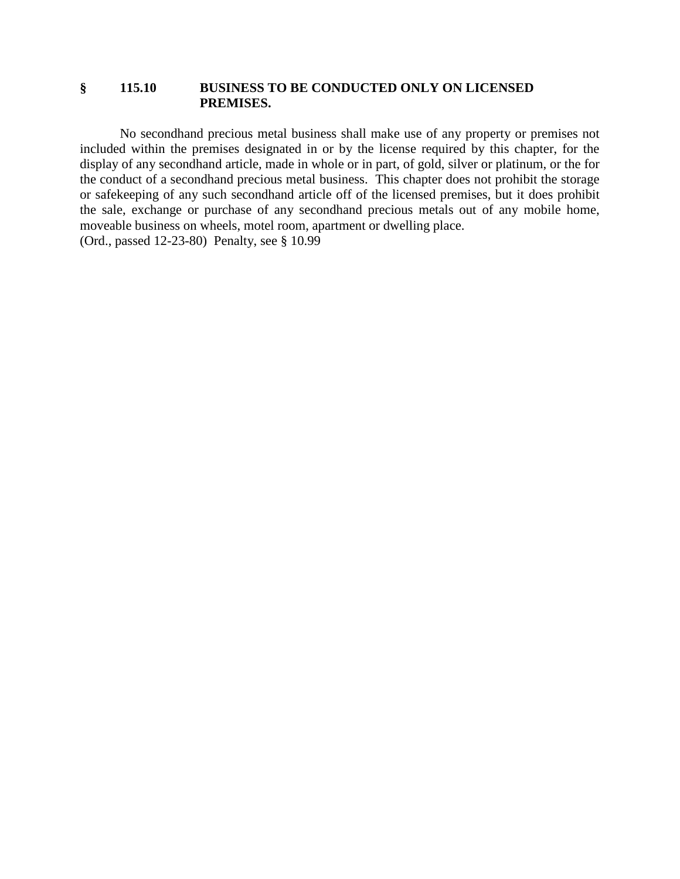### § 115.10 BUSINESS TO BE CONDUCTED ONLY ON LICENSED PREMISES.

No secondhand precious metal business shall make use of any property or premises not included within the premises designated in or by the license required by this chapter, for the display of any secondhand article, made in whole or in part, of gold, silver or platinum, or the for the conduct of a secondhand precious metal business. This chapter does not prohibit the storage or safekeeping of any such secondhand article off of the licensed premises, but it does prohibit the sale, exchange or purchase of any secondhand precious metals out of any mobile home, moveable business on wheels, motel room, apartment or dwelling place.

(Ord., passed 12-23-80) Penalty, see § 10.99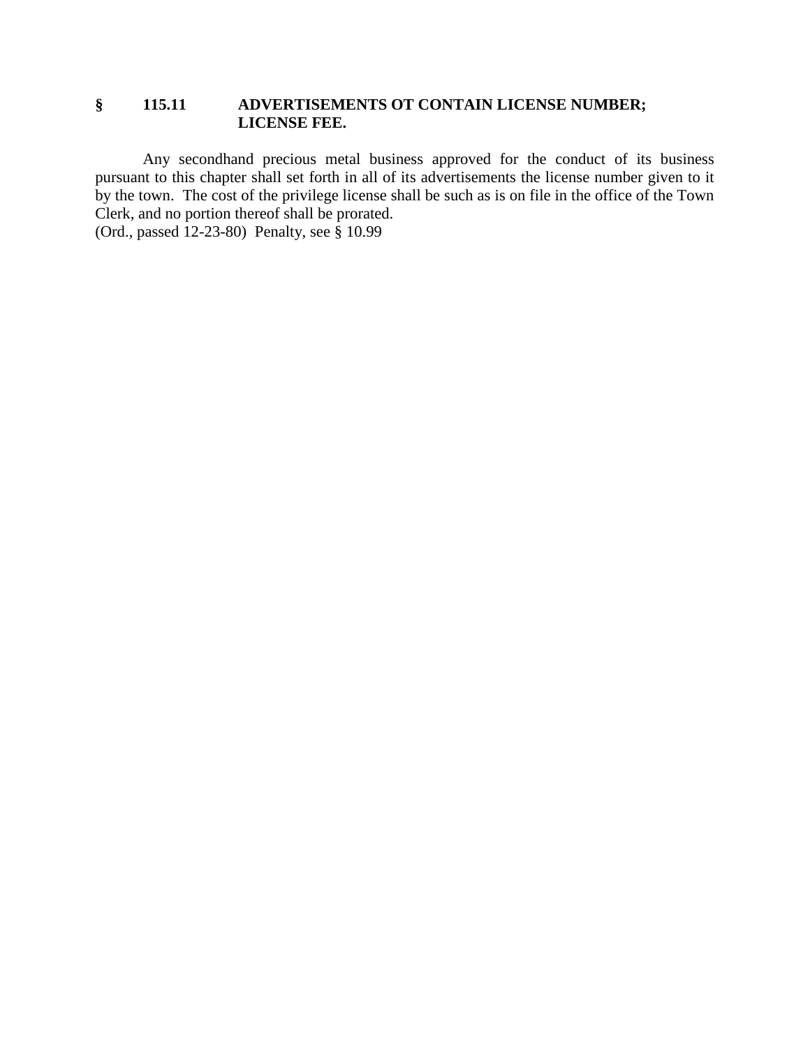## § 115.11 ADVERTISEMENTS OT CONTAIN LICENSE NUMBER; LICENSE FEE.

Any secondhand precious metal business approved for the conduct of its business pursuant to this chapter shall set forth in all of its advertisements the license number given to it by the town. The cost of the privilege license shall be such as is on file in the office of the Town Clerk, and no portion thereof shall be prorated.

(Ord., passed 12-23-80) Penalty, see § 10.99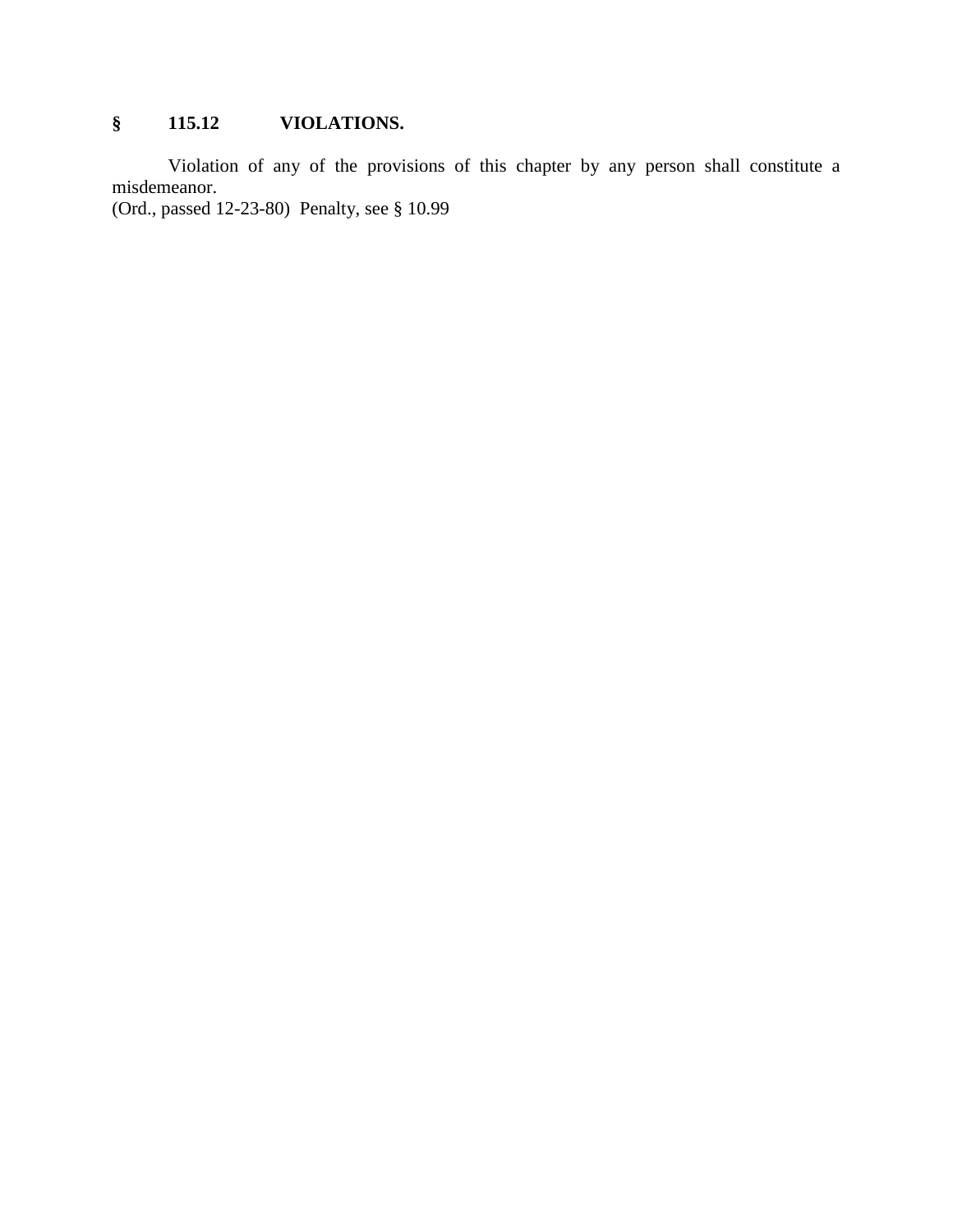## § 115.12 VIOLATIONS.

Violation of any of the provisions of this chapter by any person shall constitute a misdemeanor.
(Ord., passed 12-23-80) Penalty, see § 10.99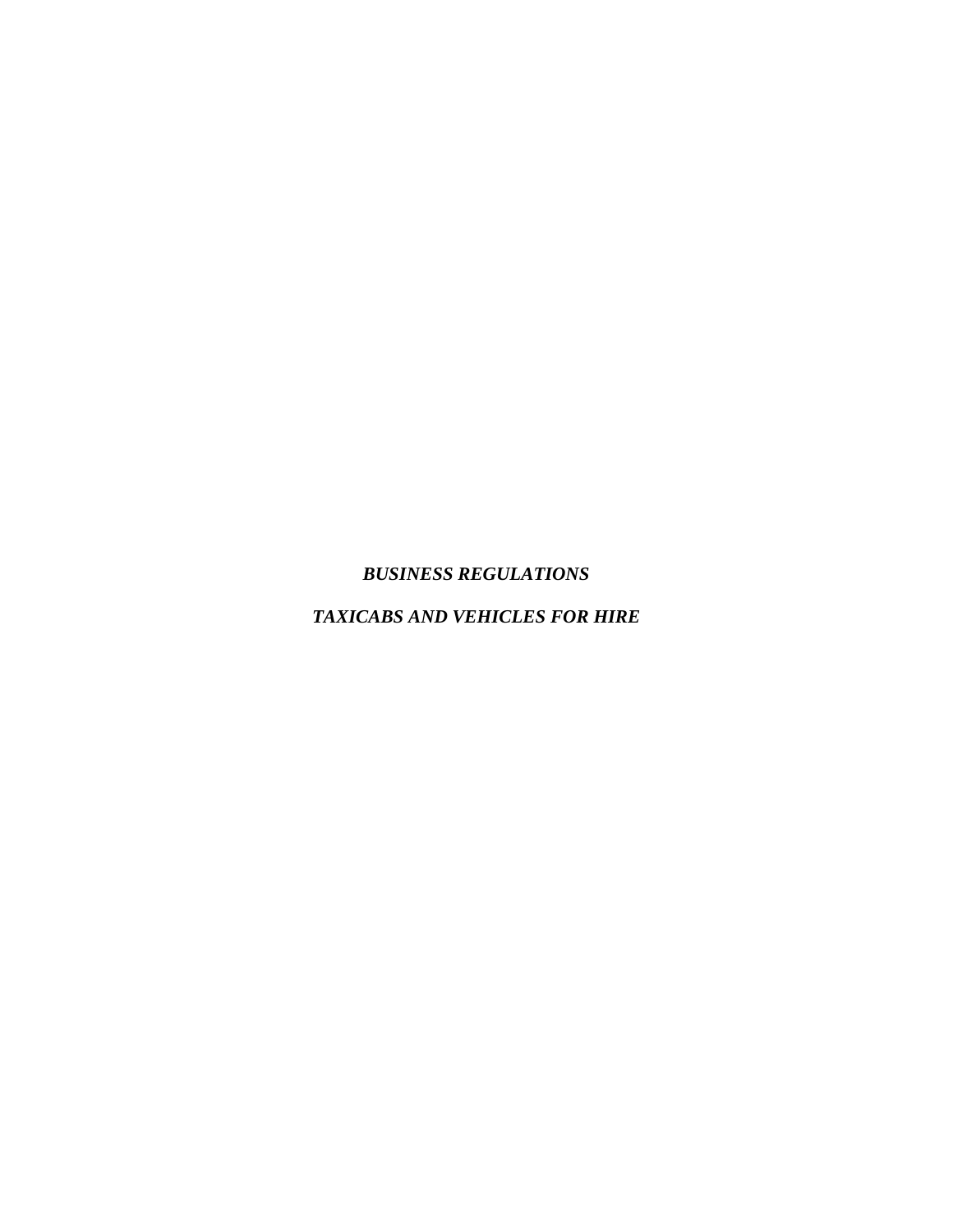***BUSINESS REGULATIONS***

***TAXICABS AND VEHICLES FOR HIRE***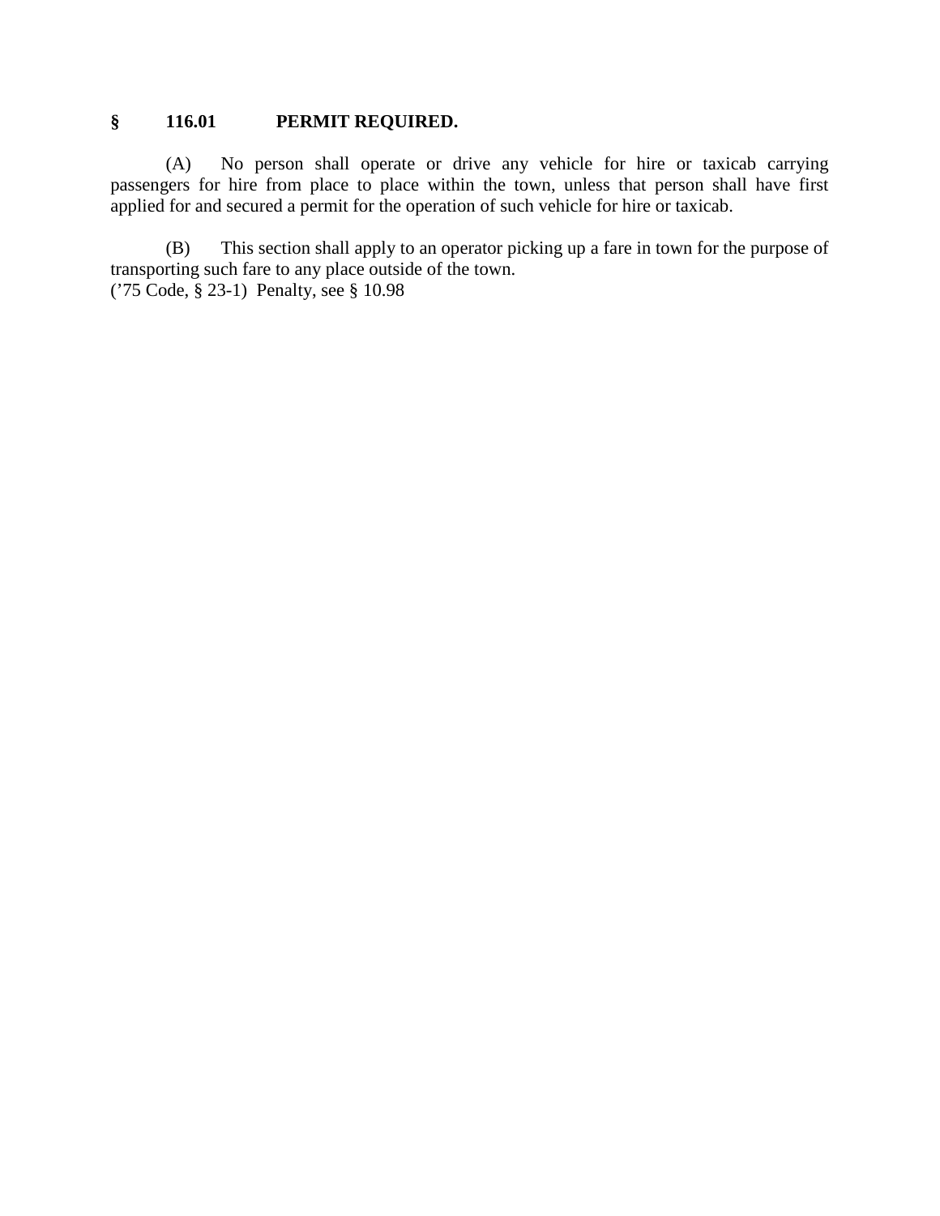## § 116.01 PERMIT REQUIRED.

(A) No person shall operate or drive any vehicle for hire or taxicab carrying passengers for hire from place to place within the town, unless that person shall have first applied for and secured a permit for the operation of such vehicle for hire or taxicab.

(B) This section shall apply to an operator picking up a fare in town for the purpose of transporting such fare to any place outside of the town.
('75 Code, § 23-1) Penalty, see § 10.98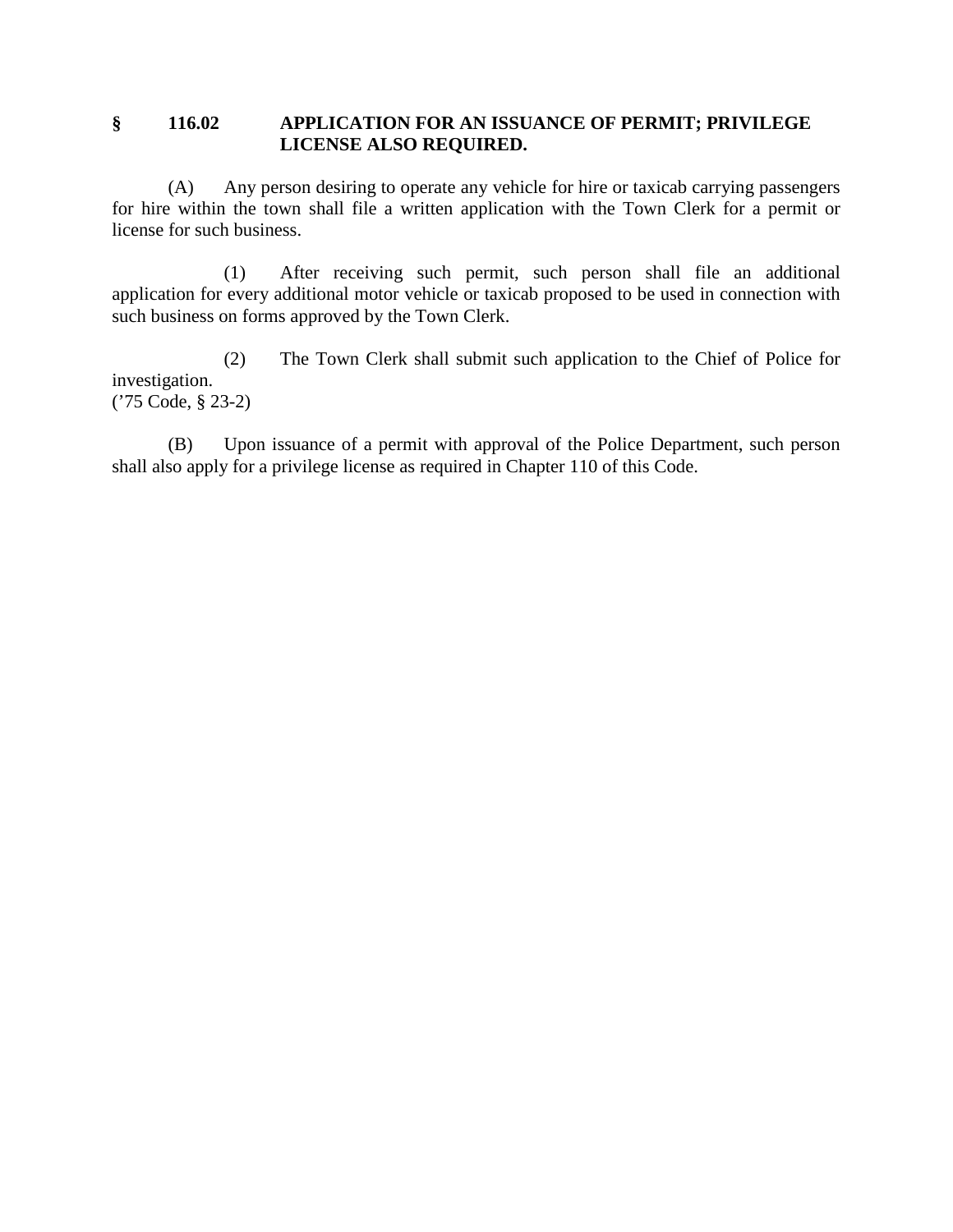## § 116.02 APPLICATION FOR AN ISSUANCE OF PERMIT; PRIVILEGE LICENSE ALSO REQUIRED.

(A) Any person desiring to operate any vehicle for hire or taxicab carrying passengers for hire within the town shall file a written application with the Town Clerk for a permit or license for such business.

(1) After receiving such permit, such person shall file an additional application for every additional motor vehicle or taxicab proposed to be used in connection with such business on forms approved by the Town Clerk.

(2) The Town Clerk shall submit such application to the Chief of Police for investigation.
('75 Code, § 23-2)

(B) Upon issuance of a permit with approval of the Police Department, such person shall also apply for a privilege license as required in Chapter 110 of this Code.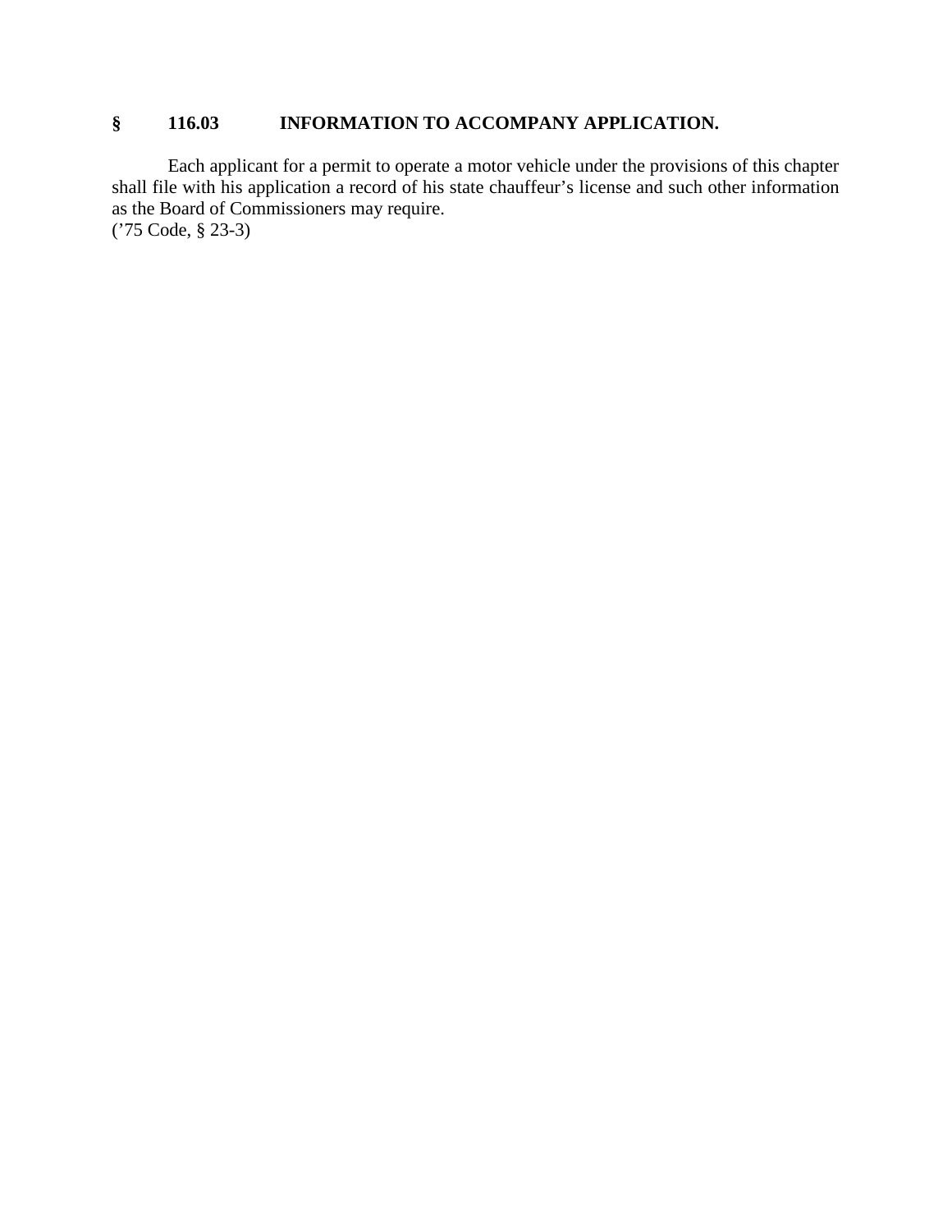## § 116.03 INFORMATION TO ACCOMPANY APPLICATION.

Each applicant for a permit to operate a motor vehicle under the provisions of this chapter shall file with his application a record of his state chauffeur's license and such other information as the Board of Commissioners may require.
('75 Code, § 23-3)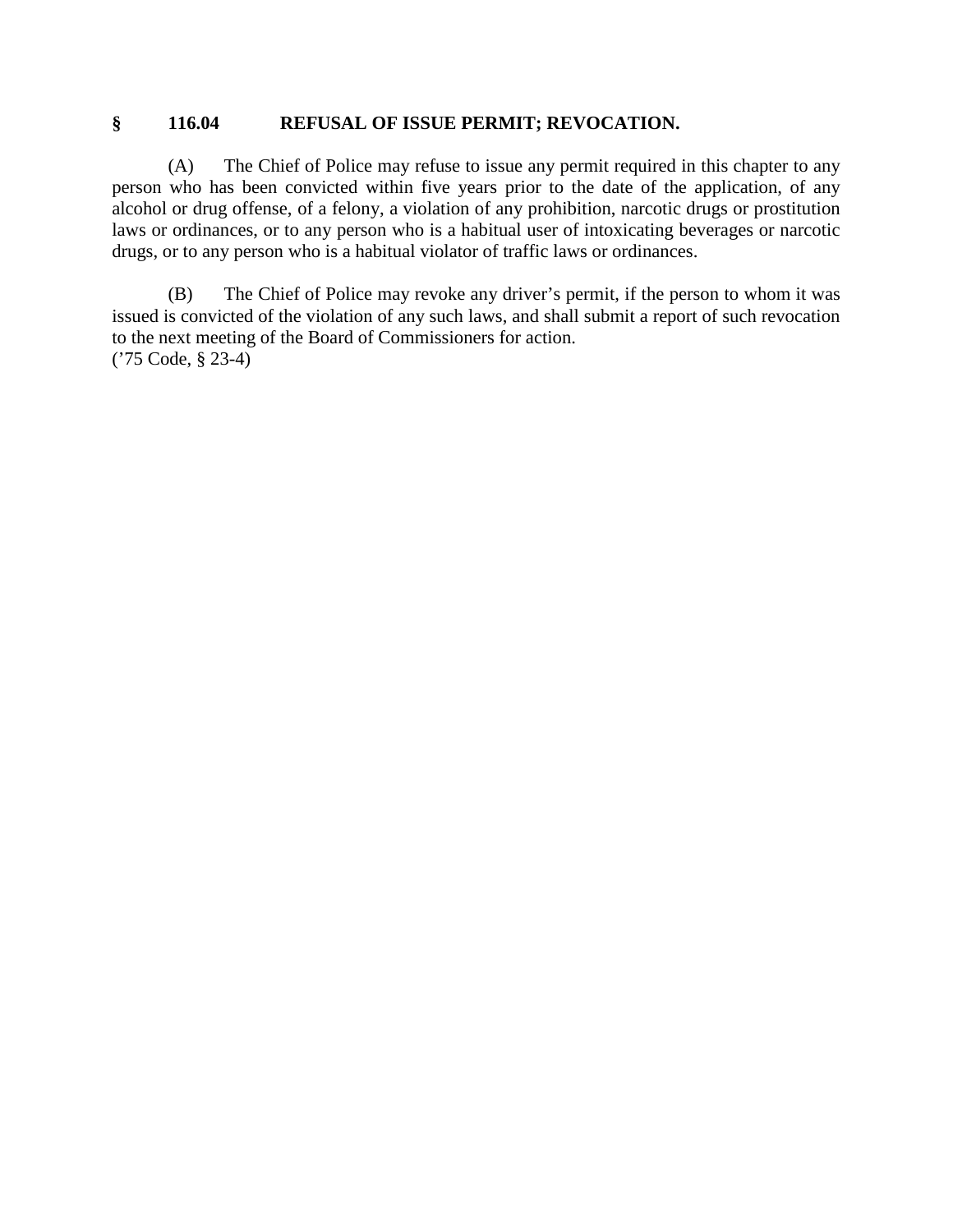## § 116.04 REFUSAL OF ISSUE PERMIT; REVOCATION.

(A) The Chief of Police may refuse to issue any permit required in this chapter to any person who has been convicted within five years prior to the date of the application, of any alcohol or drug offense, of a felony, a violation of any prohibition, narcotic drugs or prostitution laws or ordinances, or to any person who is a habitual user of intoxicating beverages or narcotic drugs, or to any person who is a habitual violator of traffic laws or ordinances.

(B) The Chief of Police may revoke any driver's permit, if the person to whom it was issued is convicted of the violation of any such laws, and shall submit a report of such revocation to the next meeting of the Board of Commissioners for action.
('75 Code, § 23-4)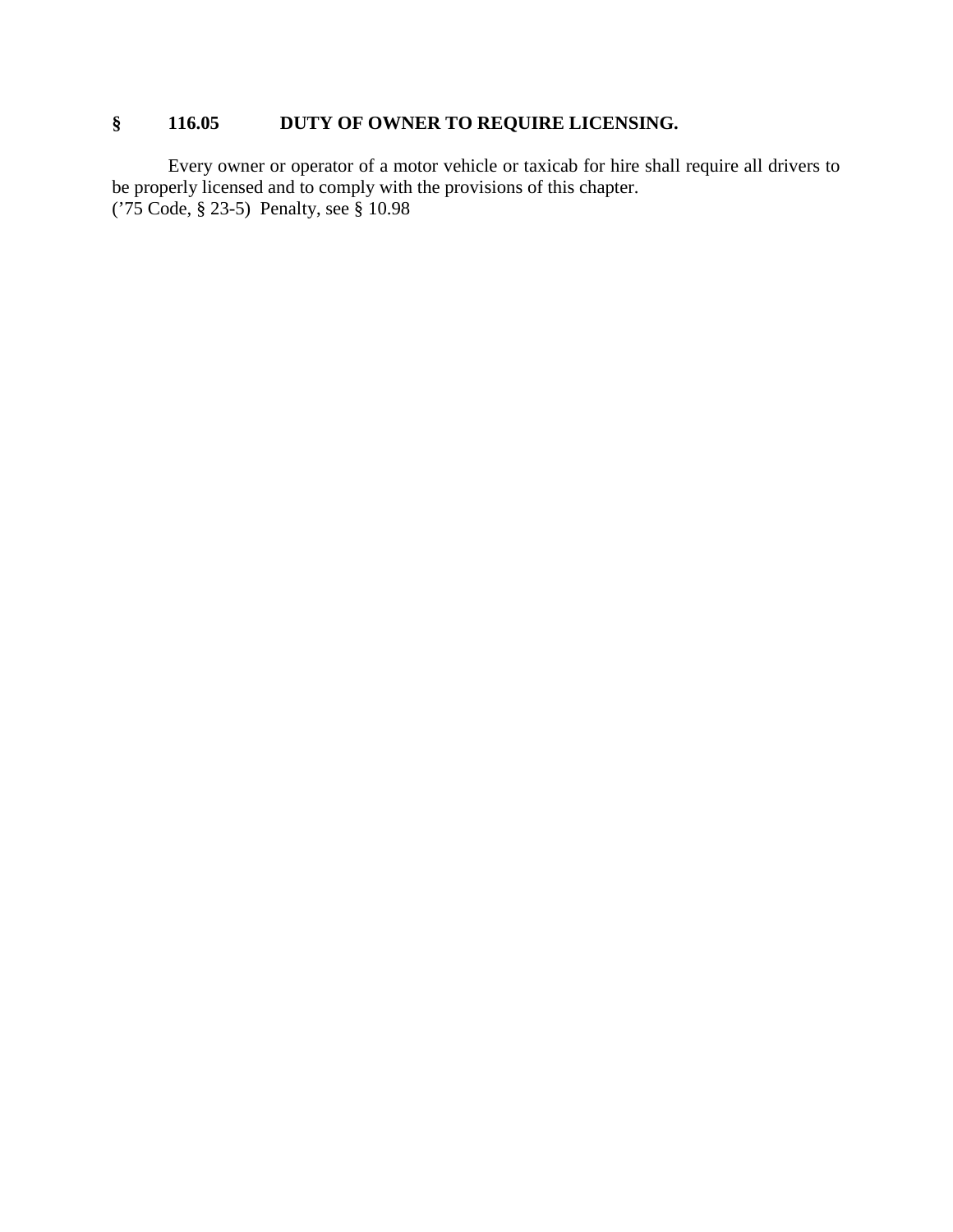### § 116.05 DUTY OF OWNER TO REQUIRE LICENSING.

Every owner or operator of a motor vehicle or taxicab for hire shall require all drivers to be properly licensed and to comply with the provisions of this chapter.
('75 Code, § 23-5) Penalty, see § 10.98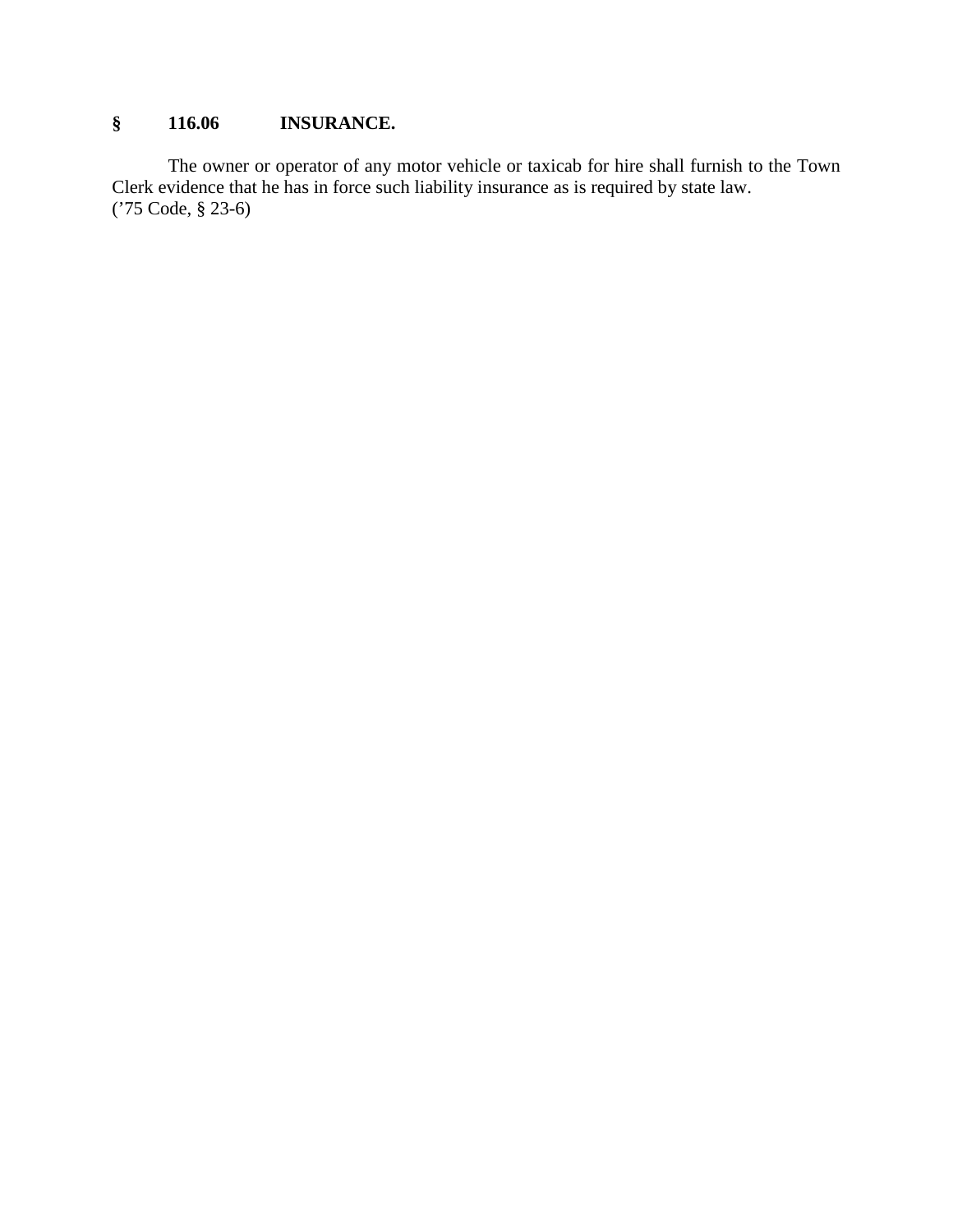## § 116.06 INSURANCE.

The owner or operator of any motor vehicle or taxicab for hire shall furnish to the Town Clerk evidence that he has in force such liability insurance as is required by state law.
('75 Code, § 23-6)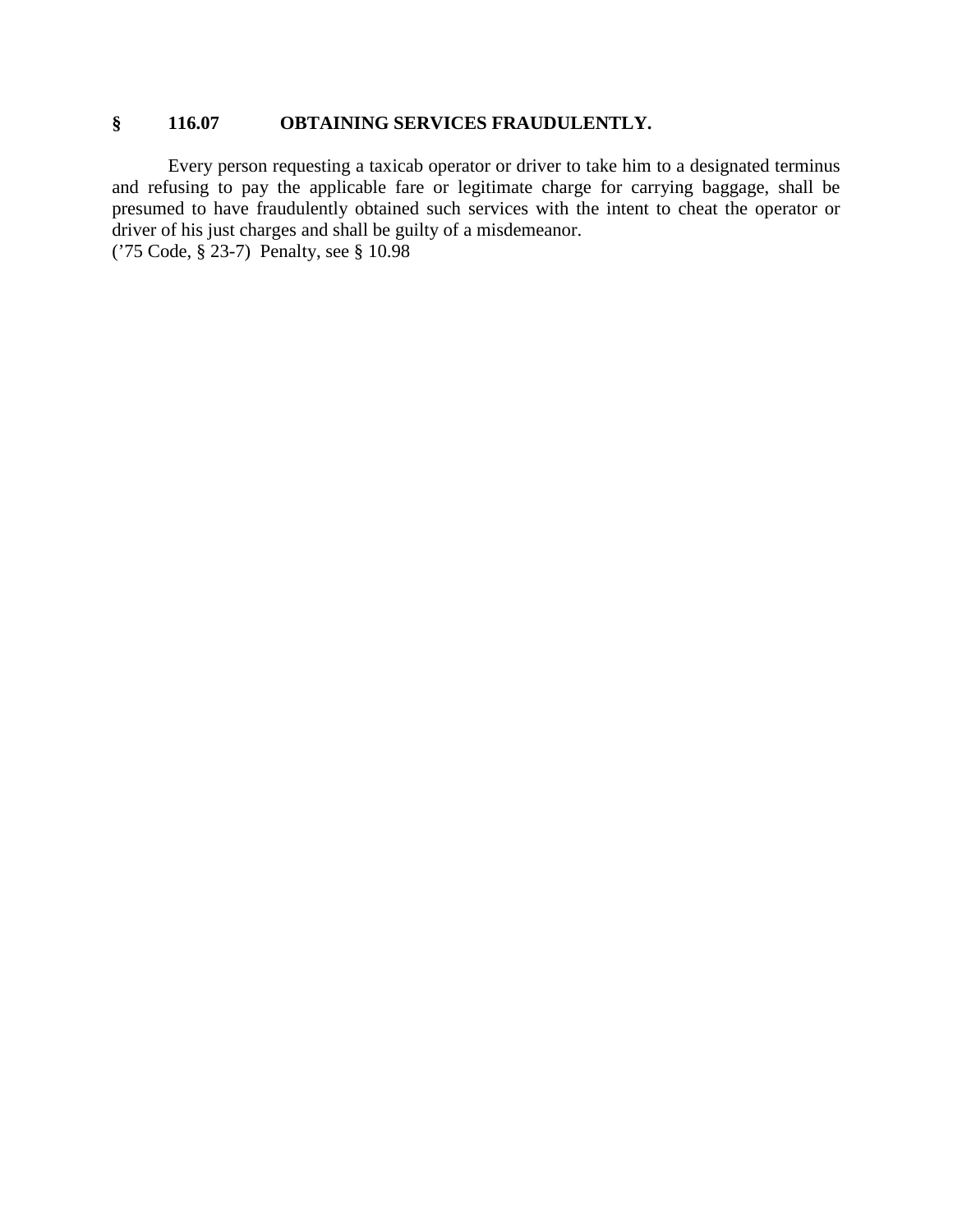## § 116.07 OBTAINING SERVICES FRAUDULENTLY.

Every person requesting a taxicab operator or driver to take him to a designated terminus and refusing to pay the applicable fare or legitimate charge for carrying baggage, shall be presumed to have fraudulently obtained such services with the intent to cheat the operator or driver of his just charges and shall be guilty of a misdemeanor.

('75 Code, § 23-7) Penalty, see § 10.98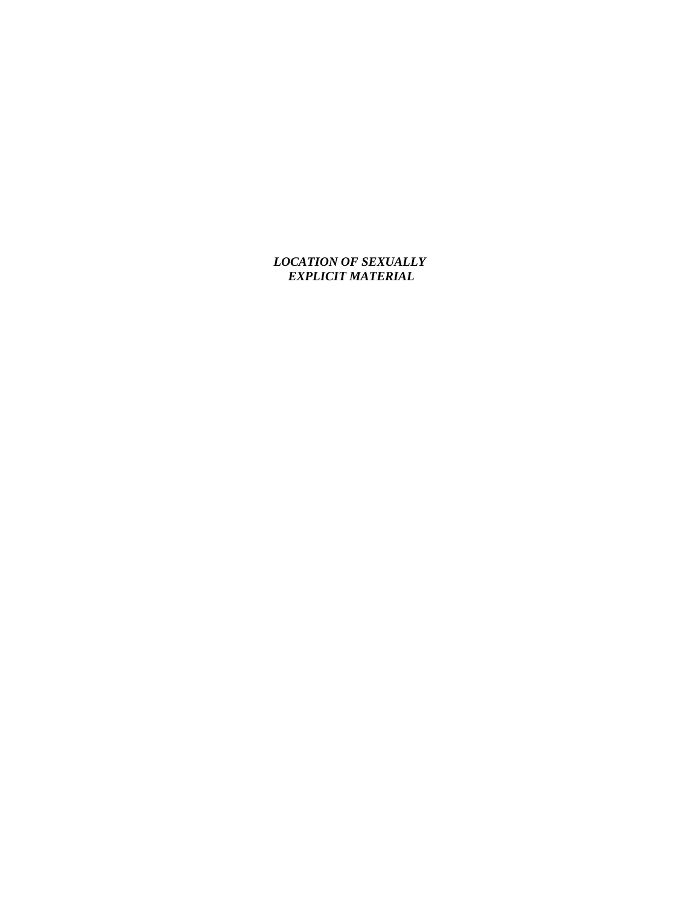***LOCATION OF SEXUALLY EXPLICIT MATERIAL***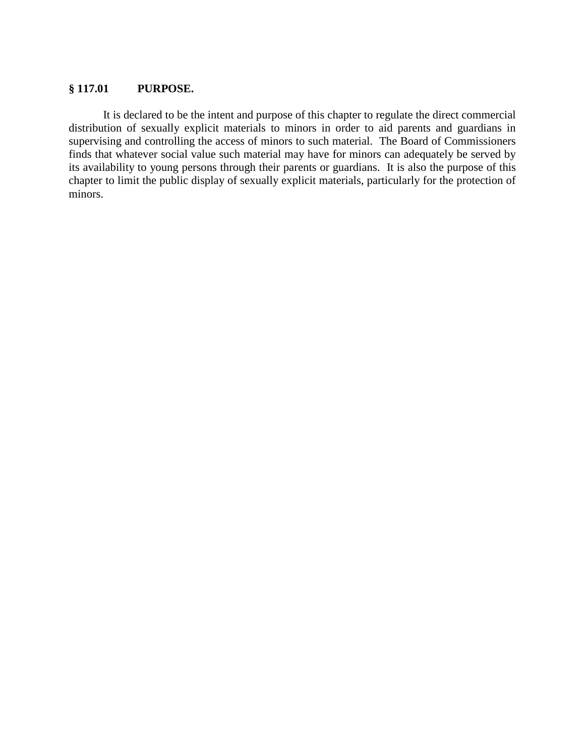### § 117.01 PURPOSE.

It is declared to be the intent and purpose of this chapter to regulate the direct commercial distribution of sexually explicit materials to minors in order to aid parents and guardians in supervising and controlling the access of minors to such material. The Board of Commissioners finds that whatever social value such material may have for minors can adequately be served by its availability to young persons through their parents or guardians. It is also the purpose of this chapter to limit the public display of sexually explicit materials, particularly for the protection of minors.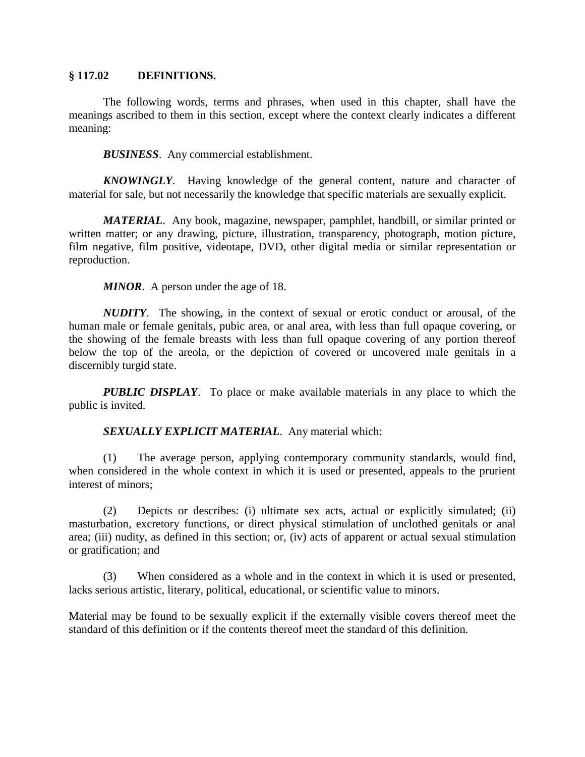## § 117.02 DEFINITIONS.

The following words, terms and phrases, when used in this chapter, shall have the meanings ascribed to them in this section, except where the context clearly indicates a different meaning:

***BUSINESS***. Any commercial establishment.

***KNOWINGLY***. Having knowledge of the general content, nature and character of material for sale, but not necessarily the knowledge that specific materials are sexually explicit.

***MATERIAL***. Any book, magazine, newspaper, pamphlet, handbill, or similar printed or written matter; or any drawing, picture, illustration, transparency, photograph, motion picture, film negative, film positive, videotape, DVD, other digital media or similar representation or reproduction.

***MINOR***. A person under the age of 18.

***NUDITY***. The showing, in the context of sexual or erotic conduct or arousal, of the human male or female genitals, pubic area, or anal area, with less than full opaque covering, or the showing of the female breasts with less than full opaque covering of any portion thereof below the top of the areola, or the depiction of covered or uncovered male genitals in a discernibly turgid state.

***PUBLIC DISPLAY***. To place or make available materials in any place to which the public is invited.

***SEXUALLY EXPLICIT MATERIAL***. Any material which:

(1) The average person, applying contemporary community standards, would find, when considered in the whole context in which it is used or presented, appeals to the prurient interest of minors;

(2) Depicts or describes: (i) ultimate sex acts, actual or explicitly simulated; (ii) masturbation, excretory functions, or direct physical stimulation of unclothed genitals or anal area; (iii) nudity, as defined in this section; or, (iv) acts of apparent or actual sexual stimulation or gratification; and

(3) When considered as a whole and in the context in which it is used or presented, lacks serious artistic, literary, political, educational, or scientific value to minors.

Material may be found to be sexually explicit if the externally visible covers thereof meet the standard of this definition or if the contents thereof meet the standard of this definition.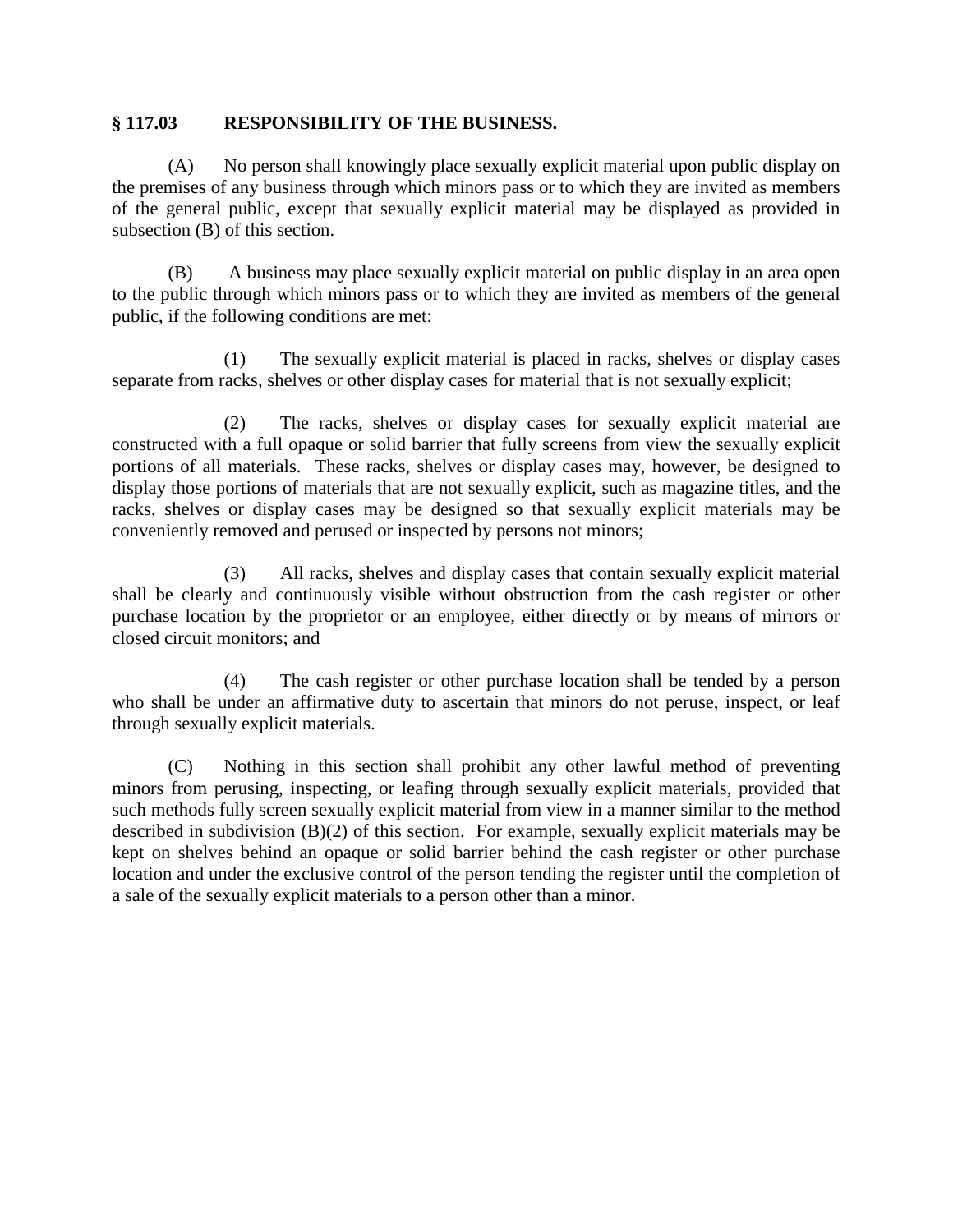### § 117.03 RESPONSIBILITY OF THE BUSINESS.

(A) No person shall knowingly place sexually explicit material upon public display on the premises of any business through which minors pass or to which they are invited as members of the general public, except that sexually explicit material may be displayed as provided in subsection (B) of this section.

(B) A business may place sexually explicit material on public display in an area open to the public through which minors pass or to which they are invited as members of the general public, if the following conditions are met:

(1) The sexually explicit material is placed in racks, shelves or display cases separate from racks, shelves or other display cases for material that is not sexually explicit;

(2) The racks, shelves or display cases for sexually explicit material are constructed with a full opaque or solid barrier that fully screens from view the sexually explicit portions of all materials. These racks, shelves or display cases may, however, be designed to display those portions of materials that are not sexually explicit, such as magazine titles, and the racks, shelves or display cases may be designed so that sexually explicit materials may be conveniently removed and perused or inspected by persons not minors;

(3) All racks, shelves and display cases that contain sexually explicit material shall be clearly and continuously visible without obstruction from the cash register or other purchase location by the proprietor or an employee, either directly or by means of mirrors or closed circuit monitors; and

(4) The cash register or other purchase location shall be tended by a person who shall be under an affirmative duty to ascertain that minors do not peruse, inspect, or leaf through sexually explicit materials.

(C) Nothing in this section shall prohibit any other lawful method of preventing minors from perusing, inspecting, or leafing through sexually explicit materials, provided that such methods fully screen sexually explicit material from view in a manner similar to the method described in subdivision (B)(2) of this section. For example, sexually explicit materials may be kept on shelves behind an opaque or solid barrier behind the cash register or other purchase location and under the exclusive control of the person tending the register until the completion of a sale of the sexually explicit materials to a person other than a minor.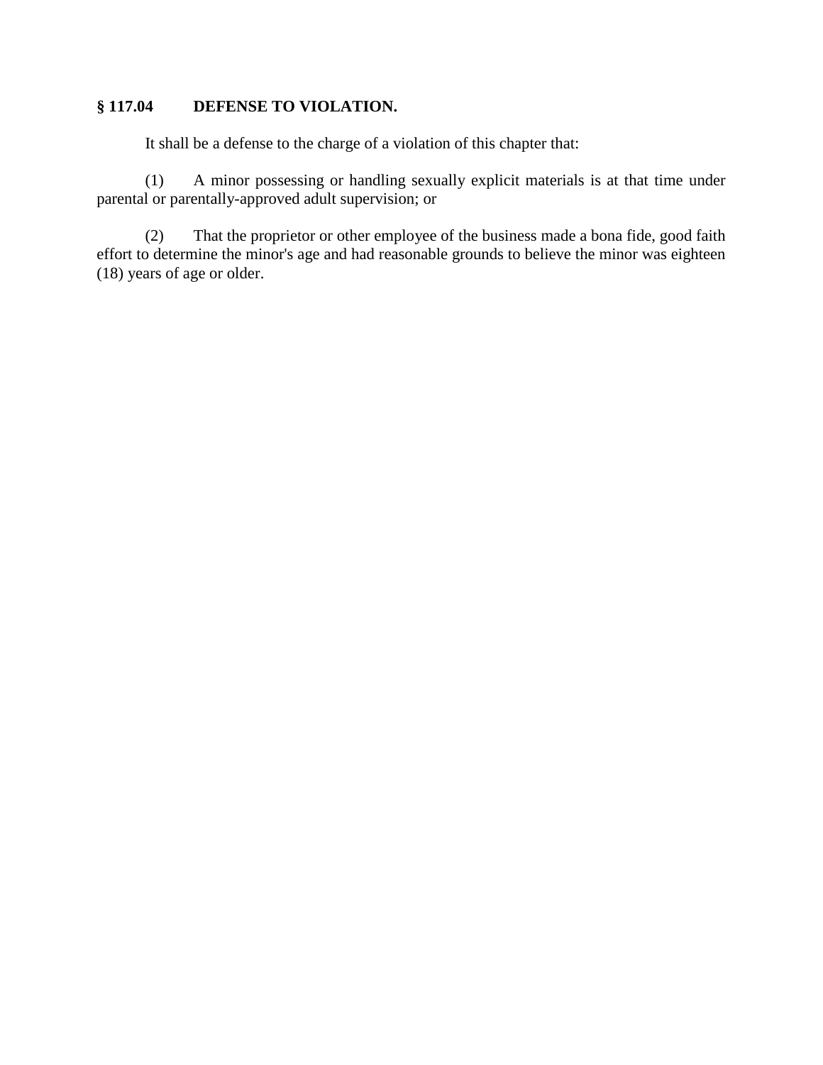**§ 117.04 DEFENSE TO VIOLATION.**

It shall be a defense to the charge of a violation of this chapter that:

(1) A minor possessing or handling sexually explicit materials is at that time under parental or parentally-approved adult supervision; or

(2) That the proprietor or other employee of the business made a bona fide, good faith effort to determine the minor's age and had reasonable grounds to believe the minor was eighteen (18) years of age or older.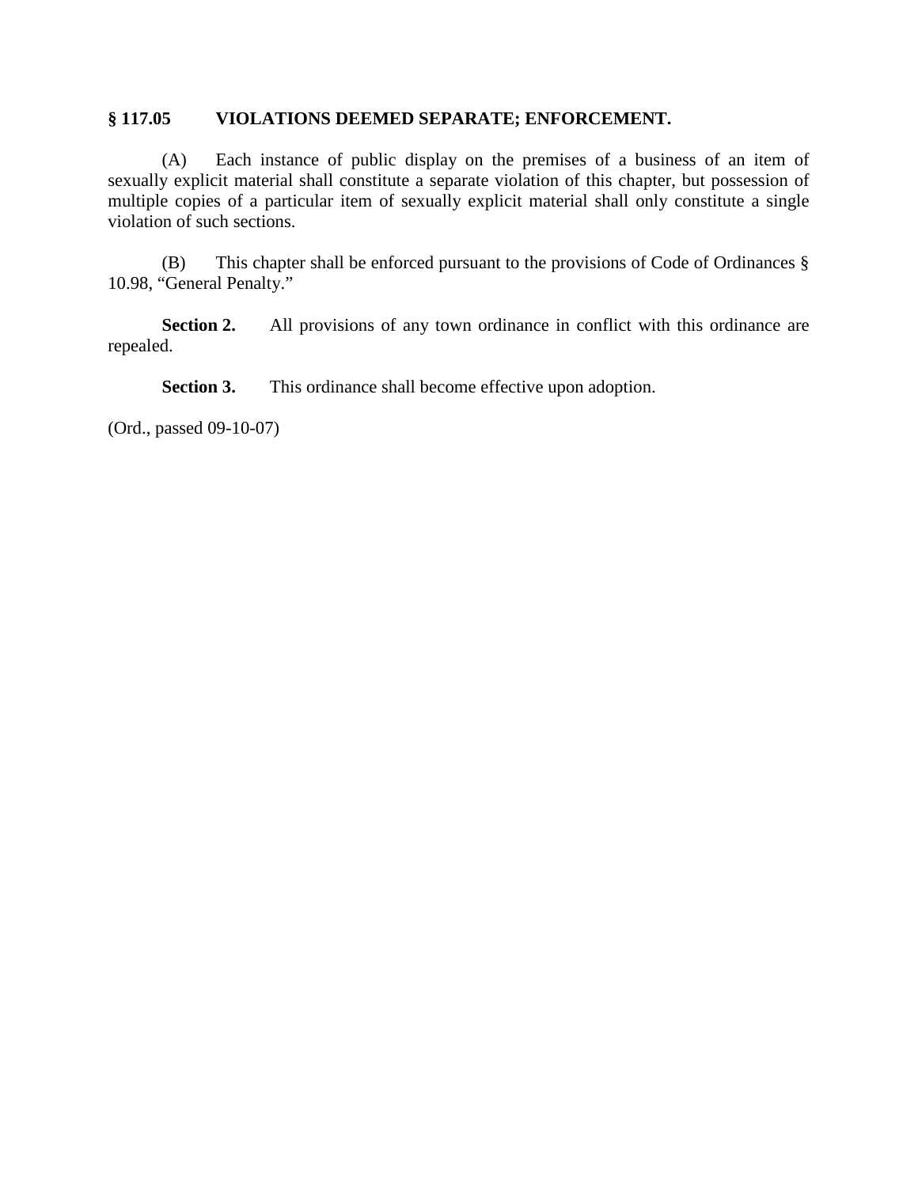### § 117.05 VIOLATIONS DEEMED SEPARATE; ENFORCEMENT.

(A) Each instance of public display on the premises of a business of an item of sexually explicit material shall constitute a separate violation of this chapter, but possession of multiple copies of a particular item of sexually explicit material shall only constitute a single violation of such sections.

(B) This chapter shall be enforced pursuant to the provisions of Code of Ordinances § 10.98, "General Penalty."

**Section 2.** All provisions of any town ordinance in conflict with this ordinance are repealed.

**Section 3.** This ordinance shall become effective upon adoption.

(Ord., passed 09-10-07)